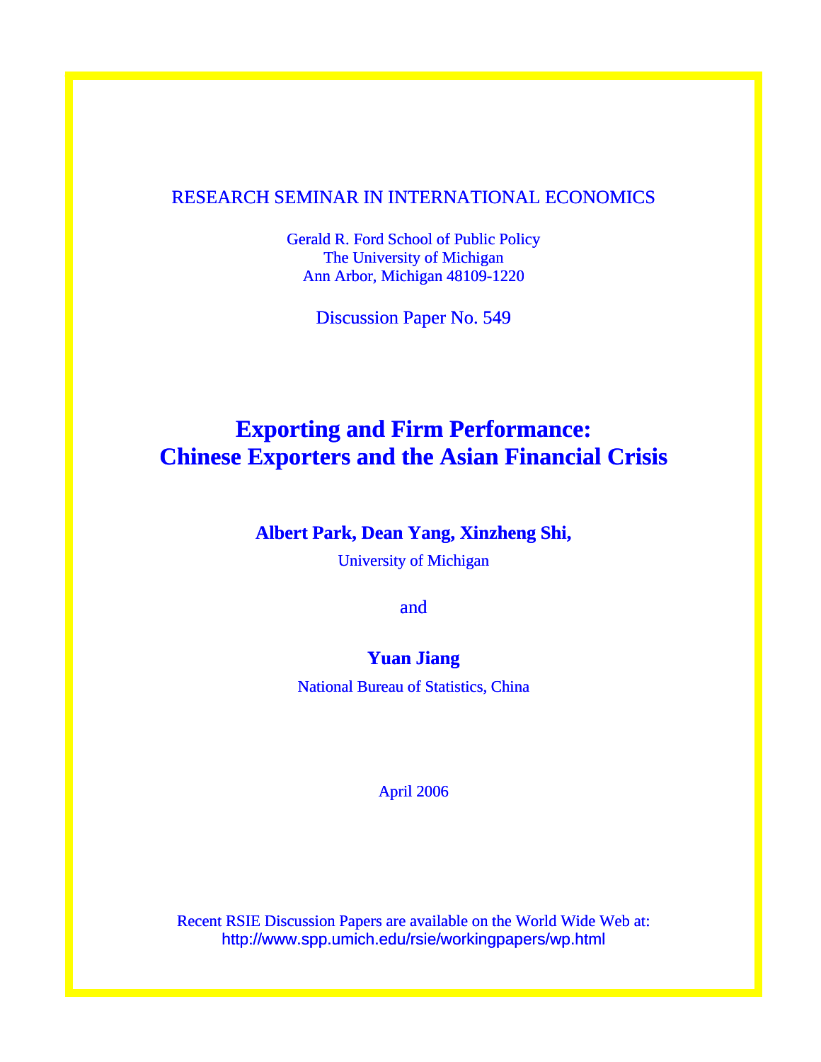RESEARCH SEMINAR IN INTERNATIONAL ECONOMICS

Gerald R. Ford School of Public Policy
The University of Michigan
Ann Arbor, Michigan 48109-1220

Discussion Paper No. 549

# Exporting and Firm Performance: Chinese Exporters and the Asian Financial Crisis

**Albert Park, Dean Yang, Xinzheng Shi,**

University of Michigan

and

**Yuan Jiang**

National Bureau of Statistics, China

April 2006

Recent RSIE Discussion Papers are available on the World Wide Web at:
http://www.spp.umich.edu/rsie/workingpapers/wp.html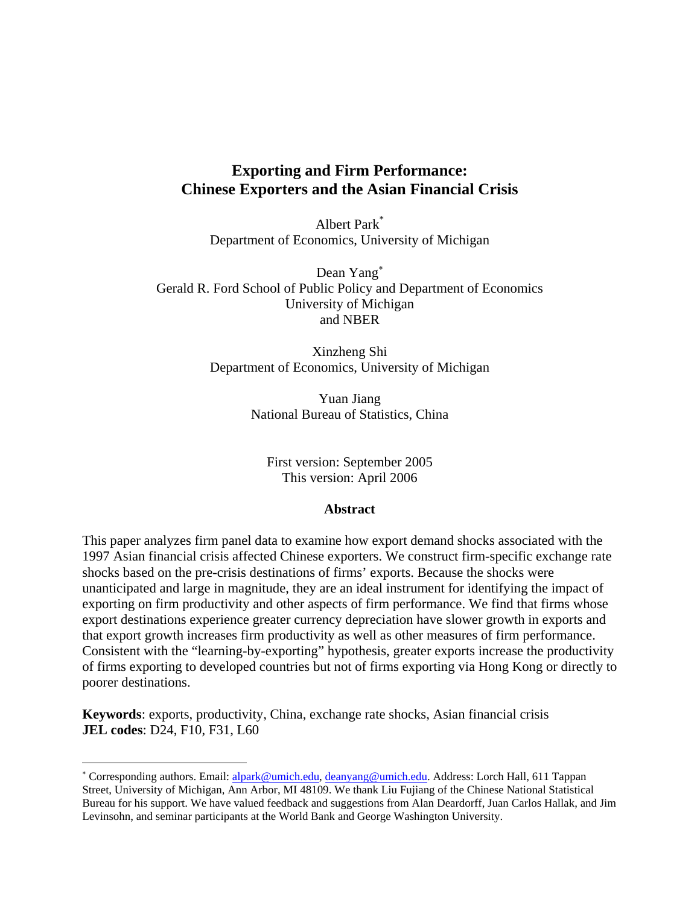# Exporting and Firm Performance: Chinese Exporters and the Asian Financial Crisis

Albert Park*
Department of Economics, University of Michigan

Dean Yang*
Gerald R. Ford School of Public Policy and Department of Economics
University of Michigan
and NBER

Xinzheng Shi
Department of Economics, University of Michigan

Yuan Jiang
National Bureau of Statistics, China

First version: September 2005
This version: April 2006

### Abstract

This paper analyzes firm panel data to examine how export demand shocks associated with the 1997 Asian financial crisis affected Chinese exporters. We construct firm-specific exchange rate shocks based on the pre-crisis destinations of firms' exports. Because the shocks were unanticipated and large in magnitude, they are an ideal instrument for identifying the impact of exporting on firm productivity and other aspects of firm performance. We find that firms whose export destinations experience greater currency depreciation have slower growth in exports and that export growth increases firm productivity as well as other measures of firm performance. Consistent with the "learning-by-exporting" hypothesis, greater exports increase the productivity of firms exporting to developed countries but not of firms exporting via Hong Kong or directly to poorer destinations.

**Keywords**: exports, productivity, China, exchange rate shocks, Asian financial crisis
**JEL codes**: D24, F10, F31, L60

---

* Corresponding authors. Email: alpark@umich.edu, deanyang@umich.edu. Address: Lorch Hall, 611 Tappan Street, University of Michigan, Ann Arbor, MI 48109. We thank Liu Fujiang of the Chinese National Statistical Bureau for his support. We have valued feedback and suggestions from Alan Deardorff, Juan Carlos Hallak, and Jim Levinsohn, and seminar participants at the World Bank and George Washington University.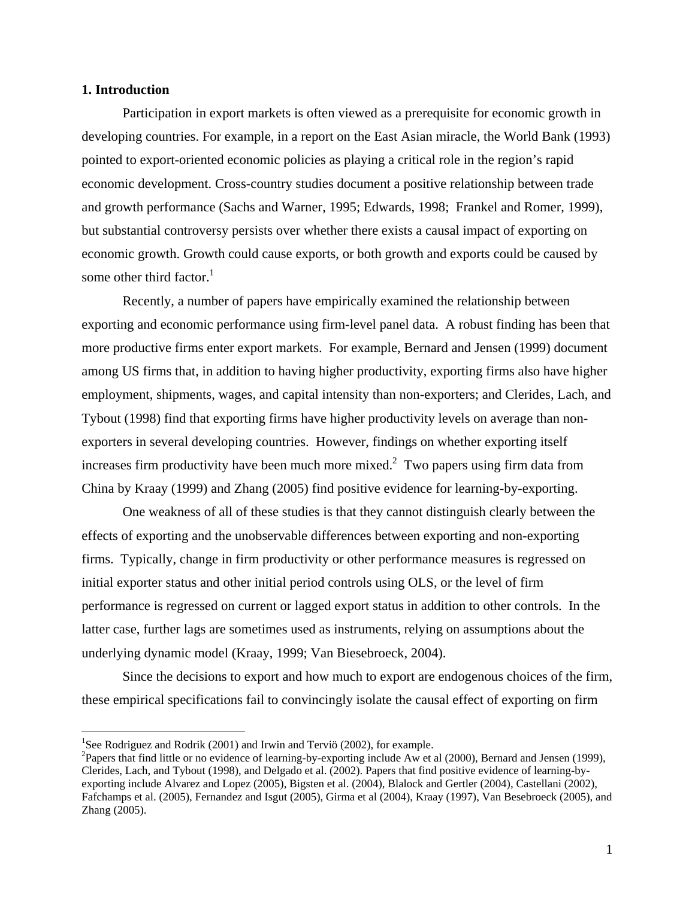### 1. Introduction

Participation in export markets is often viewed as a prerequisite for economic growth in developing countries. For example, in a report on the East Asian miracle, the World Bank (1993) pointed to export-oriented economic policies as playing a critical role in the region's rapid economic development. Cross-country studies document a positive relationship between trade and growth performance (Sachs and Warner, 1995; Edwards, 1998; Frankel and Romer, 1999), but substantial controversy persists over whether there exists a causal impact of exporting on economic growth. Growth could cause exports, or both growth and exports could be caused by some other third factor.[1]

Recently, a number of papers have empirically examined the relationship between exporting and economic performance using firm-level panel data. A robust finding has been that more productive firms enter export markets. For example, Bernard and Jensen (1999) document among US firms that, in addition to having higher productivity, exporting firms also have higher employment, shipments, wages, and capital intensity than non-exporters; and Clerides, Lach, and Tybout (1998) find that exporting firms have higher productivity levels on average than non-exporters in several developing countries. However, findings on whether exporting itself increases firm productivity have been much more mixed.[2] Two papers using firm data from China by Kraay (1999) and Zhang (2005) find positive evidence for learning-by-exporting.

One weakness of all of these studies is that they cannot distinguish clearly between the effects of exporting and the unobservable differences between exporting and non-exporting firms. Typically, change in firm productivity or other performance measures is regressed on initial exporter status and other initial period controls using OLS, or the level of firm performance is regressed on current or lagged export status in addition to other controls. In the latter case, further lags are sometimes used as instruments, relying on assumptions about the underlying dynamic model (Kraay, 1999; Van Biesebroeck, 2004).

Since the decisions to export and how much to export are endogenous choices of the firm, these empirical specifications fail to convincingly isolate the causal effect of exporting on firm

[1] See Rodriguez and Rodrik (2001) and Irwin and Terviö (2002), for example.

[2] Papers that find little or no evidence of learning-by-exporting include Aw et al (2000), Bernard and Jensen (1999), Clerides, Lach, and Tybout (1998), and Delgado et al. (2002). Papers that find positive evidence of learning-by-exporting include Alvarez and Lopez (2005), Bigsten et al. (2004), Blalock and Gertler (2004), Castellani (2002), Fafchamps et al. (2005), Fernandez and Isgut (2005), Girma et al (2004), Kraay (1997), Van Besebroeck (2005), and Zhang (2005).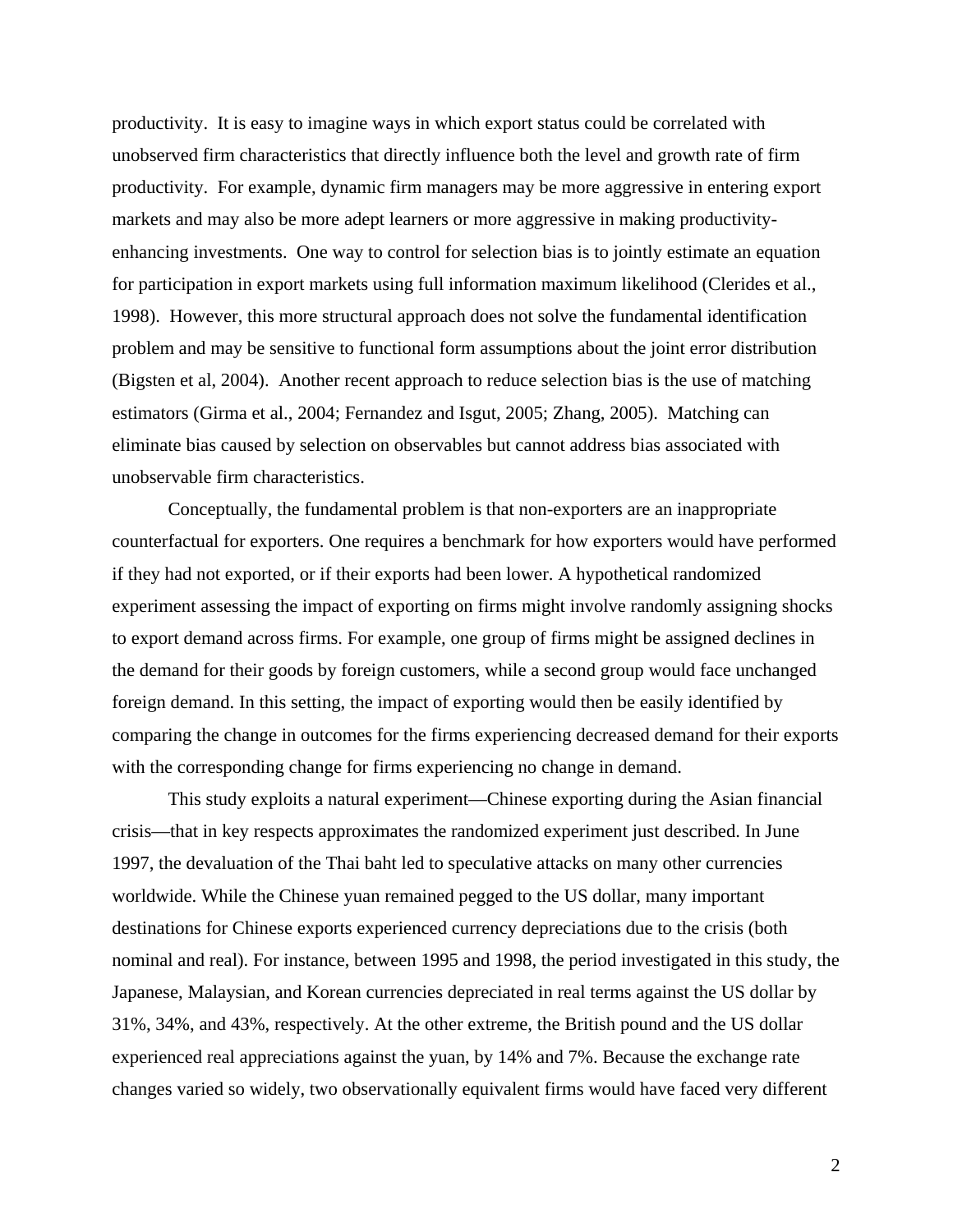productivity. It is easy to imagine ways in which export status could be correlated with unobserved firm characteristics that directly influence both the level and growth rate of firm productivity. For example, dynamic firm managers may be more aggressive in entering export markets and may also be more adept learners or more aggressive in making productivity-enhancing investments. One way to control for selection bias is to jointly estimate an equation for participation in export markets using full information maximum likelihood (Clerides et al., 1998). However, this more structural approach does not solve the fundamental identification problem and may be sensitive to functional form assumptions about the joint error distribution (Bigsten et al, 2004). Another recent approach to reduce selection bias is the use of matching estimators (Girma et al., 2004; Fernandez and Isgut, 2005; Zhang, 2005). Matching can eliminate bias caused by selection on observables but cannot address bias associated with unobservable firm characteristics.

Conceptually, the fundamental problem is that non-exporters are an inappropriate counterfactual for exporters. One requires a benchmark for how exporters would have performed if they had not exported, or if their exports had been lower. A hypothetical randomized experiment assessing the impact of exporting on firms might involve randomly assigning shocks to export demand across firms. For example, one group of firms might be assigned declines in the demand for their goods by foreign customers, while a second group would face unchanged foreign demand. In this setting, the impact of exporting would then be easily identified by comparing the change in outcomes for the firms experiencing decreased demand for their exports with the corresponding change for firms experiencing no change in demand.

This study exploits a natural experiment—Chinese exporting during the Asian financial crisis—that in key respects approximates the randomized experiment just described. In June 1997, the devaluation of the Thai baht led to speculative attacks on many other currencies worldwide. While the Chinese yuan remained pegged to the US dollar, many important destinations for Chinese exports experienced currency depreciations due to the crisis (both nominal and real). For instance, between 1995 and 1998, the period investigated in this study, the Japanese, Malaysian, and Korean currencies depreciated in real terms against the US dollar by 31%, 34%, and 43%, respectively. At the other extreme, the British pound and the US dollar experienced real appreciations against the yuan, by 14% and 7%. Because the exchange rate changes varied so widely, two observationally equivalent firms would have faced very different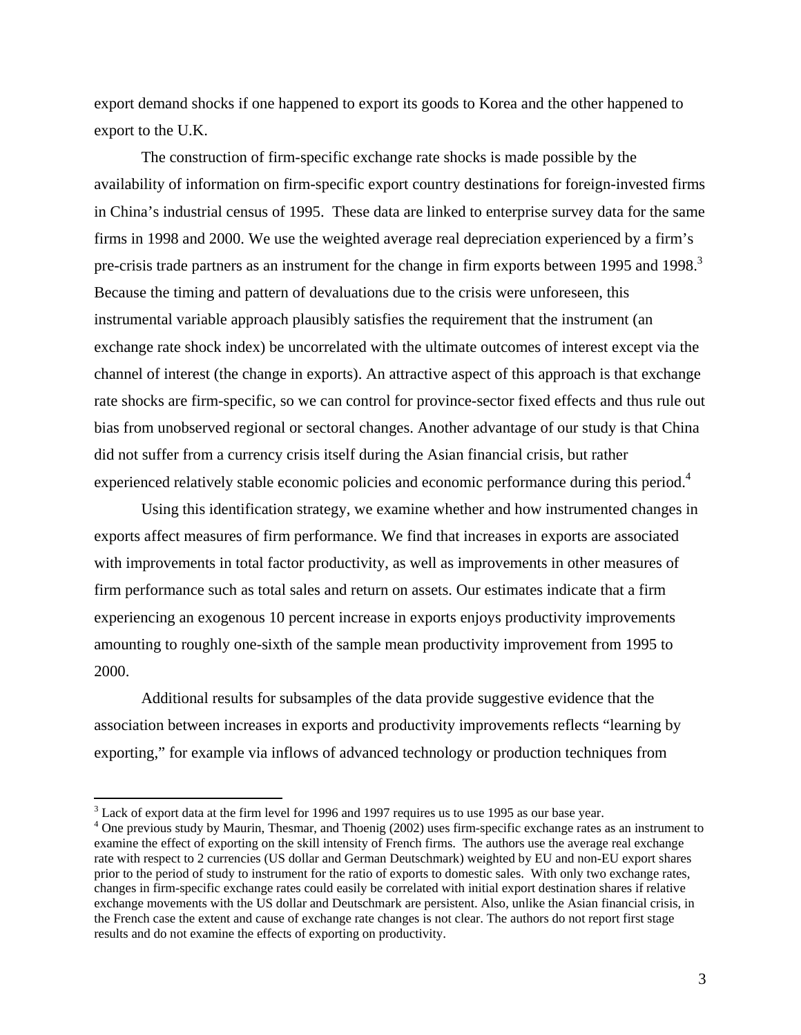export demand shocks if one happened to export its goods to Korea and the other happened to export to the U.K.

The construction of firm-specific exchange rate shocks is made possible by the availability of information on firm-specific export country destinations for foreign-invested firms in China's industrial census of 1995. These data are linked to enterprise survey data for the same firms in 1998 and 2000. We use the weighted average real depreciation experienced by a firm's pre-crisis trade partners as an instrument for the change in firm exports between 1995 and 1998.[3] Because the timing and pattern of devaluations due to the crisis were unforeseen, this instrumental variable approach plausibly satisfies the requirement that the instrument (an exchange rate shock index) be uncorrelated with the ultimate outcomes of interest except via the channel of interest (the change in exports). An attractive aspect of this approach is that exchange rate shocks are firm-specific, so we can control for province-sector fixed effects and thus rule out bias from unobserved regional or sectoral changes. Another advantage of our study is that China did not suffer from a currency crisis itself during the Asian financial crisis, but rather experienced relatively stable economic policies and economic performance during this period.[4]

Using this identification strategy, we examine whether and how instrumented changes in exports affect measures of firm performance. We find that increases in exports are associated with improvements in total factor productivity, as well as improvements in other measures of firm performance such as total sales and return on assets. Our estimates indicate that a firm experiencing an exogenous 10 percent increase in exports enjoys productivity improvements amounting to roughly one-sixth of the sample mean productivity improvement from 1995 to 2000.

Additional results for subsamples of the data provide suggestive evidence that the association between increases in exports and productivity improvements reflects "learning by exporting," for example via inflows of advanced technology or production techniques from

---

[3] Lack of export data at the firm level for 1996 and 1997 requires us to use 1995 as our base year.

[4] One previous study by Maurin, Thesmar, and Thoenig (2002) uses firm-specific exchange rates as an instrument to examine the effect of exporting on the skill intensity of French firms. The authors use the average real exchange rate with respect to 2 currencies (US dollar and German Deutschmark) weighted by EU and non-EU export shares prior to the period of study to instrument for the ratio of exports to domestic sales. With only two exchange rates, changes in firm-specific exchange rates could easily be correlated with initial export destination shares if relative exchange movements with the US dollar and Deutschmark are persistent. Also, unlike the Asian financial crisis, in the French case the extent and cause of exchange rate changes is not clear. The authors do not report first stage results and do not examine the effects of exporting on productivity.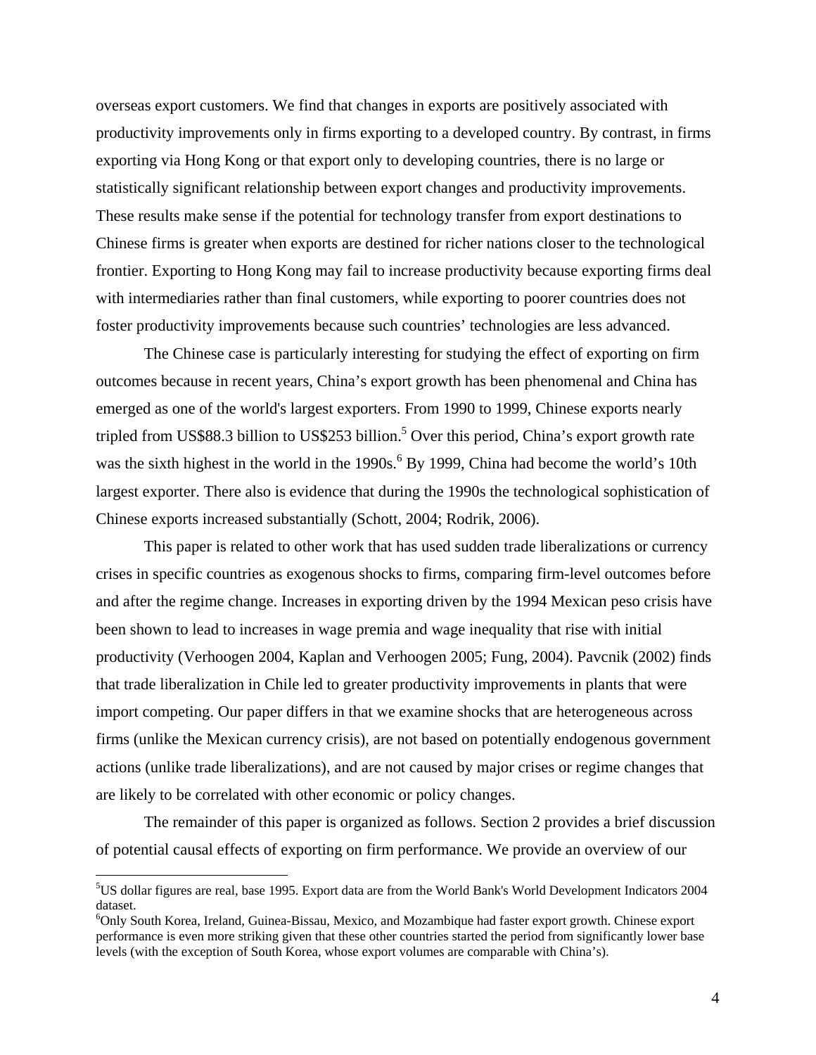overseas export customers. We find that changes in exports are positively associated with productivity improvements only in firms exporting to a developed country. By contrast, in firms exporting via Hong Kong or that export only to developing countries, there is no large or statistically significant relationship between export changes and productivity improvements. These results make sense if the potential for technology transfer from export destinations to Chinese firms is greater when exports are destined for richer nations closer to the technological frontier. Exporting to Hong Kong may fail to increase productivity because exporting firms deal with intermediaries rather than final customers, while exporting to poorer countries does not foster productivity improvements because such countries' technologies are less advanced.

The Chinese case is particularly interesting for studying the effect of exporting on firm outcomes because in recent years, China's export growth has been phenomenal and China has emerged as one of the world's largest exporters. From 1990 to 1999, Chinese exports nearly tripled from US$88.3 billion to US$253 billion.[5] Over this period, China's export growth rate was the sixth highest in the world in the 1990s.[6] By 1999, China had become the world's 10th largest exporter. There also is evidence that during the 1990s the technological sophistication of Chinese exports increased substantially (Schott, 2004; Rodrik, 2006).

This paper is related to other work that has used sudden trade liberalizations or currency crises in specific countries as exogenous shocks to firms, comparing firm-level outcomes before and after the regime change. Increases in exporting driven by the 1994 Mexican peso crisis have been shown to lead to increases in wage premia and wage inequality that rise with initial productivity (Verhoogen 2004, Kaplan and Verhoogen 2005; Fung, 2004). Pavcnik (2002) finds that trade liberalization in Chile led to greater productivity improvements in plants that were import competing. Our paper differs in that we examine shocks that are heterogeneous across firms (unlike the Mexican currency crisis), are not based on potentially endogenous government actions (unlike trade liberalizations), and are not caused by major crises or regime changes that are likely to be correlated with other economic or policy changes.

The remainder of this paper is organized as follows. Section 2 provides a brief discussion of potential causal effects of exporting on firm performance. We provide an overview of our

[5] US dollar figures are real, base 1995. Export data are from the World Bank's World Development Indicators 2004 dataset.

[6] Only South Korea, Ireland, Guinea-Bissau, Mexico, and Mozambique had faster export growth. Chinese export performance is even more striking given that these other countries started the period from significantly lower base levels (with the exception of South Korea, whose export volumes are comparable with China's).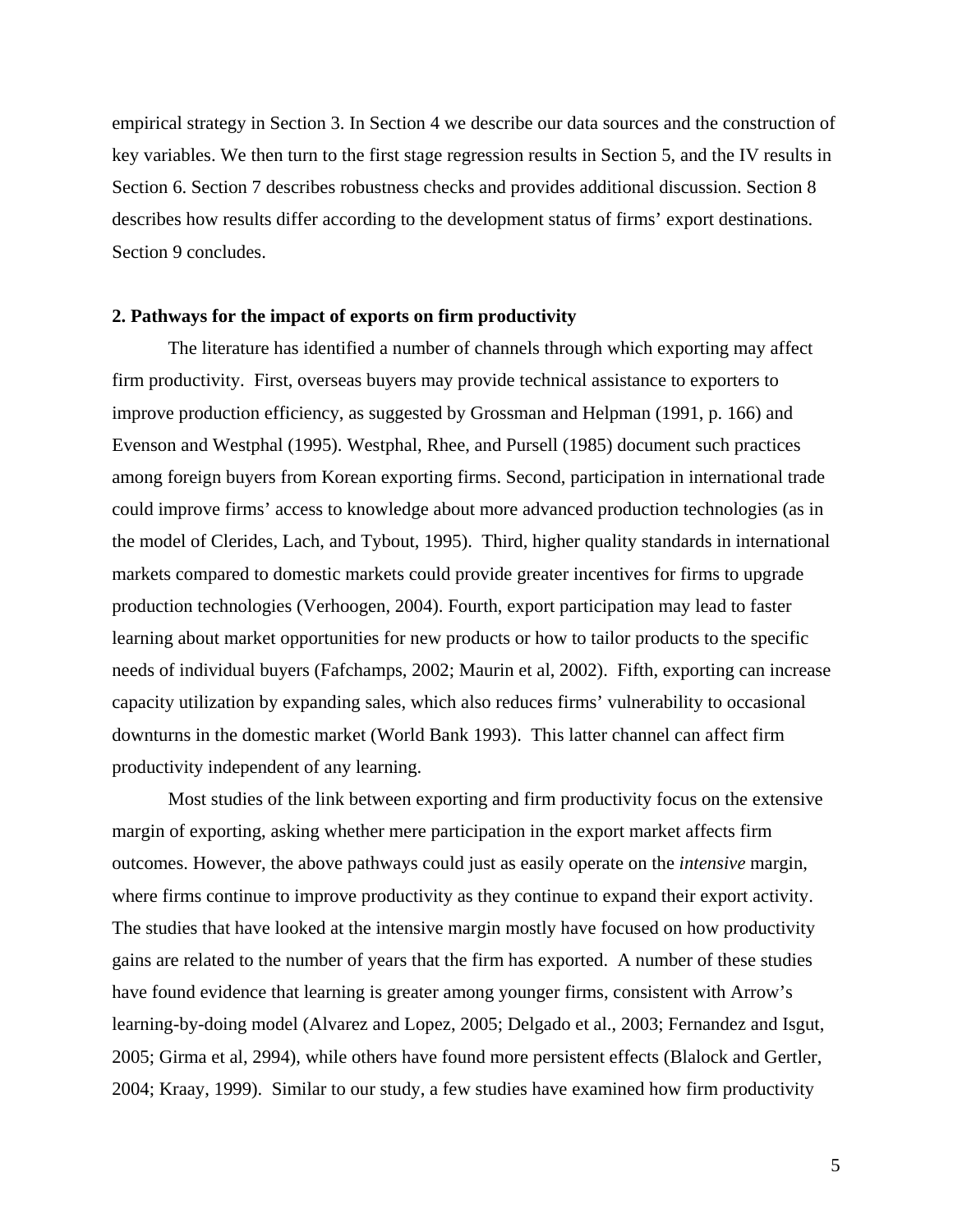empirical strategy in Section 3. In Section 4 we describe our data sources and the construction of key variables. We then turn to the first stage regression results in Section 5, and the IV results in Section 6. Section 7 describes robustness checks and provides additional discussion. Section 8 describes how results differ according to the development status of firms' export destinations. Section 9 concludes.

## 2. Pathways for the impact of exports on firm productivity

The literature has identified a number of channels through which exporting may affect firm productivity. First, overseas buyers may provide technical assistance to exporters to improve production efficiency, as suggested by Grossman and Helpman (1991, p. 166) and Evenson and Westphal (1995). Westphal, Rhee, and Pursell (1985) document such practices among foreign buyers from Korean exporting firms. Second, participation in international trade could improve firms' access to knowledge about more advanced production technologies (as in the model of Clerides, Lach, and Tybout, 1995). Third, higher quality standards in international markets compared to domestic markets could provide greater incentives for firms to upgrade production technologies (Verhoogen, 2004). Fourth, export participation may lead to faster learning about market opportunities for new products or how to tailor products to the specific needs of individual buyers (Fafchamps, 2002; Maurin et al, 2002). Fifth, exporting can increase capacity utilization by expanding sales, which also reduces firms' vulnerability to occasional downturns in the domestic market (World Bank 1993). This latter channel can affect firm productivity independent of any learning.

Most studies of the link between exporting and firm productivity focus on the extensive margin of exporting, asking whether mere participation in the export market affects firm outcomes. However, the above pathways could just as easily operate on the *intensive* margin, where firms continue to improve productivity as they continue to expand their export activity. The studies that have looked at the intensive margin mostly have focused on how productivity gains are related to the number of years that the firm has exported. A number of these studies have found evidence that learning is greater among younger firms, consistent with Arrow's learning-by-doing model (Alvarez and Lopez, 2005; Delgado et al., 2003; Fernandez and Isgut, 2005; Girma et al, 2994), while others have found more persistent effects (Blalock and Gertler, 2004; Kraay, 1999). Similar to our study, a few studies have examined how firm productivity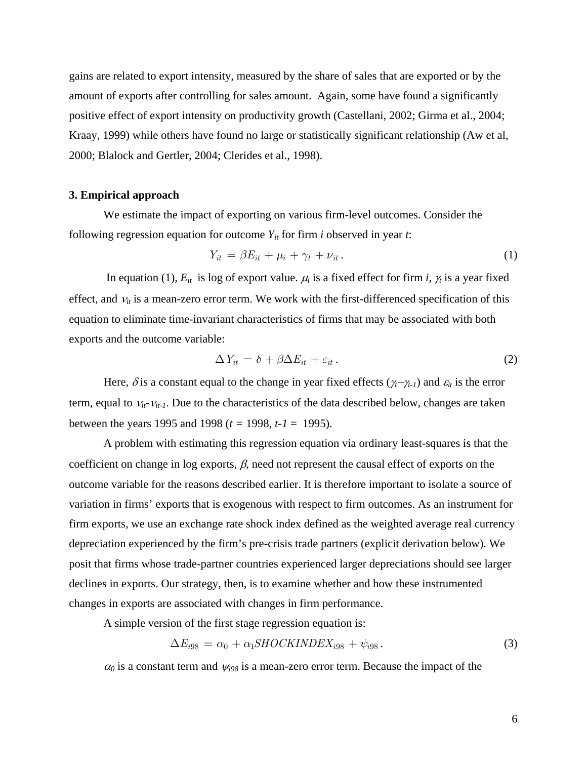gains are related to export intensity, measured by the share of sales that are exported or by the amount of exports after controlling for sales amount. Again, some have found a significantly positive effect of export intensity on productivity growth (Castellani, 2002; Girma et al., 2004; Kraay, 1999) while others have found no large or statistically significant relationship (Aw et al, 2000; Blalock and Gertler, 2004; Clerides et al., 1998).

### 3. Empirical approach

We estimate the impact of exporting on various firm-level outcomes. Consider the following regression equation for outcome $Y_{it}$ for firm $i$ observed in year $t$:

$$Y_{it} = \beta E_{it} + \mu_i + \gamma_t + \nu_{it}\,. \tag{1}$$

In equation (1), $E_{it}$ is log of export value. $\mu_i$ is a fixed effect for firm $i$, $\gamma_t$ is a year fixed effect, and $\nu_{it}$ is a mean-zero error term. We work with the first-differenced specification of this equation to eliminate time-invariant characteristics of firms that may be associated with both exports and the outcome variable:

$$\Delta Y_{it} = \delta + \beta \Delta E_{it} + \varepsilon_{it}\,. \tag{2}$$

Here, $\delta$ is a constant equal to the change in year fixed effects ($\gamma_t - \gamma_{t-1}$) and $\varepsilon_{it}$ is the error term, equal to $\nu_{it}$-$\nu_{it-1}$. Due to the characteristics of the data described below, changes are taken between the years 1995 and 1998 ($t$ = 1998, $t$-$1$ = 1995).

A problem with estimating this regression equation via ordinary least-squares is that the coefficient on change in log exports, $\beta$, need not represent the causal effect of exports on the outcome variable for the reasons described earlier. It is therefore important to isolate a source of variation in firms' exports that is exogenous with respect to firm outcomes. As an instrument for firm exports, we use an exchange rate shock index defined as the weighted average real currency depreciation experienced by the firm's pre-crisis trade partners (explicit derivation below). We posit that firms whose trade-partner countries experienced larger depreciations should see larger declines in exports. Our strategy, then, is to examine whether and how these instrumented changes in exports are associated with changes in firm performance.

A simple version of the first stage regression equation is:

$$\Delta E_{i98} = \alpha_0 + \alpha_1 SHOCKINDEX_{i98} + \psi_{i98}\,. \tag{3}$$

$\alpha_0$ is a constant term and $\psi_{i98}$ is a mean-zero error term. Because the impact of the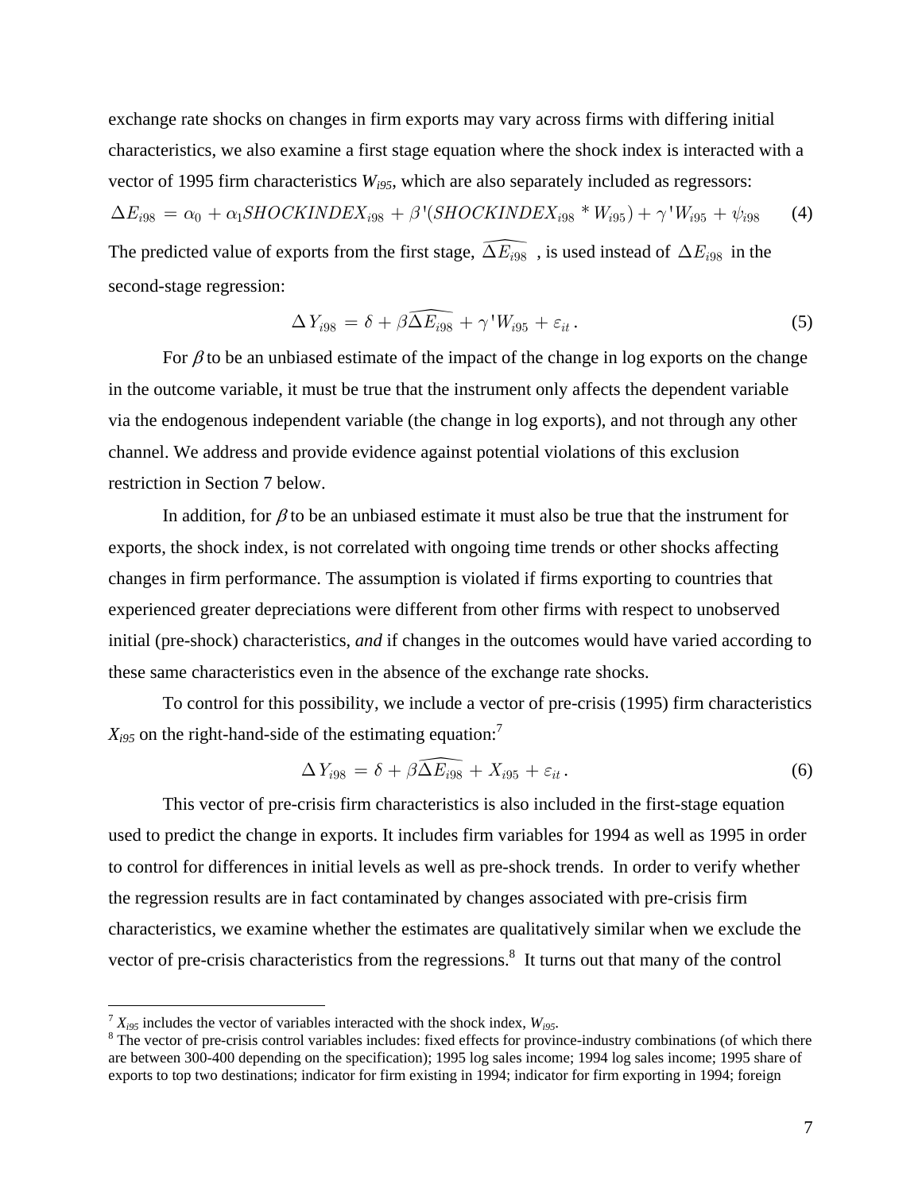exchange rate shocks on changes in firm exports may vary across firms with differing initial characteristics, we also examine a first stage equation where the shock index is interacted with a vector of 1995 firm characteristics $W_{i95}$, which are also separately included as regressors:

$$\Delta E_{i98} = \alpha_0 + \alpha_1 SHOCKINDEX_{i98} + \beta'(SHOCKINDEX_{i98} * W_{i95}) + \gamma' W_{i95} + \psi_{i98} \quad (4)$$

The predicted value of exports from the first stage, $\widehat{\Delta E_{i98}}$, is used instead of $\Delta E_{i98}$ in the second-stage regression:

$$\Delta Y_{i98} = \delta + \beta \widehat{\Delta E_{i98}} + \gamma' W_{i95} + \varepsilon_{it} . \quad (5)$$

For $\beta$ to be an unbiased estimate of the impact of the change in log exports on the change in the outcome variable, it must be true that the instrument only affects the dependent variable via the endogenous independent variable (the change in log exports), and not through any other channel. We address and provide evidence against potential violations of this exclusion restriction in Section 7 below.

In addition, for $\beta$ to be an unbiased estimate it must also be true that the instrument for exports, the shock index, is not correlated with ongoing time trends or other shocks affecting changes in firm performance. The assumption is violated if firms exporting to countries that experienced greater depreciations were different from other firms with respect to unobserved initial (pre-shock) characteristics, *and* if changes in the outcomes would have varied according to these same characteristics even in the absence of the exchange rate shocks.

To control for this possibility, we include a vector of pre-crisis (1995) firm characteristics $X_{i95}$ on the right-hand-side of the estimating equation:[7]

$$\Delta Y_{i98} = \delta + \beta \widehat{\Delta E_{i98}} + X_{i95} + \varepsilon_{it} . \quad (6)$$

This vector of pre-crisis firm characteristics is also included in the first-stage equation used to predict the change in exports. It includes firm variables for 1994 as well as 1995 in order to control for differences in initial levels as well as pre-shock trends. In order to verify whether the regression results are in fact contaminated by changes associated with pre-crisis firm characteristics, we examine whether the estimates are qualitatively similar when we exclude the vector of pre-crisis characteristics from the regressions.[8] It turns out that many of the control

---

[7] $X_{i95}$ includes the vector of variables interacted with the shock index, $W_{i95}$.

[8] The vector of pre-crisis control variables includes: fixed effects for province-industry combinations (of which there are between 300-400 depending on the specification); 1995 log sales income; 1994 log sales income; 1995 share of exports to top two destinations; indicator for firm existing in 1994; indicator for firm exporting in 1994; foreign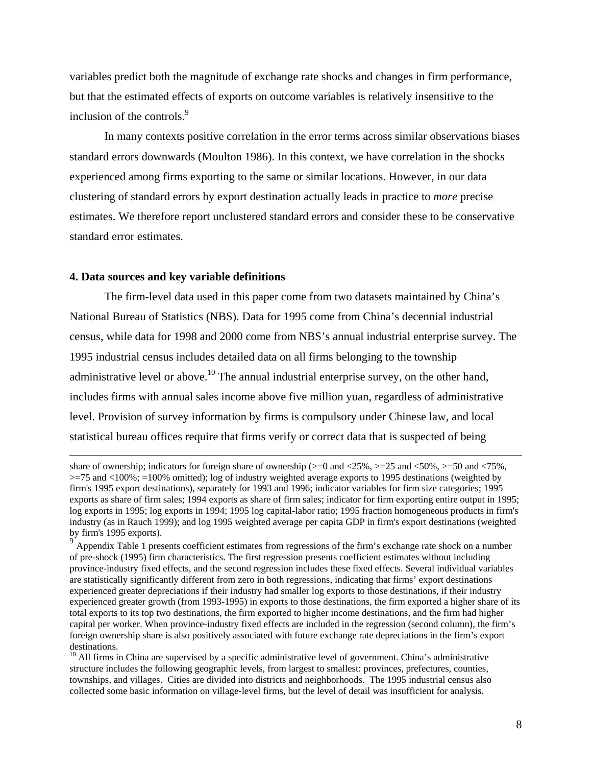variables predict both the magnitude of exchange rate shocks and changes in firm performance, but that the estimated effects of exports on outcome variables is relatively insensitive to the inclusion of the controls.[9]

In many contexts positive correlation in the error terms across similar observations biases standard errors downwards (Moulton 1986). In this context, we have correlation in the shocks experienced among firms exporting to the same or similar locations. However, in our data clustering of standard errors by export destination actually leads in practice to *more* precise estimates. We therefore report unclustered standard errors and consider these to be conservative standard error estimates.

## 4. Data sources and key variable definitions

The firm-level data used in this paper come from two datasets maintained by China's National Bureau of Statistics (NBS). Data for 1995 come from China's decennial industrial census, while data for 1998 and 2000 come from NBS's annual industrial enterprise survey. The 1995 industrial census includes detailed data on all firms belonging to the township administrative level or above.[10] The annual industrial enterprise survey, on the other hand, includes firms with annual sales income above five million yuan, regardless of administrative level. Provision of survey information by firms is compulsory under Chinese law, and local statistical bureau offices require that firms verify or correct data that is suspected of being

---

share of ownership; indicators for foreign share of ownership (>=0 and <25%, >=25 and <50%, >=50 and <75%, >=75 and <100%; =100% omitted); log of industry weighted average exports to 1995 destinations (weighted by firm's 1995 export destinations), separately for 1993 and 1996; indicator variables for firm size categories; 1995 exports as share of firm sales; 1994 exports as share of firm sales; indicator for firm exporting entire output in 1995; log exports in 1995; log exports in 1994; 1995 log capital-labor ratio; 1995 fraction homogeneous products in firm's industry (as in Rauch 1999); and log 1995 weighted average per capita GDP in firm's export destinations (weighted by firm's 1995 exports).

[9] Appendix Table 1 presents coefficient estimates from regressions of the firm's exchange rate shock on a number of pre-shock (1995) firm characteristics. The first regression presents coefficient estimates without including province-industry fixed effects, and the second regression includes these fixed effects. Several individual variables are statistically significantly different from zero in both regressions, indicating that firms' export destinations experienced greater depreciations if their industry had smaller log exports to those destinations, if their industry experienced greater growth (from 1993-1995) in exports to those destinations, the firm exported a higher share of its total exports to its top two destinations, the firm exported to higher income destinations, and the firm had higher capital per worker. When province-industry fixed effects are included in the regression (second column), the firm's foreign ownership share is also positively associated with future exchange rate depreciations in the firm's export destinations.

[10] All firms in China are supervised by a specific administrative level of government. China's administrative structure includes the following geographic levels, from largest to smallest: provinces, prefectures, counties, townships, and villages. Cities are divided into districts and neighborhoods. The 1995 industrial census also collected some basic information on village-level firms, but the level of detail was insufficient for analysis.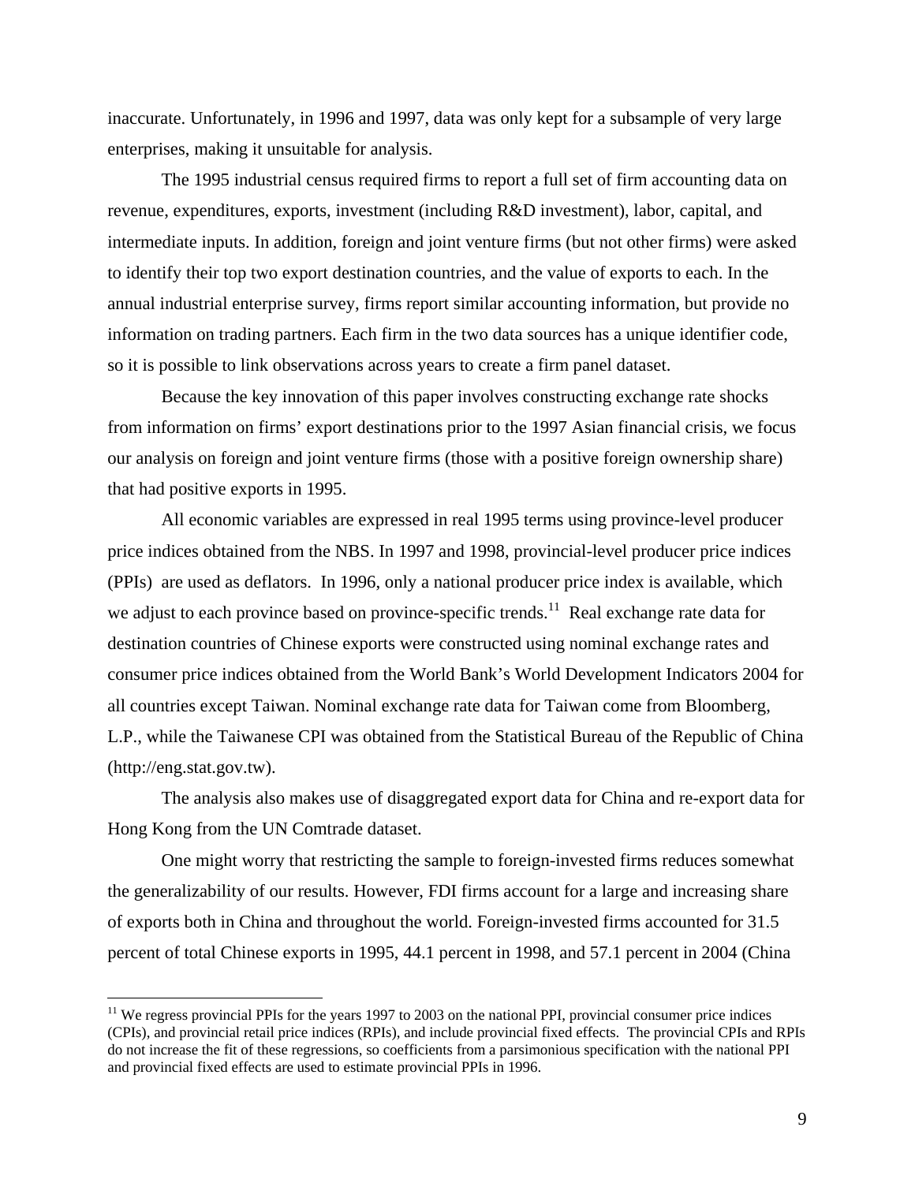inaccurate. Unfortunately, in 1996 and 1997, data was only kept for a subsample of very large enterprises, making it unsuitable for analysis.

The 1995 industrial census required firms to report a full set of firm accounting data on revenue, expenditures, exports, investment (including R&D investment), labor, capital, and intermediate inputs. In addition, foreign and joint venture firms (but not other firms) were asked to identify their top two export destination countries, and the value of exports to each. In the annual industrial enterprise survey, firms report similar accounting information, but provide no information on trading partners. Each firm in the two data sources has a unique identifier code, so it is possible to link observations across years to create a firm panel dataset.

Because the key innovation of this paper involves constructing exchange rate shocks from information on firms' export destinations prior to the 1997 Asian financial crisis, we focus our analysis on foreign and joint venture firms (those with a positive foreign ownership share) that had positive exports in 1995.

All economic variables are expressed in real 1995 terms using province-level producer price indices obtained from the NBS. In 1997 and 1998, provincial-level producer price indices (PPIs) are used as deflators. In 1996, only a national producer price index is available, which we adjust to each province based on province-specific trends.[11] Real exchange rate data for destination countries of Chinese exports were constructed using nominal exchange rates and consumer price indices obtained from the World Bank's World Development Indicators 2004 for all countries except Taiwan. Nominal exchange rate data for Taiwan come from Bloomberg, L.P., while the Taiwanese CPI was obtained from the Statistical Bureau of the Republic of China (http://eng.stat.gov.tw).

The analysis also makes use of disaggregated export data for China and re-export data for Hong Kong from the UN Comtrade dataset.

One might worry that restricting the sample to foreign-invested firms reduces somewhat the generalizability of our results. However, FDI firms account for a large and increasing share of exports both in China and throughout the world. Foreign-invested firms accounted for 31.5 percent of total Chinese exports in 1995, 44.1 percent in 1998, and 57.1 percent in 2004 (China

[11] We regress provincial PPIs for the years 1997 to 2003 on the national PPI, provincial consumer price indices (CPIs), and provincial retail price indices (RPIs), and include provincial fixed effects. The provincial CPIs and RPIs do not increase the fit of these regressions, so coefficients from a parsimonious specification with the national PPI and provincial fixed effects are used to estimate provincial PPIs in 1996.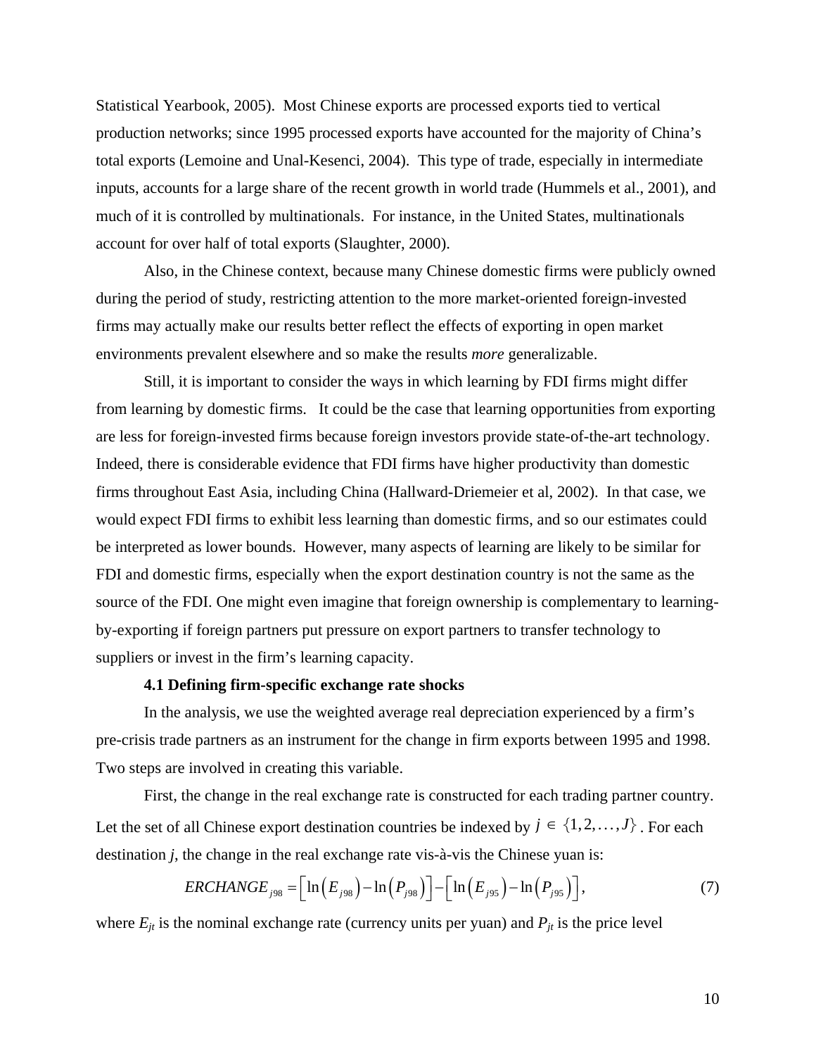Statistical Yearbook, 2005). Most Chinese exports are processed exports tied to vertical production networks; since 1995 processed exports have accounted for the majority of China's total exports (Lemoine and Unal-Kesenci, 2004). This type of trade, especially in intermediate inputs, accounts for a large share of the recent growth in world trade (Hummels et al., 2001), and much of it is controlled by multinationals. For instance, in the United States, multinationals account for over half of total exports (Slaughter, 2000).

Also, in the Chinese context, because many Chinese domestic firms were publicly owned during the period of study, restricting attention to the more market-oriented foreign-invested firms may actually make our results better reflect the effects of exporting in open market environments prevalent elsewhere and so make the results *more* generalizable.

Still, it is important to consider the ways in which learning by FDI firms might differ from learning by domestic firms. It could be the case that learning opportunities from exporting are less for foreign-invested firms because foreign investors provide state-of-the-art technology. Indeed, there is considerable evidence that FDI firms have higher productivity than domestic firms throughout East Asia, including China (Hallward-Driemeier et al, 2002). In that case, we would expect FDI firms to exhibit less learning than domestic firms, and so our estimates could be interpreted as lower bounds. However, many aspects of learning are likely to be similar for FDI and domestic firms, especially when the export destination country is not the same as the source of the FDI. One might even imagine that foreign ownership is complementary to learning-by-exporting if foreign partners put pressure on export partners to transfer technology to suppliers or invest in the firm's learning capacity.

### 4.1 Defining firm-specific exchange rate shocks

In the analysis, we use the weighted average real depreciation experienced by a firm's pre-crisis trade partners as an instrument for the change in firm exports between 1995 and 1998. Two steps are involved in creating this variable.

First, the change in the real exchange rate is constructed for each trading partner country. Let the set of all Chinese export destination countries be indexed by $j \in \{1, 2, \ldots, J\}$. For each destination *j*, the change in the real exchange rate vis-à-vis the Chinese yuan is:

$$ERCHANGE_{j98} = \left[\ln\left(E_{j98}\right) - \ln\left(P_{j98}\right)\right] - \left[\ln\left(E_{j95}\right) - \ln\left(P_{j95}\right)\right], \tag{7}$$

where $E_{jt}$ is the nominal exchange rate (currency units per yuan) and $P_{jt}$ is the price level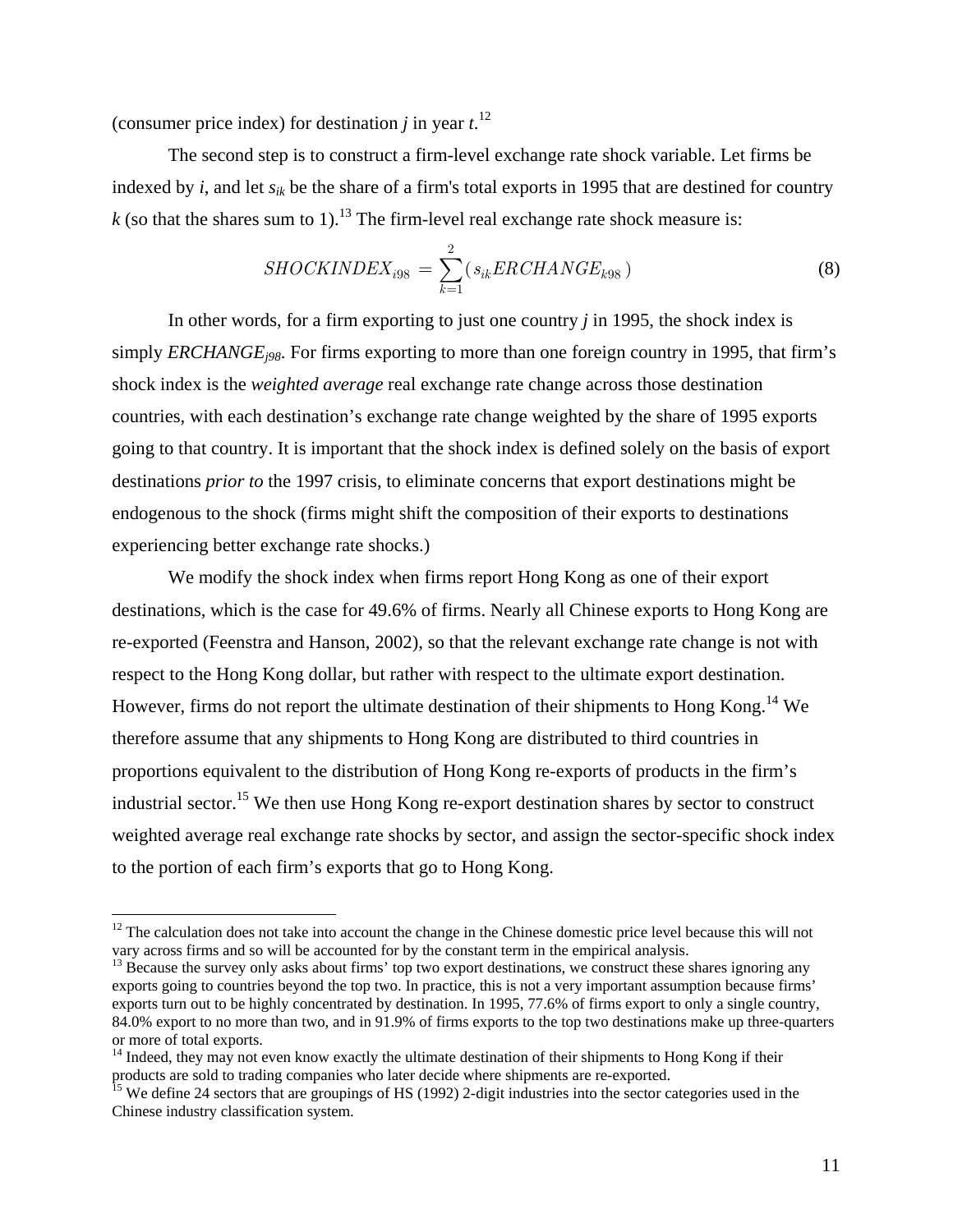(consumer price index) for destination *j* in year *t*.[12]

The second step is to construct a firm-level exchange rate shock variable. Let firms be indexed by *i*, and let $s_{ik}$ be the share of a firm's total exports in 1995 that are destined for country *k* (so that the shares sum to 1).[13] The firm-level real exchange rate shock measure is:

$$SHOCKINDEX_{i98} = \sum_{k=1}^{2} (s_{ik} ERCHANGE_{k98}) \tag{8}$$

In other words, for a firm exporting to just one country *j* in 1995, the shock index is simply $ERCHANGE_{j98}$. For firms exporting to more than one foreign country in 1995, that firm's shock index is the *weighted average* real exchange rate change across those destination countries, with each destination's exchange rate change weighted by the share of 1995 exports going to that country. It is important that the shock index is defined solely on the basis of export destinations *prior to* the 1997 crisis, to eliminate concerns that export destinations might be endogenous to the shock (firms might shift the composition of their exports to destinations experiencing better exchange rate shocks.)

We modify the shock index when firms report Hong Kong as one of their export destinations, which is the case for 49.6% of firms. Nearly all Chinese exports to Hong Kong are re-exported (Feenstra and Hanson, 2002), so that the relevant exchange rate change is not with respect to the Hong Kong dollar, but rather with respect to the ultimate export destination. However, firms do not report the ultimate destination of their shipments to Hong Kong.[14] We therefore assume that any shipments to Hong Kong are distributed to third countries in proportions equivalent to the distribution of Hong Kong re-exports of products in the firm's industrial sector.[15] We then use Hong Kong re-export destination shares by sector to construct weighted average real exchange rate shocks by sector, and assign the sector-specific shock index to the portion of each firm's exports that go to Hong Kong.

---

[12] The calculation does not take into account the change in the Chinese domestic price level because this will not vary across firms and so will be accounted for by the constant term in the empirical analysis.

[13] Because the survey only asks about firms' top two export destinations, we construct these shares ignoring any exports going to countries beyond the top two. In practice, this is not a very important assumption because firms' exports turn out to be highly concentrated by destination. In 1995, 77.6% of firms export to only a single country, 84.0% export to no more than two, and in 91.9% of firms exports to the top two destinations make up three-quarters or more of total exports.

[14] Indeed, they may not even know exactly the ultimate destination of their shipments to Hong Kong if their products are sold to trading companies who later decide where shipments are re-exported.

[15] We define 24 sectors that are groupings of HS (1992) 2-digit industries into the sector categories used in the Chinese industry classification system.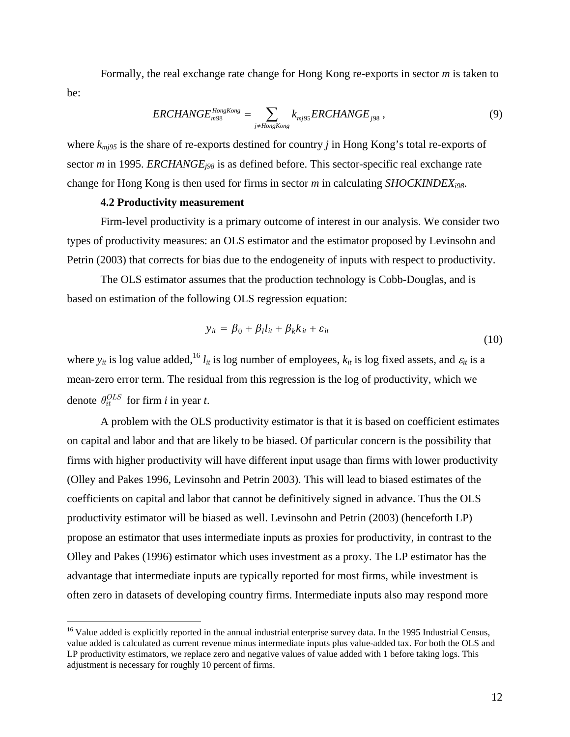Formally, the real exchange rate change for Hong Kong re-exports in sector *m* is taken to be:

$$ERCHANGE_{m98}^{HongKong} = \sum_{j \neq HongKong} k_{mj95} ERCHANGE_{j98}\,, \tag{9}$$

where $k_{mj95}$ is the share of re-exports destined for country *j* in Hong Kong's total re-exports of sector *m* in 1995. $ERCHANGE_{j98}$ is as defined before. This sector-specific real exchange rate change for Hong Kong is then used for firms in sector *m* in calculating $SHOCKINDEX_{i98}$.

### 4.2 Productivity measurement

Firm-level productivity is a primary outcome of interest in our analysis. We consider two types of productivity measures: an OLS estimator and the estimator proposed by Levinsohn and Petrin (2003) that corrects for bias due to the endogeneity of inputs with respect to productivity.

The OLS estimator assumes that the production technology is Cobb-Douglas, and is based on estimation of the following OLS regression equation:

$$y_{it} = \beta_0 + \beta_l l_{it} + \beta_k k_{it} + \varepsilon_{it} \tag{10}$$

where $y_{it}$ is log value added,[16] $l_{it}$ is log number of employees, $k_{it}$ is log fixed assets, and $\varepsilon_{it}$ is a mean-zero error term. The residual from this regression is the log of productivity, which we denote $\theta_{it}^{OLS}$ for firm *i* in year *t*.

A problem with the OLS productivity estimator is that it is based on coefficient estimates on capital and labor and that are likely to be biased. Of particular concern is the possibility that firms with higher productivity will have different input usage than firms with lower productivity (Olley and Pakes 1996, Levinsohn and Petrin 2003). This will lead to biased estimates of the coefficients on capital and labor that cannot be definitively signed in advance. Thus the OLS productivity estimator will be biased as well. Levinsohn and Petrin (2003) (henceforth LP) propose an estimator that uses intermediate inputs as proxies for productivity, in contrast to the Olley and Pakes (1996) estimator which uses investment as a proxy. The LP estimator has the advantage that intermediate inputs are typically reported for most firms, while investment is often zero in datasets of developing country firms. Intermediate inputs also may respond more

[16] Value added is explicitly reported in the annual industrial enterprise survey data. In the 1995 Industrial Census, value added is calculated as current revenue minus intermediate inputs plus value-added tax. For both the OLS and LP productivity estimators, we replace zero and negative values of value added with 1 before taking logs. This adjustment is necessary for roughly 10 percent of firms.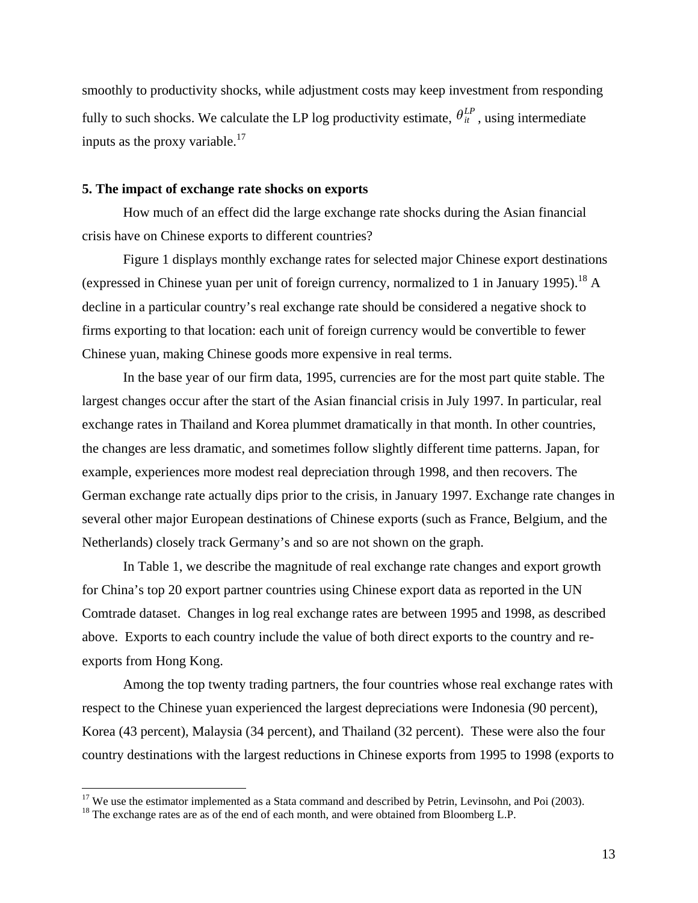smoothly to productivity shocks, while adjustment costs may keep investment from responding fully to such shocks. We calculate the LP log productivity estimate, $\theta_{it}^{LP}$, using intermediate inputs as the proxy variable.[17]

## 5. The impact of exchange rate shocks on exports

How much of an effect did the large exchange rate shocks during the Asian financial crisis have on Chinese exports to different countries?

Figure 1 displays monthly exchange rates for selected major Chinese export destinations (expressed in Chinese yuan per unit of foreign currency, normalized to 1 in January 1995).[18] A decline in a particular country's real exchange rate should be considered a negative shock to firms exporting to that location: each unit of foreign currency would be convertible to fewer Chinese yuan, making Chinese goods more expensive in real terms.

In the base year of our firm data, 1995, currencies are for the most part quite stable. The largest changes occur after the start of the Asian financial crisis in July 1997. In particular, real exchange rates in Thailand and Korea plummet dramatically in that month. In other countries, the changes are less dramatic, and sometimes follow slightly different time patterns. Japan, for example, experiences more modest real depreciation through 1998, and then recovers. The German exchange rate actually dips prior to the crisis, in January 1997. Exchange rate changes in several other major European destinations of Chinese exports (such as France, Belgium, and the Netherlands) closely track Germany's and so are not shown on the graph.

In Table 1, we describe the magnitude of real exchange rate changes and export growth for China's top 20 export partner countries using Chinese export data as reported in the UN Comtrade dataset. Changes in log real exchange rates are between 1995 and 1998, as described above. Exports to each country include the value of both direct exports to the country and re-exports from Hong Kong.

Among the top twenty trading partners, the four countries whose real exchange rates with respect to the Chinese yuan experienced the largest depreciations were Indonesia (90 percent), Korea (43 percent), Malaysia (34 percent), and Thailand (32 percent). These were also the four country destinations with the largest reductions in Chinese exports from 1995 to 1998 (exports to

[17] We use the estimator implemented as a Stata command and described by Petrin, Levinsohn, and Poi (2003).

[18] The exchange rates are as of the end of each month, and were obtained from Bloomberg L.P.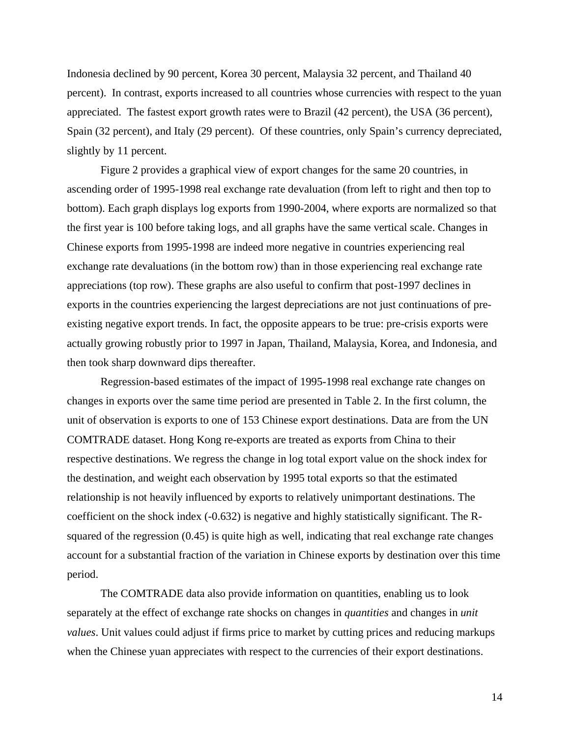Indonesia declined by 90 percent, Korea 30 percent, Malaysia 32 percent, and Thailand 40 percent). In contrast, exports increased to all countries whose currencies with respect to the yuan appreciated. The fastest export growth rates were to Brazil (42 percent), the USA (36 percent), Spain (32 percent), and Italy (29 percent). Of these countries, only Spain's currency depreciated, slightly by 11 percent.

Figure 2 provides a graphical view of export changes for the same 20 countries, in ascending order of 1995-1998 real exchange rate devaluation (from left to right and then top to bottom). Each graph displays log exports from 1990-2004, where exports are normalized so that the first year is 100 before taking logs, and all graphs have the same vertical scale. Changes in Chinese exports from 1995-1998 are indeed more negative in countries experiencing real exchange rate devaluations (in the bottom row) than in those experiencing real exchange rate appreciations (top row). These graphs are also useful to confirm that post-1997 declines in exports in the countries experiencing the largest depreciations are not just continuations of pre-existing negative export trends. In fact, the opposite appears to be true: pre-crisis exports were actually growing robustly prior to 1997 in Japan, Thailand, Malaysia, Korea, and Indonesia, and then took sharp downward dips thereafter.

Regression-based estimates of the impact of 1995-1998 real exchange rate changes on changes in exports over the same time period are presented in Table 2. In the first column, the unit of observation is exports to one of 153 Chinese export destinations. Data are from the UN COMTRADE dataset. Hong Kong re-exports are treated as exports from China to their respective destinations. We regress the change in log total export value on the shock index for the destination, and weight each observation by 1995 total exports so that the estimated relationship is not heavily influenced by exports to relatively unimportant destinations. The coefficient on the shock index (-0.632) is negative and highly statistically significant. The R-squared of the regression (0.45) is quite high as well, indicating that real exchange rate changes account for a substantial fraction of the variation in Chinese exports by destination over this time period.

The COMTRADE data also provide information on quantities, enabling us to look separately at the effect of exchange rate shocks on changes in *quantities* and changes in *unit values*. Unit values could adjust if firms price to market by cutting prices and reducing markups when the Chinese yuan appreciates with respect to the currencies of their export destinations.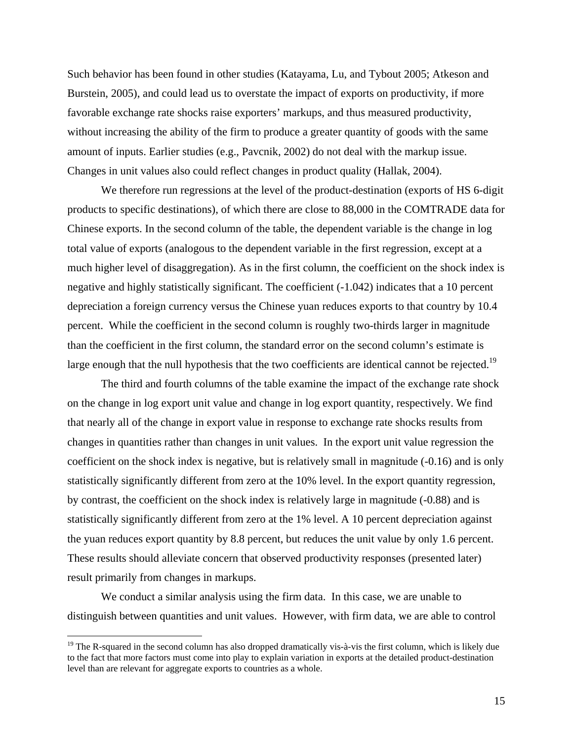Such behavior has been found in other studies (Katayama, Lu, and Tybout 2005; Atkeson and Burstein, 2005), and could lead us to overstate the impact of exports on productivity, if more favorable exchange rate shocks raise exporters' markups, and thus measured productivity, without increasing the ability of the firm to produce a greater quantity of goods with the same amount of inputs. Earlier studies (e.g., Pavcnik, 2002) do not deal with the markup issue. Changes in unit values also could reflect changes in product quality (Hallak, 2004).

We therefore run regressions at the level of the product-destination (exports of HS 6-digit products to specific destinations), of which there are close to 88,000 in the COMTRADE data for Chinese exports. In the second column of the table, the dependent variable is the change in log total value of exports (analogous to the dependent variable in the first regression, except at a much higher level of disaggregation). As in the first column, the coefficient on the shock index is negative and highly statistically significant. The coefficient (-1.042) indicates that a 10 percent depreciation a foreign currency versus the Chinese yuan reduces exports to that country by 10.4 percent. While the coefficient in the second column is roughly two-thirds larger in magnitude than the coefficient in the first column, the standard error on the second column's estimate is large enough that the null hypothesis that the two coefficients are identical cannot be rejected.[19]

The third and fourth columns of the table examine the impact of the exchange rate shock on the change in log export unit value and change in log export quantity, respectively. We find that nearly all of the change in export value in response to exchange rate shocks results from changes in quantities rather than changes in unit values. In the export unit value regression the coefficient on the shock index is negative, but is relatively small in magnitude (-0.16) and is only statistically significantly different from zero at the 10% level. In the export quantity regression, by contrast, the coefficient on the shock index is relatively large in magnitude (-0.88) and is statistically significantly different from zero at the 1% level. A 10 percent depreciation against the yuan reduces export quantity by 8.8 percent, but reduces the unit value by only 1.6 percent. These results should alleviate concern that observed productivity responses (presented later) result primarily from changes in markups.

We conduct a similar analysis using the firm data. In this case, we are unable to distinguish between quantities and unit values. However, with firm data, we are able to control

[19] The R-squared in the second column has also dropped dramatically vis-à-vis the first column, which is likely due to the fact that more factors must come into play to explain variation in exports at the detailed product-destination level than are relevant for aggregate exports to countries as a whole.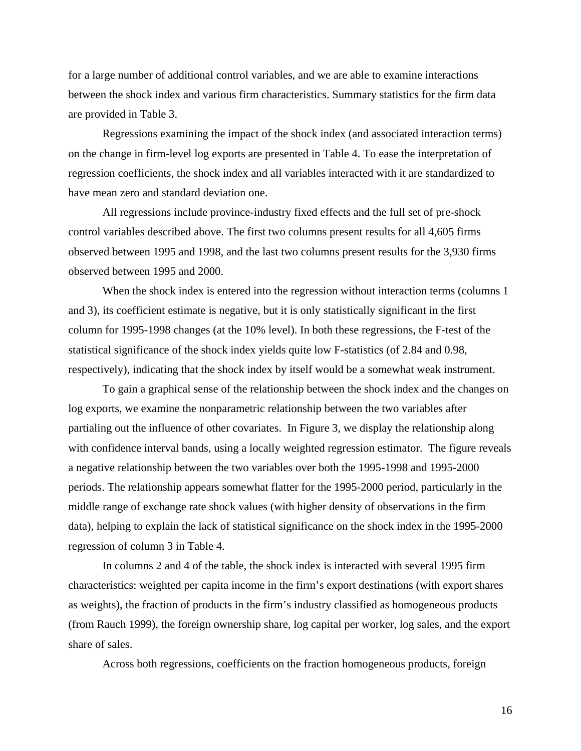for a large number of additional control variables, and we are able to examine interactions between the shock index and various firm characteristics. Summary statistics for the firm data are provided in Table 3.

Regressions examining the impact of the shock index (and associated interaction terms) on the change in firm-level log exports are presented in Table 4. To ease the interpretation of regression coefficients, the shock index and all variables interacted with it are standardized to have mean zero and standard deviation one.

All regressions include province-industry fixed effects and the full set of pre-shock control variables described above. The first two columns present results for all 4,605 firms observed between 1995 and 1998, and the last two columns present results for the 3,930 firms observed between 1995 and 2000.

When the shock index is entered into the regression without interaction terms (columns 1 and 3), its coefficient estimate is negative, but it is only statistically significant in the first column for 1995-1998 changes (at the 10% level). In both these regressions, the F-test of the statistical significance of the shock index yields quite low F-statistics (of 2.84 and 0.98, respectively), indicating that the shock index by itself would be a somewhat weak instrument.

To gain a graphical sense of the relationship between the shock index and the changes on log exports, we examine the nonparametric relationship between the two variables after partialing out the influence of other covariates. In Figure 3, we display the relationship along with confidence interval bands, using a locally weighted regression estimator. The figure reveals a negative relationship between the two variables over both the 1995-1998 and 1995-2000 periods. The relationship appears somewhat flatter for the 1995-2000 period, particularly in the middle range of exchange rate shock values (with higher density of observations in the firm data), helping to explain the lack of statistical significance on the shock index in the 1995-2000 regression of column 3 in Table 4.

In columns 2 and 4 of the table, the shock index is interacted with several 1995 firm characteristics: weighted per capita income in the firm's export destinations (with export shares as weights), the fraction of products in the firm's industry classified as homogeneous products (from Rauch 1999), the foreign ownership share, log capital per worker, log sales, and the export share of sales.

Across both regressions, coefficients on the fraction homogeneous products, foreign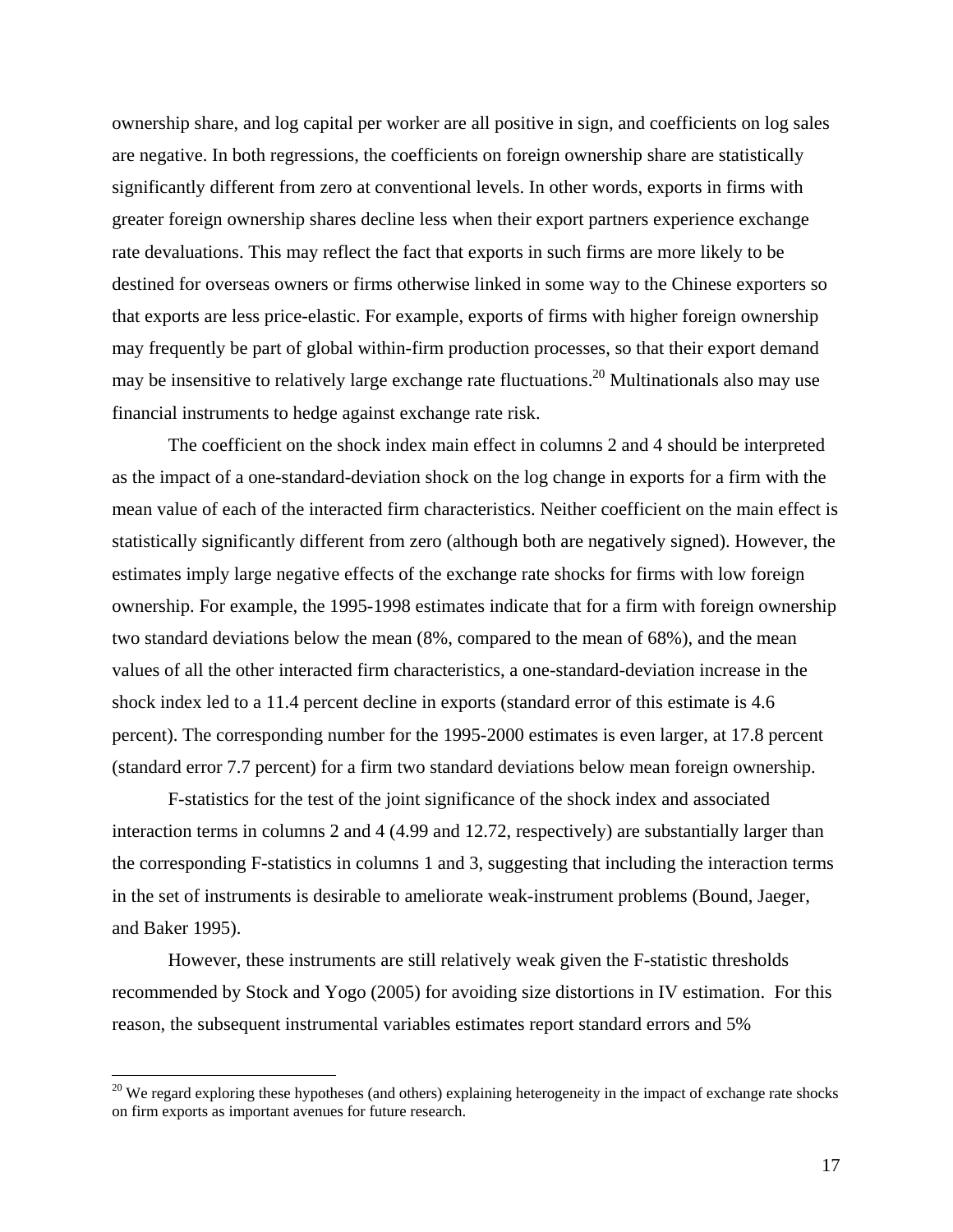ownership share, and log capital per worker are all positive in sign, and coefficients on log sales are negative. In both regressions, the coefficients on foreign ownership share are statistically significantly different from zero at conventional levels. In other words, exports in firms with greater foreign ownership shares decline less when their export partners experience exchange rate devaluations. This may reflect the fact that exports in such firms are more likely to be destined for overseas owners or firms otherwise linked in some way to the Chinese exporters so that exports are less price-elastic. For example, exports of firms with higher foreign ownership may frequently be part of global within-firm production processes, so that their export demand may be insensitive to relatively large exchange rate fluctuations.[20] Multinationals also may use financial instruments to hedge against exchange rate risk.

The coefficient on the shock index main effect in columns 2 and 4 should be interpreted as the impact of a one-standard-deviation shock on the log change in exports for a firm with the mean value of each of the interacted firm characteristics. Neither coefficient on the main effect is statistically significantly different from zero (although both are negatively signed). However, the estimates imply large negative effects of the exchange rate shocks for firms with low foreign ownership. For example, the 1995-1998 estimates indicate that for a firm with foreign ownership two standard deviations below the mean (8%, compared to the mean of 68%), and the mean values of all the other interacted firm characteristics, a one-standard-deviation increase in the shock index led to a 11.4 percent decline in exports (standard error of this estimate is 4.6 percent). The corresponding number for the 1995-2000 estimates is even larger, at 17.8 percent (standard error 7.7 percent) for a firm two standard deviations below mean foreign ownership.

F-statistics for the test of the joint significance of the shock index and associated interaction terms in columns 2 and 4 (4.99 and 12.72, respectively) are substantially larger than the corresponding F-statistics in columns 1 and 3, suggesting that including the interaction terms in the set of instruments is desirable to ameliorate weak-instrument problems (Bound, Jaeger, and Baker 1995).

However, these instruments are still relatively weak given the F-statistic thresholds recommended by Stock and Yogo (2005) for avoiding size distortions in IV estimation. For this reason, the subsequent instrumental variables estimates report standard errors and 5%

[20] We regard exploring these hypotheses (and others) explaining heterogeneity in the impact of exchange rate shocks on firm exports as important avenues for future research.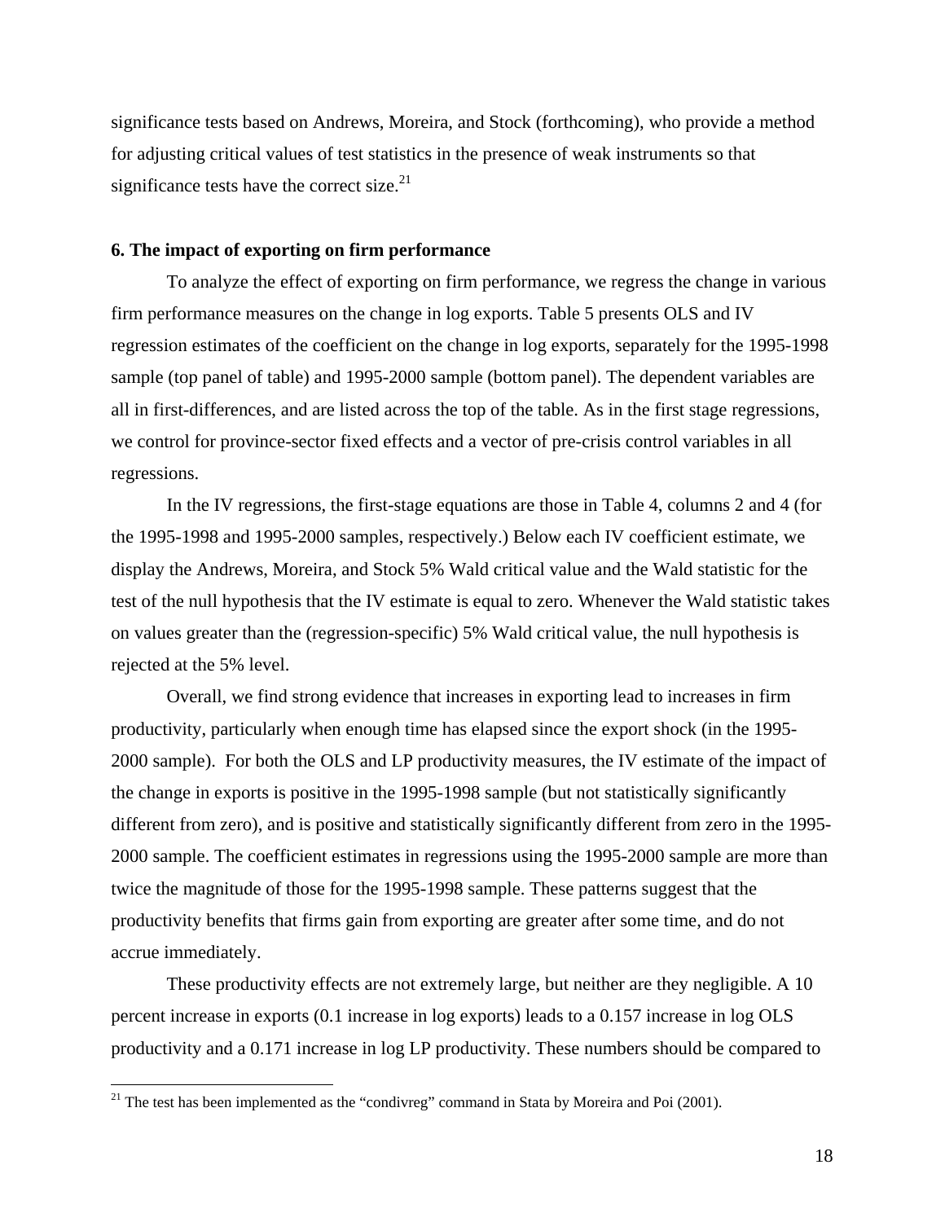significance tests based on Andrews, Moreira, and Stock (forthcoming), who provide a method for adjusting critical values of test statistics in the presence of weak instruments so that significance tests have the correct size.[21]

### 6. The impact of exporting on firm performance

To analyze the effect of exporting on firm performance, we regress the change in various firm performance measures on the change in log exports. Table 5 presents OLS and IV regression estimates of the coefficient on the change in log exports, separately for the 1995-1998 sample (top panel of table) and 1995-2000 sample (bottom panel). The dependent variables are all in first-differences, and are listed across the top of the table. As in the first stage regressions, we control for province-sector fixed effects and a vector of pre-crisis control variables in all regressions.

In the IV regressions, the first-stage equations are those in Table 4, columns 2 and 4 (for the 1995-1998 and 1995-2000 samples, respectively.) Below each IV coefficient estimate, we display the Andrews, Moreira, and Stock 5% Wald critical value and the Wald statistic for the test of the null hypothesis that the IV estimate is equal to zero. Whenever the Wald statistic takes on values greater than the (regression-specific) 5% Wald critical value, the null hypothesis is rejected at the 5% level.

Overall, we find strong evidence that increases in exporting lead to increases in firm productivity, particularly when enough time has elapsed since the export shock (in the 1995-2000 sample). For both the OLS and LP productivity measures, the IV estimate of the impact of the change in exports is positive in the 1995-1998 sample (but not statistically significantly different from zero), and is positive and statistically significantly different from zero in the 1995-2000 sample. The coefficient estimates in regressions using the 1995-2000 sample are more than twice the magnitude of those for the 1995-1998 sample. These patterns suggest that the productivity benefits that firms gain from exporting are greater after some time, and do not accrue immediately.

These productivity effects are not extremely large, but neither are they negligible. A 10 percent increase in exports (0.1 increase in log exports) leads to a 0.157 increase in log OLS productivity and a 0.171 increase in log LP productivity. These numbers should be compared to

[21] The test has been implemented as the "condivreg" command in Stata by Moreira and Poi (2001).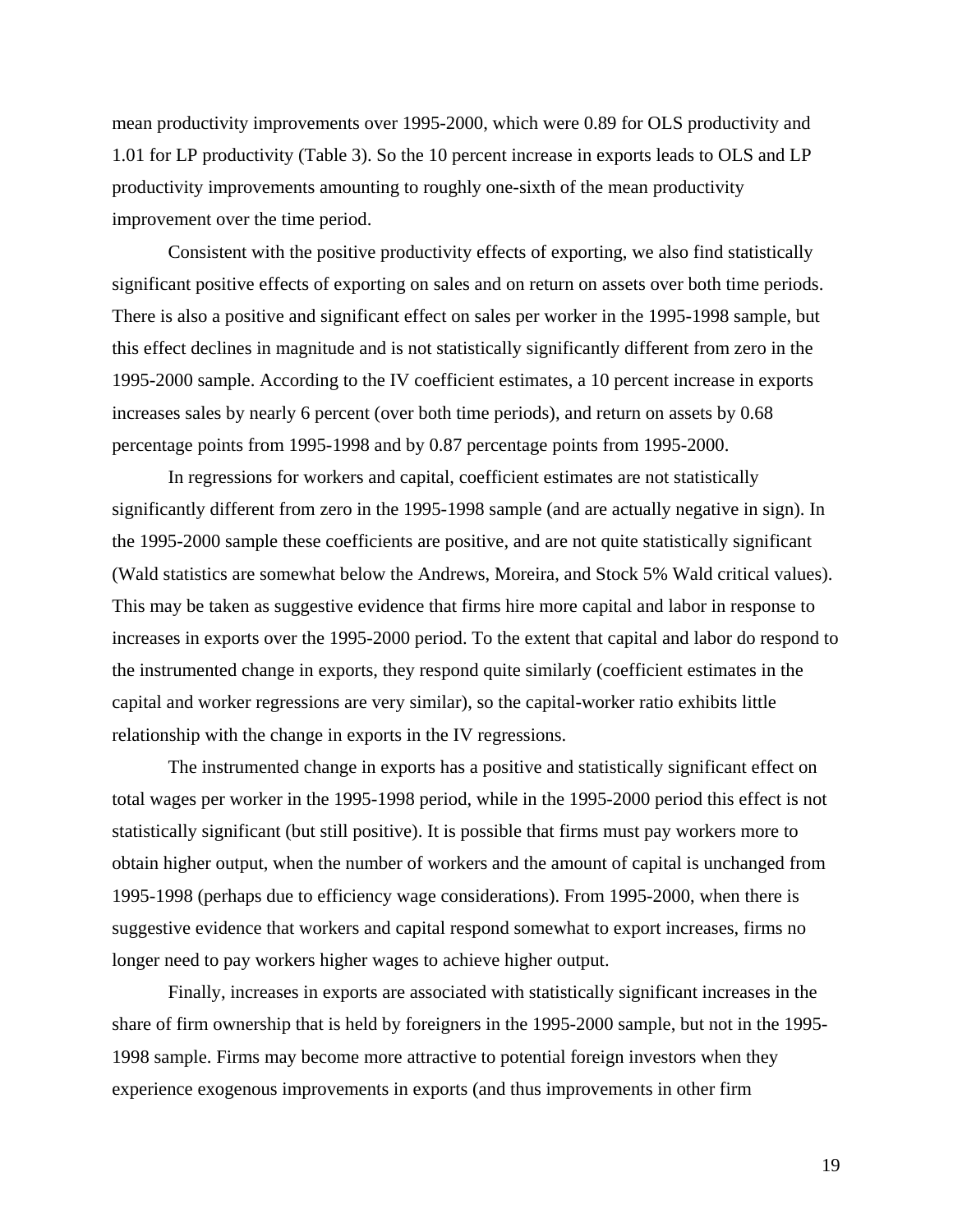mean productivity improvements over 1995-2000, which were 0.89 for OLS productivity and 1.01 for LP productivity (Table 3). So the 10 percent increase in exports leads to OLS and LP productivity improvements amounting to roughly one-sixth of the mean productivity improvement over the time period.

Consistent with the positive productivity effects of exporting, we also find statistically significant positive effects of exporting on sales and on return on assets over both time periods. There is also a positive and significant effect on sales per worker in the 1995-1998 sample, but this effect declines in magnitude and is not statistically significantly different from zero in the 1995-2000 sample. According to the IV coefficient estimates, a 10 percent increase in exports increases sales by nearly 6 percent (over both time periods), and return on assets by 0.68 percentage points from 1995-1998 and by 0.87 percentage points from 1995-2000.

In regressions for workers and capital, coefficient estimates are not statistically significantly different from zero in the 1995-1998 sample (and are actually negative in sign). In the 1995-2000 sample these coefficients are positive, and are not quite statistically significant (Wald statistics are somewhat below the Andrews, Moreira, and Stock 5% Wald critical values). This may be taken as suggestive evidence that firms hire more capital and labor in response to increases in exports over the 1995-2000 period. To the extent that capital and labor do respond to the instrumented change in exports, they respond quite similarly (coefficient estimates in the capital and worker regressions are very similar), so the capital-worker ratio exhibits little relationship with the change in exports in the IV regressions.

The instrumented change in exports has a positive and statistically significant effect on total wages per worker in the 1995-1998 period, while in the 1995-2000 period this effect is not statistically significant (but still positive). It is possible that firms must pay workers more to obtain higher output, when the number of workers and the amount of capital is unchanged from 1995-1998 (perhaps due to efficiency wage considerations). From 1995-2000, when there is suggestive evidence that workers and capital respond somewhat to export increases, firms no longer need to pay workers higher wages to achieve higher output.

Finally, increases in exports are associated with statistically significant increases in the share of firm ownership that is held by foreigners in the 1995-2000 sample, but not in the 1995-1998 sample. Firms may become more attractive to potential foreign investors when they experience exogenous improvements in exports (and thus improvements in other firm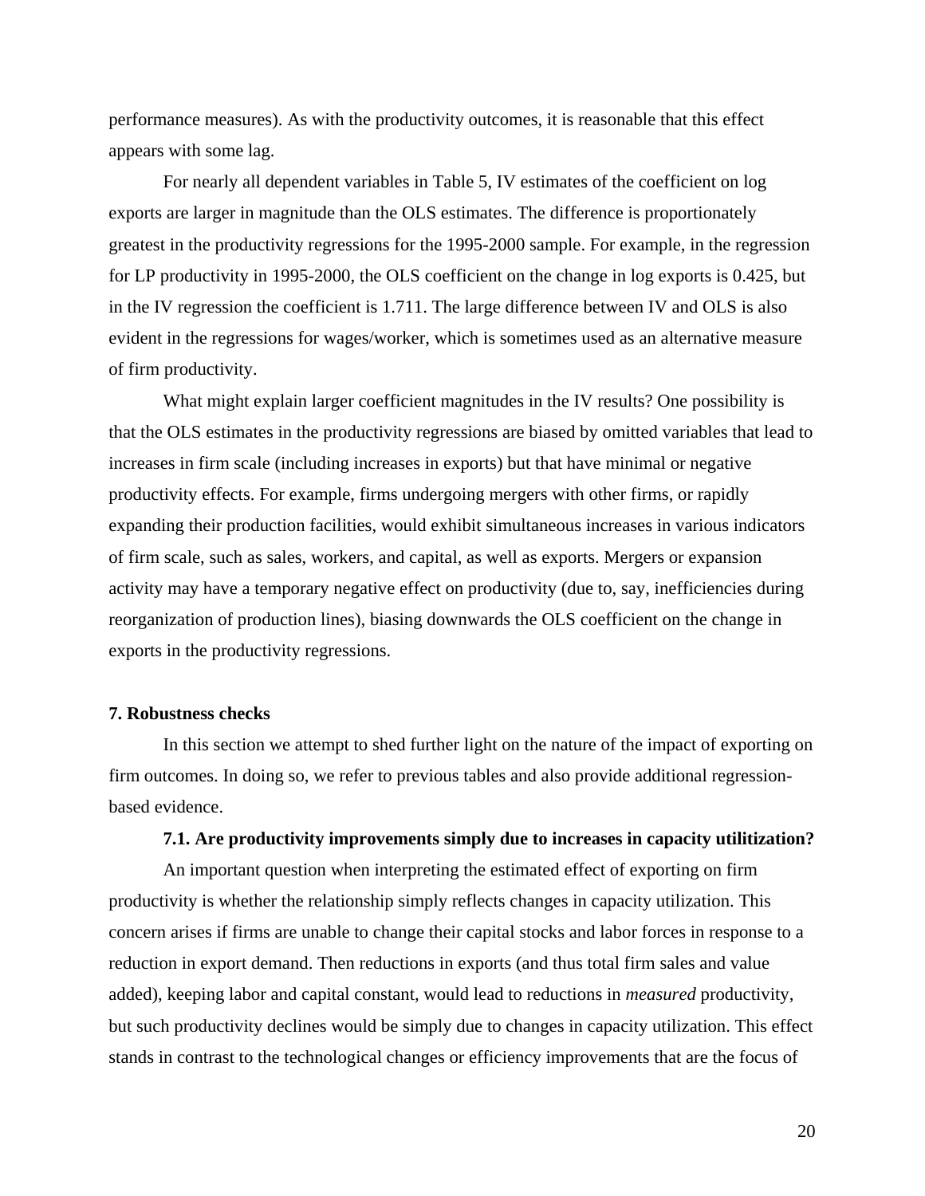performance measures). As with the productivity outcomes, it is reasonable that this effect appears with some lag.

For nearly all dependent variables in Table 5, IV estimates of the coefficient on log exports are larger in magnitude than the OLS estimates. The difference is proportionately greatest in the productivity regressions for the 1995-2000 sample. For example, in the regression for LP productivity in 1995-2000, the OLS coefficient on the change in log exports is 0.425, but in the IV regression the coefficient is 1.711. The large difference between IV and OLS is also evident in the regressions for wages/worker, which is sometimes used as an alternative measure of firm productivity.

What might explain larger coefficient magnitudes in the IV results? One possibility is that the OLS estimates in the productivity regressions are biased by omitted variables that lead to increases in firm scale (including increases in exports) but that have minimal or negative productivity effects. For example, firms undergoing mergers with other firms, or rapidly expanding their production facilities, would exhibit simultaneous increases in various indicators of firm scale, such as sales, workers, and capital, as well as exports. Mergers or expansion activity may have a temporary negative effect on productivity (due to, say, inefficiencies during reorganization of production lines), biasing downwards the OLS coefficient on the change in exports in the productivity regressions.

## 7. Robustness checks

In this section we attempt to shed further light on the nature of the impact of exporting on firm outcomes. In doing so, we refer to previous tables and also provide additional regression-based evidence.

### 7.1. Are productivity improvements simply due to increases in capacity utilitization?

An important question when interpreting the estimated effect of exporting on firm productivity is whether the relationship simply reflects changes in capacity utilization. This concern arises if firms are unable to change their capital stocks and labor forces in response to a reduction in export demand. Then reductions in exports (and thus total firm sales and value added), keeping labor and capital constant, would lead to reductions in *measured* productivity, but such productivity declines would be simply due to changes in capacity utilization. This effect stands in contrast to the technological changes or efficiency improvements that are the focus of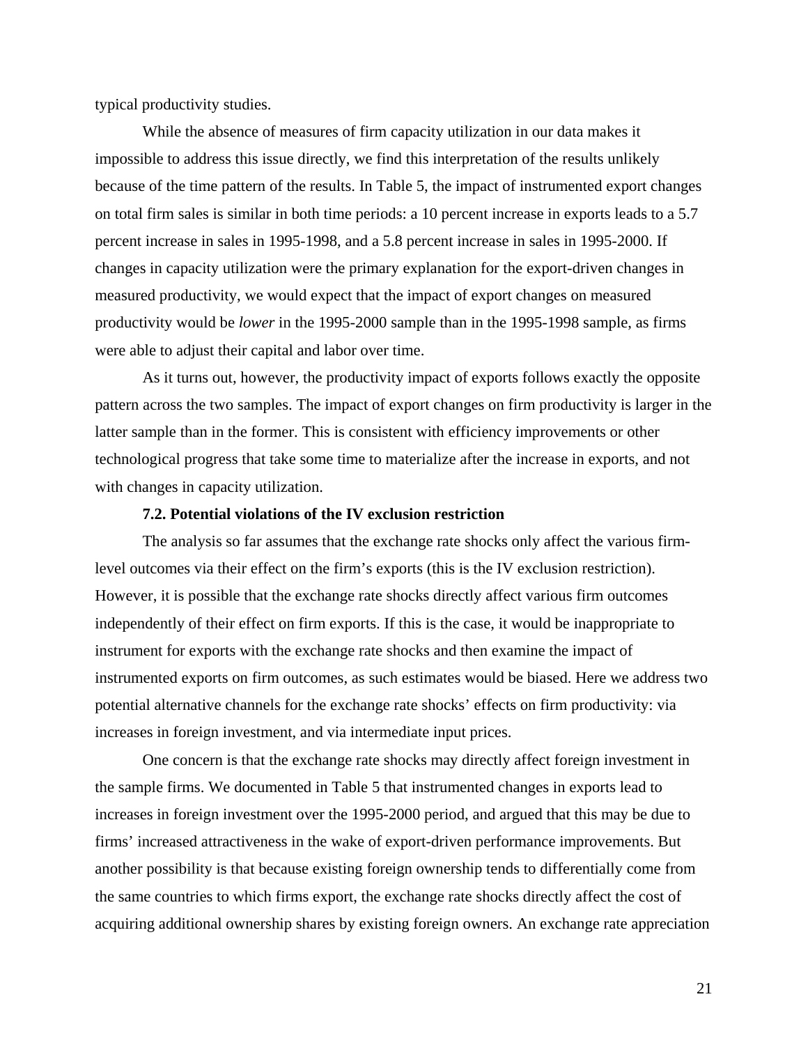typical productivity studies.

While the absence of measures of firm capacity utilization in our data makes it impossible to address this issue directly, we find this interpretation of the results unlikely because of the time pattern of the results. In Table 5, the impact of instrumented export changes on total firm sales is similar in both time periods: a 10 percent increase in exports leads to a 5.7 percent increase in sales in 1995-1998, and a 5.8 percent increase in sales in 1995-2000. If changes in capacity utilization were the primary explanation for the export-driven changes in measured productivity, we would expect that the impact of export changes on measured productivity would be *lower* in the 1995-2000 sample than in the 1995-1998 sample, as firms were able to adjust their capital and labor over time.

As it turns out, however, the productivity impact of exports follows exactly the opposite pattern across the two samples. The impact of export changes on firm productivity is larger in the latter sample than in the former. This is consistent with efficiency improvements or other technological progress that take some time to materialize after the increase in exports, and not with changes in capacity utilization.

### 7.2. Potential violations of the IV exclusion restriction

The analysis so far assumes that the exchange rate shocks only affect the various firm-level outcomes via their effect on the firm's exports (this is the IV exclusion restriction). However, it is possible that the exchange rate shocks directly affect various firm outcomes independently of their effect on firm exports. If this is the case, it would be inappropriate to instrument for exports with the exchange rate shocks and then examine the impact of instrumented exports on firm outcomes, as such estimates would be biased. Here we address two potential alternative channels for the exchange rate shocks' effects on firm productivity: via increases in foreign investment, and via intermediate input prices.

One concern is that the exchange rate shocks may directly affect foreign investment in the sample firms. We documented in Table 5 that instrumented changes in exports lead to increases in foreign investment over the 1995-2000 period, and argued that this may be due to firms' increased attractiveness in the wake of export-driven performance improvements. But another possibility is that because existing foreign ownership tends to differentially come from the same countries to which firms export, the exchange rate shocks directly affect the cost of acquiring additional ownership shares by existing foreign owners. An exchange rate appreciation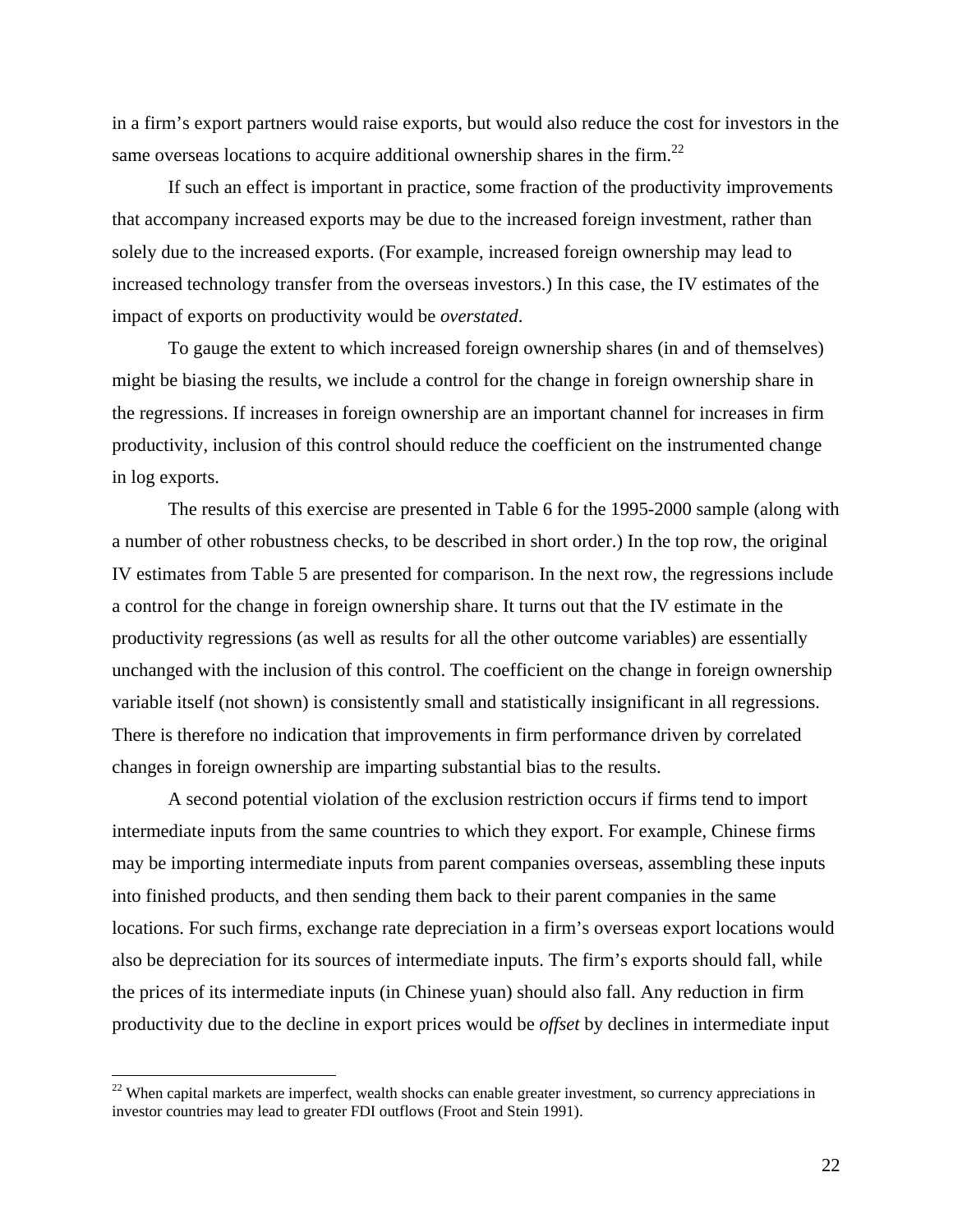in a firm's export partners would raise exports, but would also reduce the cost for investors in the same overseas locations to acquire additional ownership shares in the firm.[22]

If such an effect is important in practice, some fraction of the productivity improvements that accompany increased exports may be due to the increased foreign investment, rather than solely due to the increased exports. (For example, increased foreign ownership may lead to increased technology transfer from the overseas investors.) In this case, the IV estimates of the impact of exports on productivity would be *overstated*.

To gauge the extent to which increased foreign ownership shares (in and of themselves) might be biasing the results, we include a control for the change in foreign ownership share in the regressions. If increases in foreign ownership are an important channel for increases in firm productivity, inclusion of this control should reduce the coefficient on the instrumented change in log exports.

The results of this exercise are presented in Table 6 for the 1995-2000 sample (along with a number of other robustness checks, to be described in short order.) In the top row, the original IV estimates from Table 5 are presented for comparison. In the next row, the regressions include a control for the change in foreign ownership share. It turns out that the IV estimate in the productivity regressions (as well as results for all the other outcome variables) are essentially unchanged with the inclusion of this control. The coefficient on the change in foreign ownership variable itself (not shown) is consistently small and statistically insignificant in all regressions. There is therefore no indication that improvements in firm performance driven by correlated changes in foreign ownership are imparting substantial bias to the results.

A second potential violation of the exclusion restriction occurs if firms tend to import intermediate inputs from the same countries to which they export. For example, Chinese firms may be importing intermediate inputs from parent companies overseas, assembling these inputs into finished products, and then sending them back to their parent companies in the same locations. For such firms, exchange rate depreciation in a firm's overseas export locations would also be depreciation for its sources of intermediate inputs. The firm's exports should fall, while the prices of its intermediate inputs (in Chinese yuan) should also fall. Any reduction in firm productivity due to the decline in export prices would be *offset* by declines in intermediate input

[22] When capital markets are imperfect, wealth shocks can enable greater investment, so currency appreciations in investor countries may lead to greater FDI outflows (Froot and Stein 1991).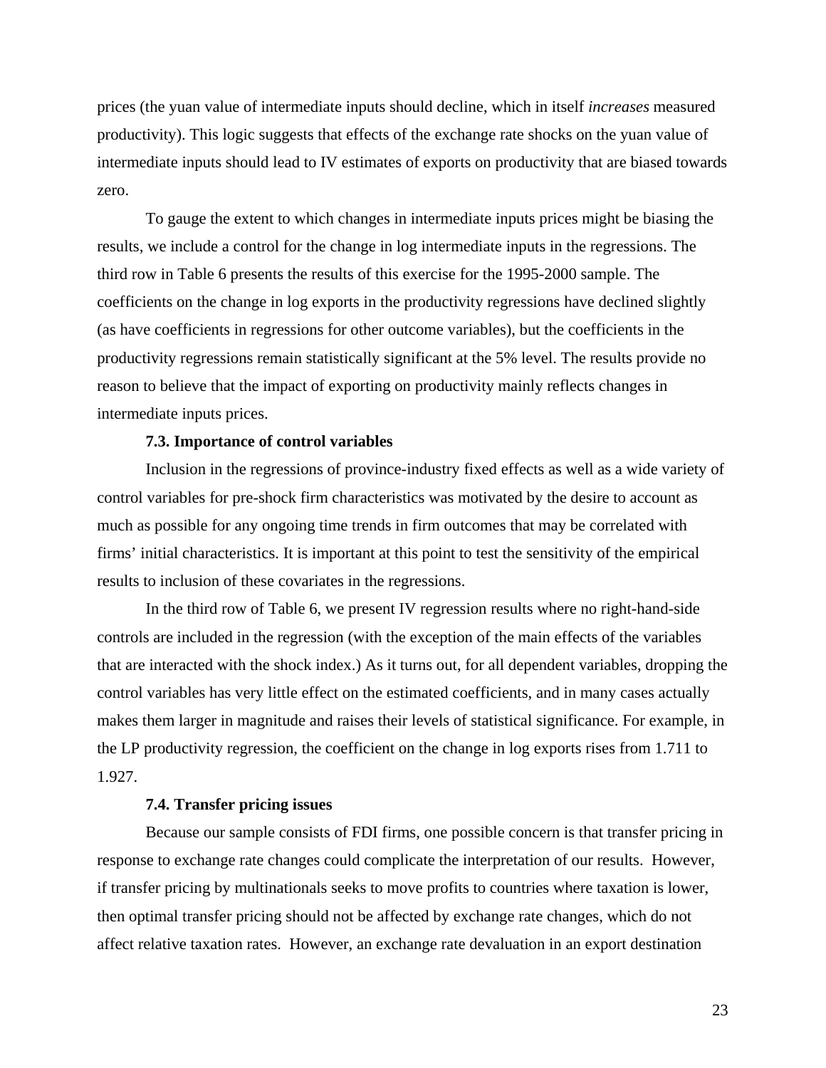prices (the yuan value of intermediate inputs should decline, which in itself *increases* measured productivity). This logic suggests that effects of the exchange rate shocks on the yuan value of intermediate inputs should lead to IV estimates of exports on productivity that are biased towards zero.

To gauge the extent to which changes in intermediate inputs prices might be biasing the results, we include a control for the change in log intermediate inputs in the regressions. The third row in Table 6 presents the results of this exercise for the 1995-2000 sample. The coefficients on the change in log exports in the productivity regressions have declined slightly (as have coefficients in regressions for other outcome variables), but the coefficients in the productivity regressions remain statistically significant at the 5% level. The results provide no reason to believe that the impact of exporting on productivity mainly reflects changes in intermediate inputs prices.

### 7.3. Importance of control variables

Inclusion in the regressions of province-industry fixed effects as well as a wide variety of control variables for pre-shock firm characteristics was motivated by the desire to account as much as possible for any ongoing time trends in firm outcomes that may be correlated with firms' initial characteristics. It is important at this point to test the sensitivity of the empirical results to inclusion of these covariates in the regressions.

In the third row of Table 6, we present IV regression results where no right-hand-side controls are included in the regression (with the exception of the main effects of the variables that are interacted with the shock index.) As it turns out, for all dependent variables, dropping the control variables has very little effect on the estimated coefficients, and in many cases actually makes them larger in magnitude and raises their levels of statistical significance. For example, in the LP productivity regression, the coefficient on the change in log exports rises from 1.711 to 1.927.

### 7.4. Transfer pricing issues

Because our sample consists of FDI firms, one possible concern is that transfer pricing in response to exchange rate changes could complicate the interpretation of our results. However, if transfer pricing by multinationals seeks to move profits to countries where taxation is lower, then optimal transfer pricing should not be affected by exchange rate changes, which do not affect relative taxation rates. However, an exchange rate devaluation in an export destination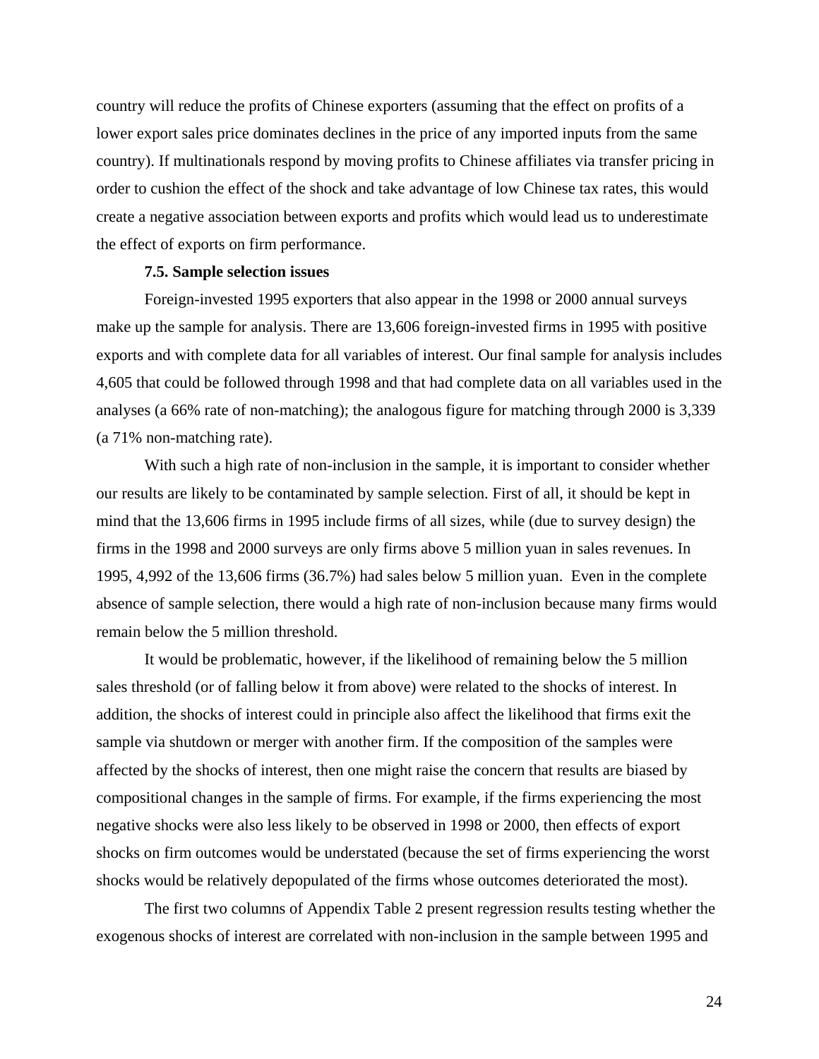country will reduce the profits of Chinese exporters (assuming that the effect on profits of a lower export sales price dominates declines in the price of any imported inputs from the same country). If multinationals respond by moving profits to Chinese affiliates via transfer pricing in order to cushion the effect of the shock and take advantage of low Chinese tax rates, this would create a negative association between exports and profits which would lead us to underestimate the effect of exports on firm performance.

### 7.5. Sample selection issues

Foreign-invested 1995 exporters that also appear in the 1998 or 2000 annual surveys make up the sample for analysis. There are 13,606 foreign-invested firms in 1995 with positive exports and with complete data for all variables of interest. Our final sample for analysis includes 4,605 that could be followed through 1998 and that had complete data on all variables used in the analyses (a 66% rate of non-matching); the analogous figure for matching through 2000 is 3,339 (a 71% non-matching rate).

With such a high rate of non-inclusion in the sample, it is important to consider whether our results are likely to be contaminated by sample selection. First of all, it should be kept in mind that the 13,606 firms in 1995 include firms of all sizes, while (due to survey design) the firms in the 1998 and 2000 surveys are only firms above 5 million yuan in sales revenues. In 1995, 4,992 of the 13,606 firms (36.7%) had sales below 5 million yuan. Even in the complete absence of sample selection, there would a high rate of non-inclusion because many firms would remain below the 5 million threshold.

It would be problematic, however, if the likelihood of remaining below the 5 million sales threshold (or of falling below it from above) were related to the shocks of interest. In addition, the shocks of interest could in principle also affect the likelihood that firms exit the sample via shutdown or merger with another firm. If the composition of the samples were affected by the shocks of interest, then one might raise the concern that results are biased by compositional changes in the sample of firms. For example, if the firms experiencing the most negative shocks were also less likely to be observed in 1998 or 2000, then effects of export shocks on firm outcomes would be understated (because the set of firms experiencing the worst shocks would be relatively depopulated of the firms whose outcomes deteriorated the most).

The first two columns of Appendix Table 2 present regression results testing whether the exogenous shocks of interest are correlated with non-inclusion in the sample between 1995 and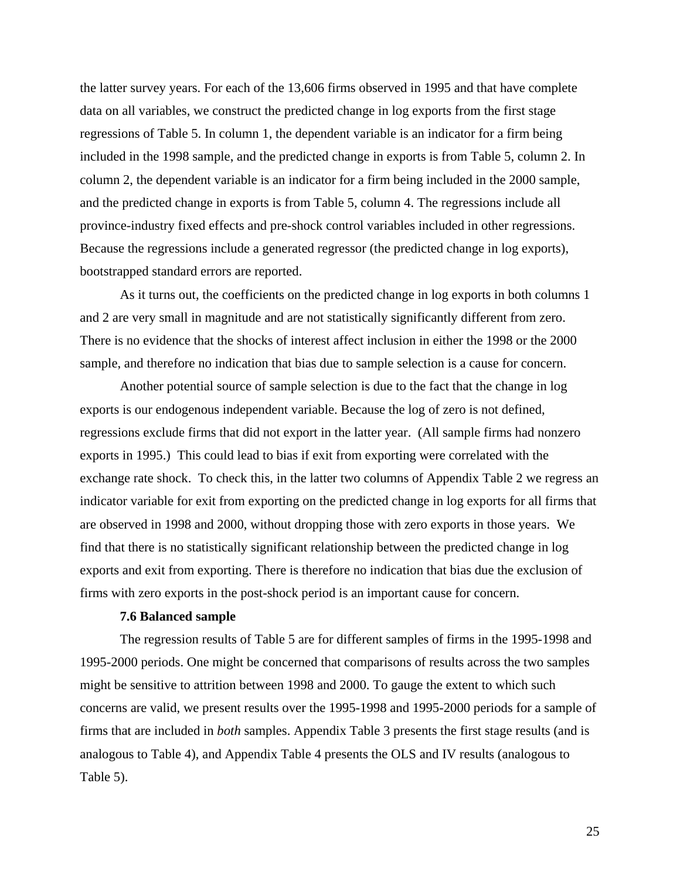the latter survey years. For each of the 13,606 firms observed in 1995 and that have complete data on all variables, we construct the predicted change in log exports from the first stage regressions of Table 5. In column 1, the dependent variable is an indicator for a firm being included in the 1998 sample, and the predicted change in exports is from Table 5, column 2. In column 2, the dependent variable is an indicator for a firm being included in the 2000 sample, and the predicted change in exports is from Table 5, column 4. The regressions include all province-industry fixed effects and pre-shock control variables included in other regressions. Because the regressions include a generated regressor (the predicted change in log exports), bootstrapped standard errors are reported.

As it turns out, the coefficients on the predicted change in log exports in both columns 1 and 2 are very small in magnitude and are not statistically significantly different from zero. There is no evidence that the shocks of interest affect inclusion in either the 1998 or the 2000 sample, and therefore no indication that bias due to sample selection is a cause for concern.

Another potential source of sample selection is due to the fact that the change in log exports is our endogenous independent variable. Because the log of zero is not defined, regressions exclude firms that did not export in the latter year. (All sample firms had nonzero exports in 1995.) This could lead to bias if exit from exporting were correlated with the exchange rate shock. To check this, in the latter two columns of Appendix Table 2 we regress an indicator variable for exit from exporting on the predicted change in log exports for all firms that are observed in 1998 and 2000, without dropping those with zero exports in those years. We find that there is no statistically significant relationship between the predicted change in log exports and exit from exporting. There is therefore no indication that bias due the exclusion of firms with zero exports in the post-shock period is an important cause for concern.

### 7.6 Balanced sample

The regression results of Table 5 are for different samples of firms in the 1995-1998 and 1995-2000 periods. One might be concerned that comparisons of results across the two samples might be sensitive to attrition between 1998 and 2000. To gauge the extent to which such concerns are valid, we present results over the 1995-1998 and 1995-2000 periods for a sample of firms that are included in *both* samples. Appendix Table 3 presents the first stage results (and is analogous to Table 4), and Appendix Table 4 presents the OLS and IV results (analogous to Table 5).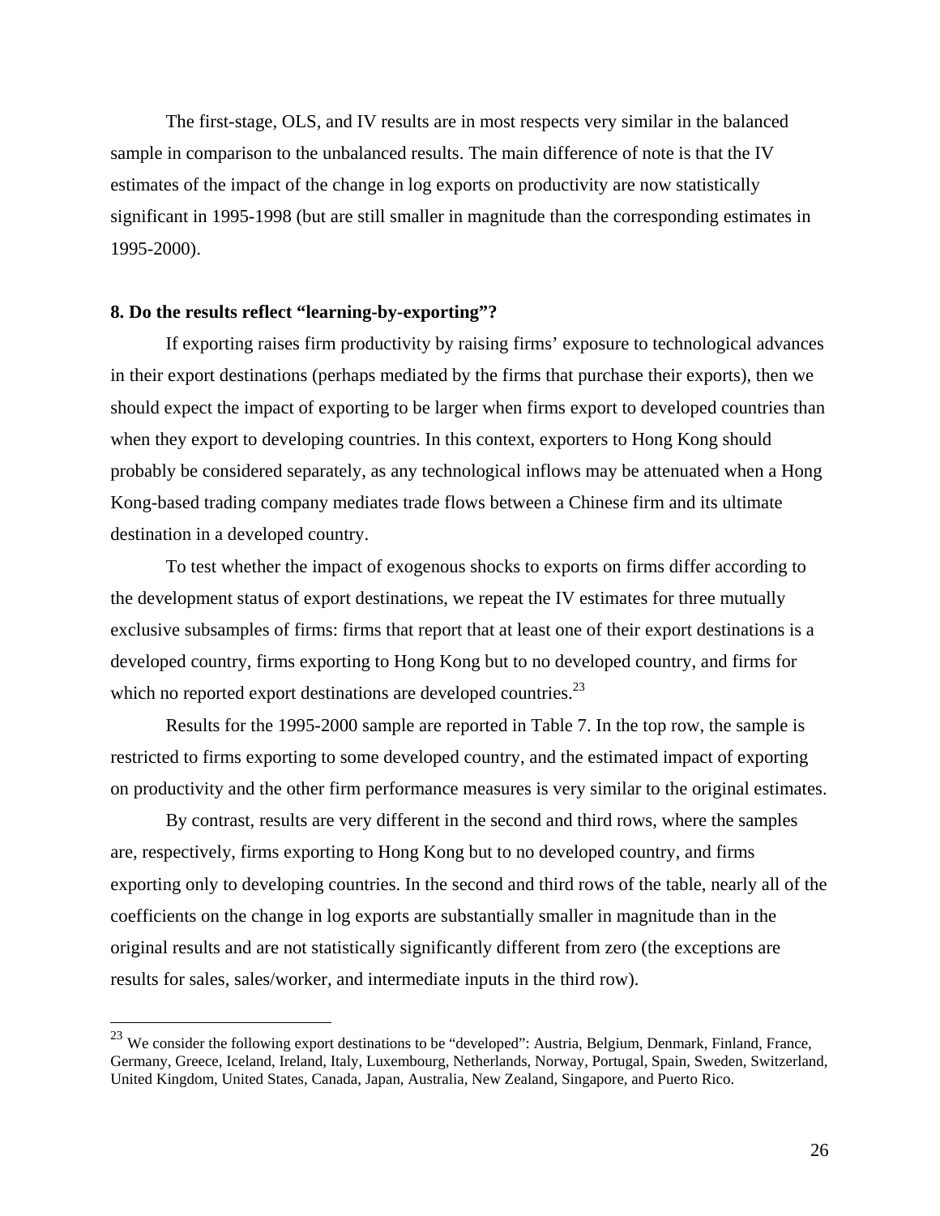The first-stage, OLS, and IV results are in most respects very similar in the balanced sample in comparison to the unbalanced results. The main difference of note is that the IV estimates of the impact of the change in log exports on productivity are now statistically significant in 1995-1998 (but are still smaller in magnitude than the corresponding estimates in 1995-2000).

**8. Do the results reflect "learning-by-exporting"?**

If exporting raises firm productivity by raising firms' exposure to technological advances in their export destinations (perhaps mediated by the firms that purchase their exports), then we should expect the impact of exporting to be larger when firms export to developed countries than when they export to developing countries. In this context, exporters to Hong Kong should probably be considered separately, as any technological inflows may be attenuated when a Hong Kong-based trading company mediates trade flows between a Chinese firm and its ultimate destination in a developed country.

To test whether the impact of exogenous shocks to exports on firms differ according to the development status of export destinations, we repeat the IV estimates for three mutually exclusive subsamples of firms: firms that report that at least one of their export destinations is a developed country, firms exporting to Hong Kong but to no developed country, and firms for which no reported export destinations are developed countries.[23]

Results for the 1995-2000 sample are reported in Table 7. In the top row, the sample is restricted to firms exporting to some developed country, and the estimated impact of exporting on productivity and the other firm performance measures is very similar to the original estimates.

By contrast, results are very different in the second and third rows, where the samples are, respectively, firms exporting to Hong Kong but to no developed country, and firms exporting only to developing countries. In the second and third rows of the table, nearly all of the coefficients on the change in log exports are substantially smaller in magnitude than in the original results and are not statistically significantly different from zero (the exceptions are results for sales, sales/worker, and intermediate inputs in the third row).

[23] We consider the following export destinations to be "developed": Austria, Belgium, Denmark, Finland, France, Germany, Greece, Iceland, Ireland, Italy, Luxembourg, Netherlands, Norway, Portugal, Spain, Sweden, Switzerland, United Kingdom, United States, Canada, Japan, Australia, New Zealand, Singapore, and Puerto Rico.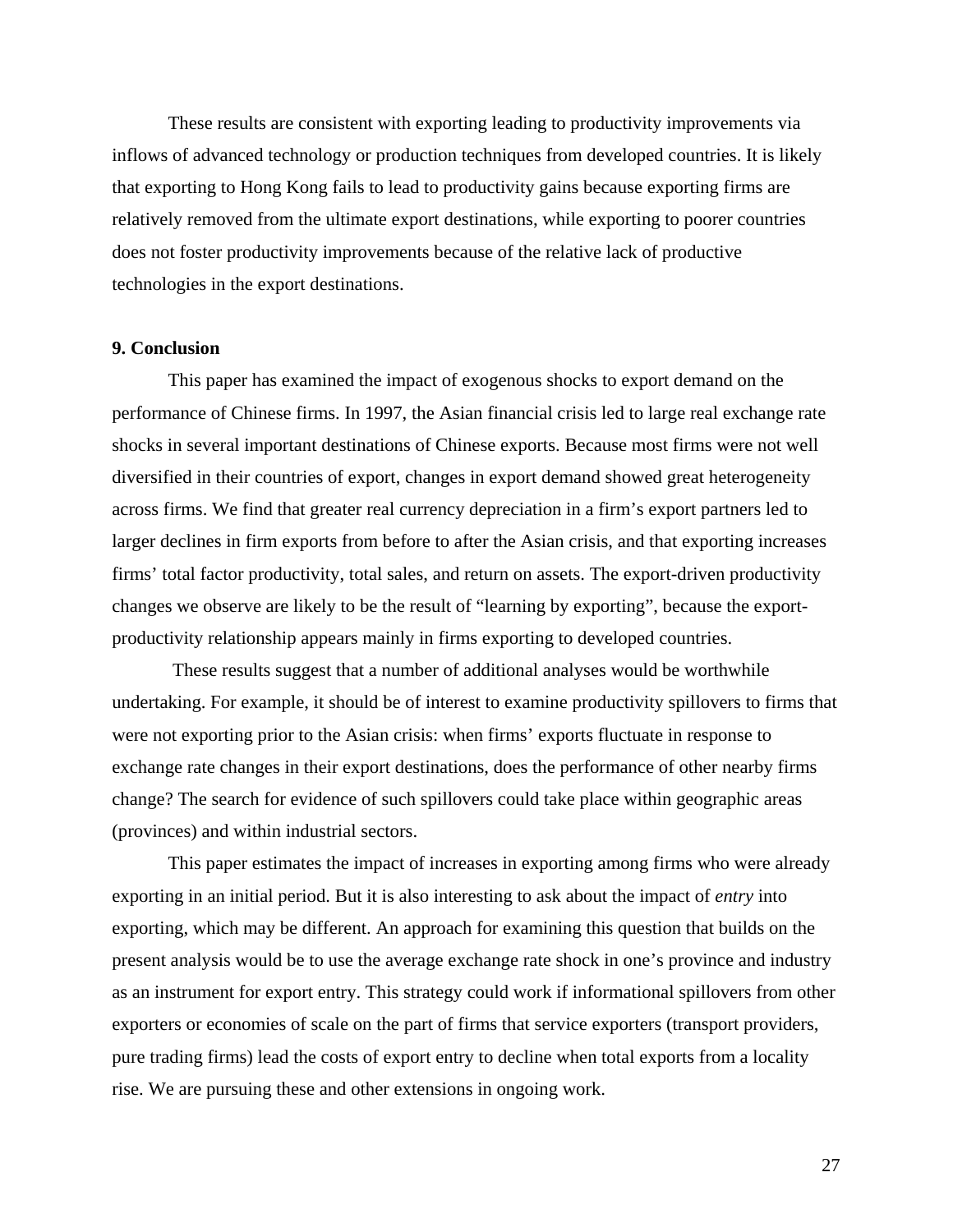These results are consistent with exporting leading to productivity improvements via inflows of advanced technology or production techniques from developed countries. It is likely that exporting to Hong Kong fails to lead to productivity gains because exporting firms are relatively removed from the ultimate export destinations, while exporting to poorer countries does not foster productivity improvements because of the relative lack of productive technologies in the export destinations.

**9. Conclusion**

This paper has examined the impact of exogenous shocks to export demand on the performance of Chinese firms. In 1997, the Asian financial crisis led to large real exchange rate shocks in several important destinations of Chinese exports. Because most firms were not well diversified in their countries of export, changes in export demand showed great heterogeneity across firms. We find that greater real currency depreciation in a firm's export partners led to larger declines in firm exports from before to after the Asian crisis, and that exporting increases firms' total factor productivity, total sales, and return on assets. The export-driven productivity changes we observe are likely to be the result of "learning by exporting", because the export-productivity relationship appears mainly in firms exporting to developed countries.

These results suggest that a number of additional analyses would be worthwhile undertaking. For example, it should be of interest to examine productivity spillovers to firms that were not exporting prior to the Asian crisis: when firms' exports fluctuate in response to exchange rate changes in their export destinations, does the performance of other nearby firms change? The search for evidence of such spillovers could take place within geographic areas (provinces) and within industrial sectors.

This paper estimates the impact of increases in exporting among firms who were already exporting in an initial period. But it is also interesting to ask about the impact of *entry* into exporting, which may be different. An approach for examining this question that builds on the present analysis would be to use the average exchange rate shock in one's province and industry as an instrument for export entry. This strategy could work if informational spillovers from other exporters or economies of scale on the part of firms that service exporters (transport providers, pure trading firms) lead the costs of export entry to decline when total exports from a locality rise. We are pursuing these and other extensions in ongoing work.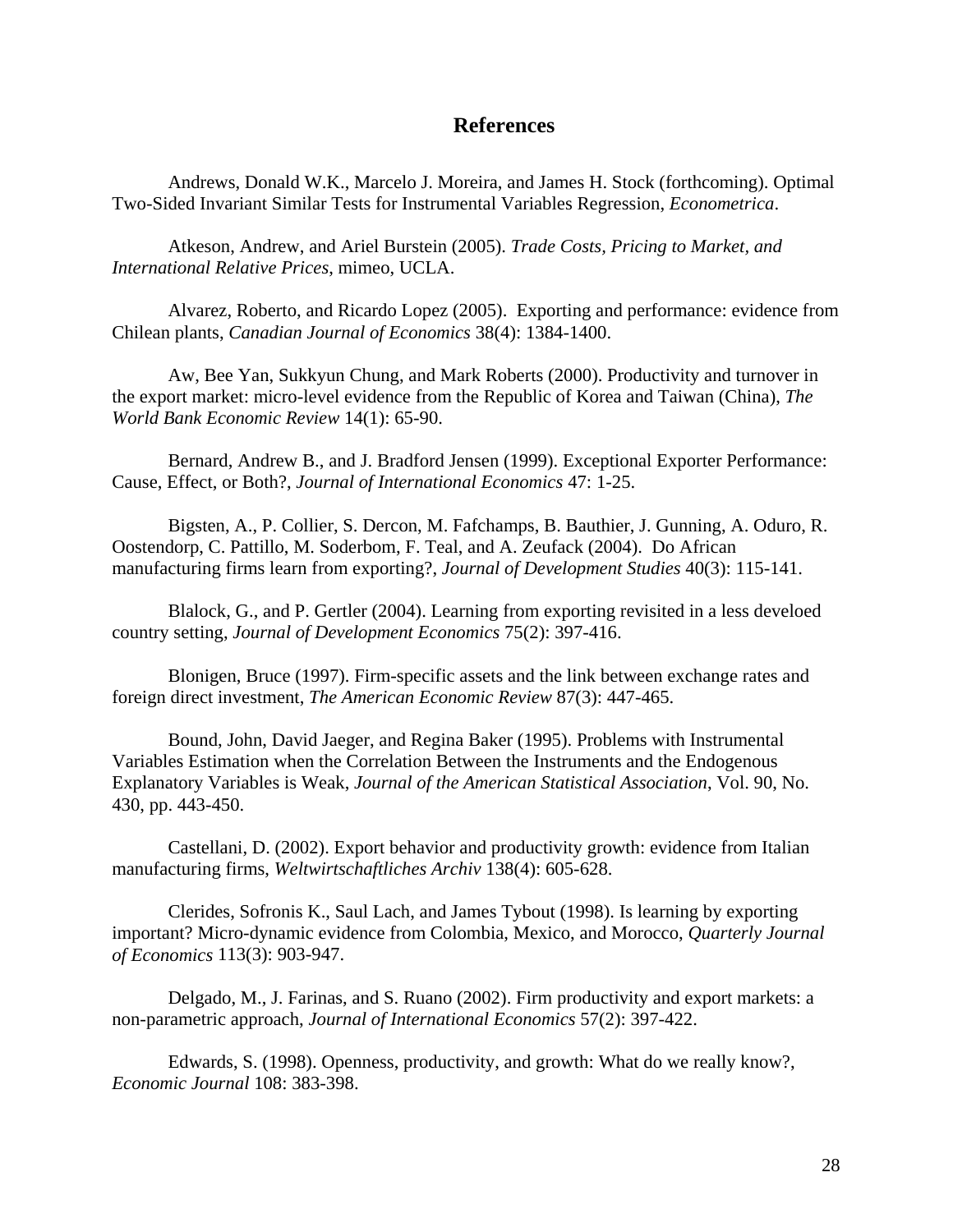## References

Andrews, Donald W.K., Marcelo J. Moreira, and James H. Stock (forthcoming). Optimal Two-Sided Invariant Similar Tests for Instrumental Variables Regression, *Econometrica*.

Atkeson, Andrew, and Ariel Burstein (2005). *Trade Costs, Pricing to Market, and International Relative Prices*, mimeo, UCLA.

Alvarez, Roberto, and Ricardo Lopez (2005). Exporting and performance: evidence from Chilean plants, *Canadian Journal of Economics* 38(4): 1384-1400.

Aw, Bee Yan, Sukkyun Chung, and Mark Roberts (2000). Productivity and turnover in the export market: micro-level evidence from the Republic of Korea and Taiwan (China), *The World Bank Economic Review* 14(1): 65-90.

Bernard, Andrew B., and J. Bradford Jensen (1999). Exceptional Exporter Performance: Cause, Effect, or Both?, *Journal of International Economics* 47: 1-25.

Bigsten, A., P. Collier, S. Dercon, M. Fafchamps, B. Bauthier, J. Gunning, A. Oduro, R. Oostendorp, C. Pattillo, M. Soderbom, F. Teal, and A. Zeufack (2004). Do African manufacturing firms learn from exporting?, *Journal of Development Studies* 40(3): 115-141.

Blalock, G., and P. Gertler (2004). Learning from exporting revisited in a less develoed country setting, *Journal of Development Economics* 75(2): 397-416.

Blonigen, Bruce (1997). Firm-specific assets and the link between exchange rates and foreign direct investment, *The American Economic Review* 87(3): 447-465.

Bound, John, David Jaeger, and Regina Baker (1995). Problems with Instrumental Variables Estimation when the Correlation Between the Instruments and the Endogenous Explanatory Variables is Weak, *Journal of the American Statistical Association*, Vol. 90, No. 430, pp. 443-450.

Castellani, D. (2002). Export behavior and productivity growth: evidence from Italian manufacturing firms, *Weltwirtschaftliches Archiv* 138(4): 605-628.

Clerides, Sofronis K., Saul Lach, and James Tybout (1998). Is learning by exporting important? Micro-dynamic evidence from Colombia, Mexico, and Morocco, *Quarterly Journal of Economics* 113(3): 903-947.

Delgado, M., J. Farinas, and S. Ruano (2002). Firm productivity and export markets: a non-parametric approach, *Journal of International Economics* 57(2): 397-422.

Edwards, S. (1998). Openness, productivity, and growth: What do we really know?, *Economic Journal* 108: 383-398.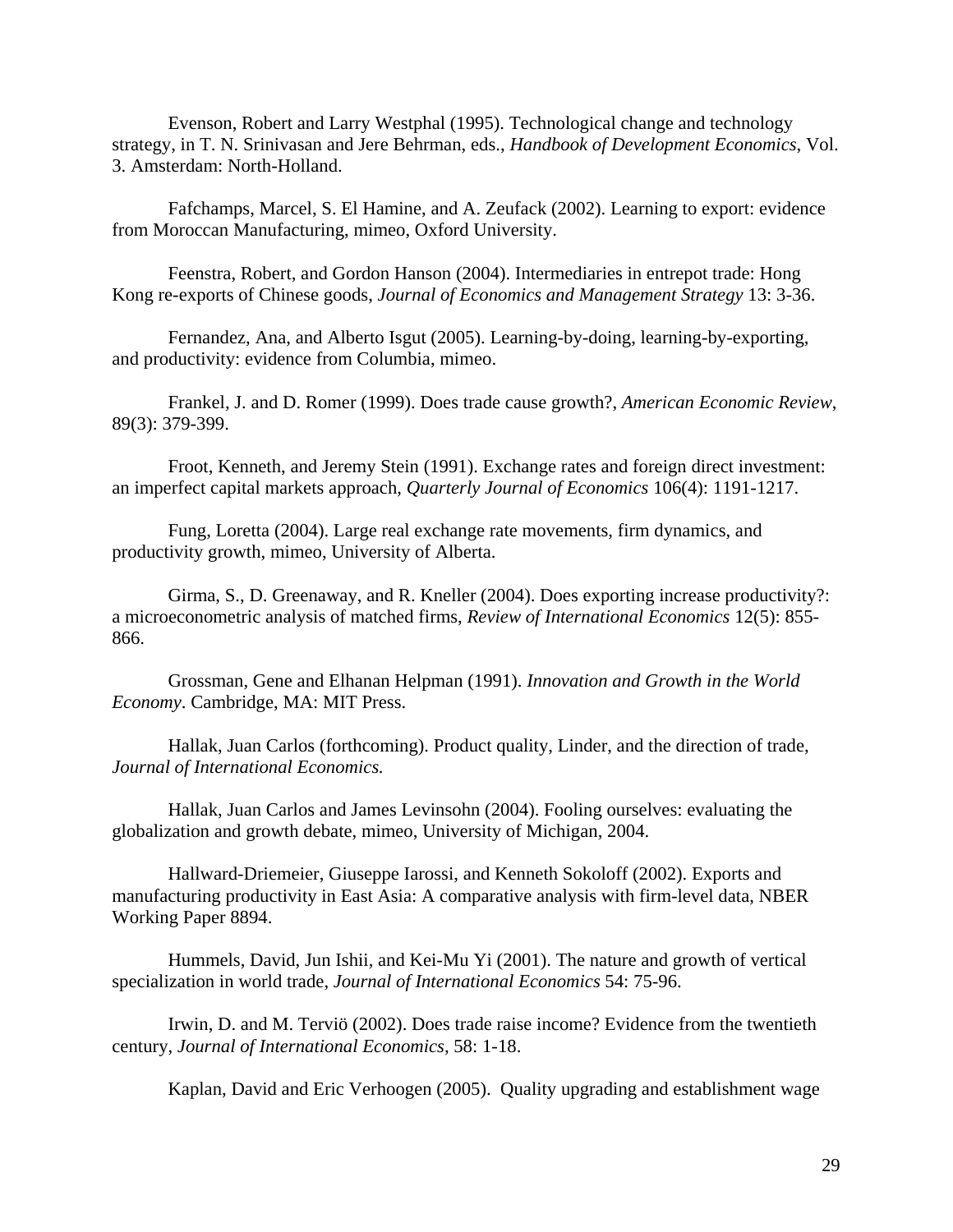Evenson, Robert and Larry Westphal (1995). Technological change and technology strategy, in T. N. Srinivasan and Jere Behrman, eds., *Handbook of Development Economics*, Vol. 3. Amsterdam: North-Holland.

Fafchamps, Marcel, S. El Hamine, and A. Zeufack (2002). Learning to export: evidence from Moroccan Manufacturing, mimeo, Oxford University.

Feenstra, Robert, and Gordon Hanson (2004). Intermediaries in entrepot trade: Hong Kong re-exports of Chinese goods, *Journal of Economics and Management Strategy* 13: 3-36.

Fernandez, Ana, and Alberto Isgut (2005). Learning-by-doing, learning-by-exporting, and productivity: evidence from Columbia, mimeo.

Frankel, J. and D. Romer (1999). Does trade cause growth?, *American Economic Review*, 89(3): 379-399.

Froot, Kenneth, and Jeremy Stein (1991). Exchange rates and foreign direct investment: an imperfect capital markets approach, *Quarterly Journal of Economics* 106(4): 1191-1217.

Fung, Loretta (2004). Large real exchange rate movements, firm dynamics, and productivity growth, mimeo, University of Alberta.

Girma, S., D. Greenaway, and R. Kneller (2004). Does exporting increase productivity?: a microeconometric analysis of matched firms, *Review of International Economics* 12(5): 855-866.

Grossman, Gene and Elhanan Helpman (1991). *Innovation and Growth in the World Economy*. Cambridge, MA: MIT Press.

Hallak, Juan Carlos (forthcoming). Product quality, Linder, and the direction of trade, *Journal of International Economics.*

Hallak, Juan Carlos and James Levinsohn (2004). Fooling ourselves: evaluating the globalization and growth debate, mimeo, University of Michigan, 2004.

Hallward-Driemeier, Giuseppe Iarossi, and Kenneth Sokoloff (2002). Exports and manufacturing productivity in East Asia: A comparative analysis with firm-level data, NBER Working Paper 8894.

Hummels, David, Jun Ishii, and Kei-Mu Yi (2001). The nature and growth of vertical specialization in world trade, *Journal of International Economics* 54: 75-96.

Irwin, D. and M. Terviö (2002). Does trade raise income? Evidence from the twentieth century, *Journal of International Economics*, 58: 1-18.

Kaplan, David and Eric Verhoogen (2005). Quality upgrading and establishment wage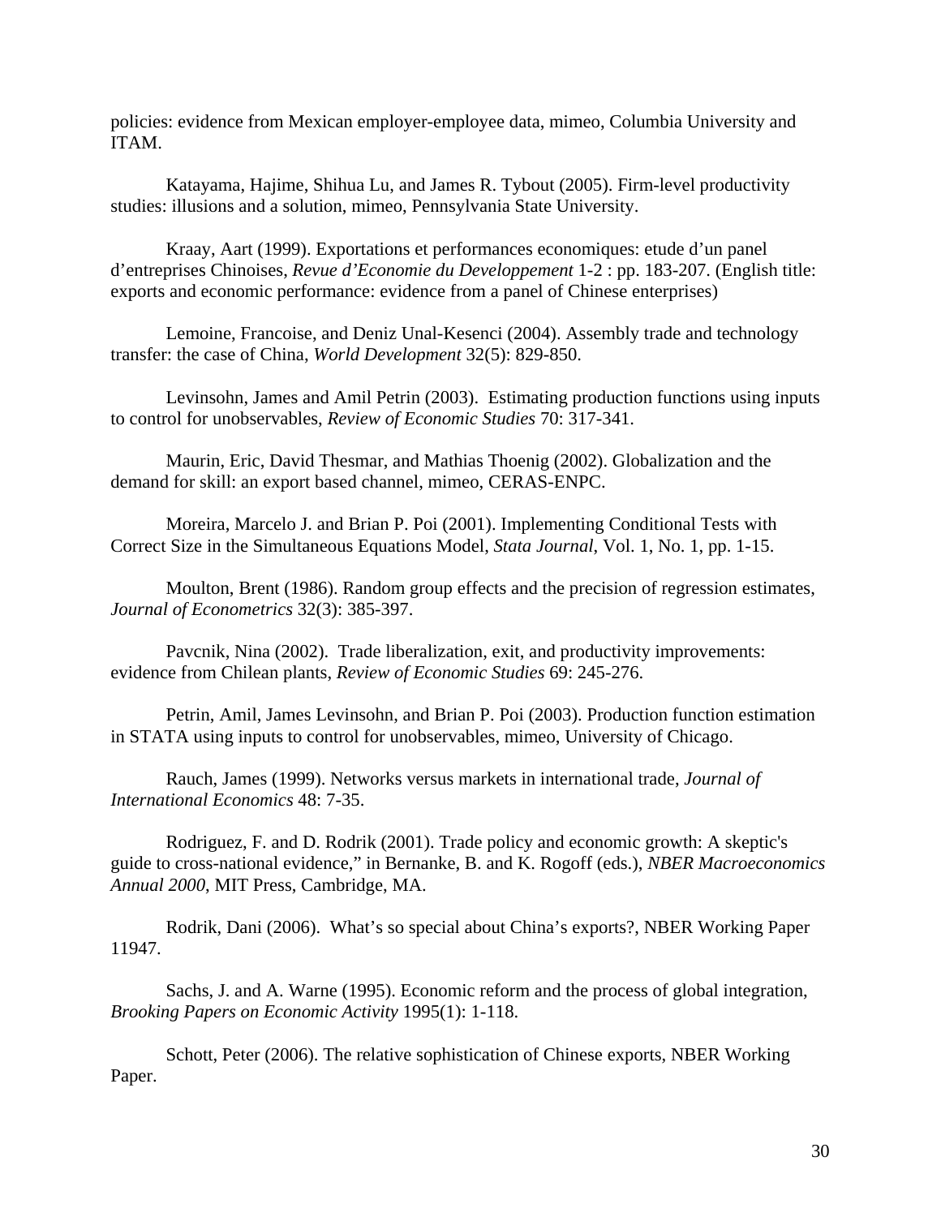policies: evidence from Mexican employer-employee data, mimeo, Columbia University and ITAM.

Katayama, Hajime, Shihua Lu, and James R. Tybout (2005). Firm-level productivity studies: illusions and a solution, mimeo, Pennsylvania State University.

Kraay, Aart (1999). Exportations et performances economiques: etude d'un panel d'entreprises Chinoises, *Revue d'Economie du Developpement* 1-2 : pp. 183-207. (English title: exports and economic performance: evidence from a panel of Chinese enterprises)

Lemoine, Francoise, and Deniz Unal-Kesenci (2004). Assembly trade and technology transfer: the case of China, *World Development* 32(5): 829-850.

Levinsohn, James and Amil Petrin (2003). Estimating production functions using inputs to control for unobservables, *Review of Economic Studies* 70: 317-341.

Maurin, Eric, David Thesmar, and Mathias Thoenig (2002). Globalization and the demand for skill: an export based channel, mimeo, CERAS-ENPC.

Moreira, Marcelo J. and Brian P. Poi (2001). Implementing Conditional Tests with Correct Size in the Simultaneous Equations Model, *Stata Journal*, Vol. 1, No. 1, pp. 1-15.

Moulton, Brent (1986). Random group effects and the precision of regression estimates, *Journal of Econometrics* 32(3): 385-397.

Pavcnik, Nina (2002). Trade liberalization, exit, and productivity improvements: evidence from Chilean plants, *Review of Economic Studies* 69: 245-276.

Petrin, Amil, James Levinsohn, and Brian P. Poi (2003). Production function estimation in STATA using inputs to control for unobservables, mimeo, University of Chicago.

Rauch, James (1999). Networks versus markets in international trade, *Journal of International Economics* 48: 7-35.

Rodriguez, F. and D. Rodrik (2001). Trade policy and economic growth: A skeptic's guide to cross-national evidence," in Bernanke, B. and K. Rogoff (eds.), *NBER Macroeconomics Annual 2000*, MIT Press, Cambridge, MA.

Rodrik, Dani (2006). What's so special about China's exports?, NBER Working Paper 11947.

Sachs, J. and A. Warne (1995). Economic reform and the process of global integration, *Brooking Papers on Economic Activity* 1995(1): 1-118.

Schott, Peter (2006). The relative sophistication of Chinese exports, NBER Working Paper.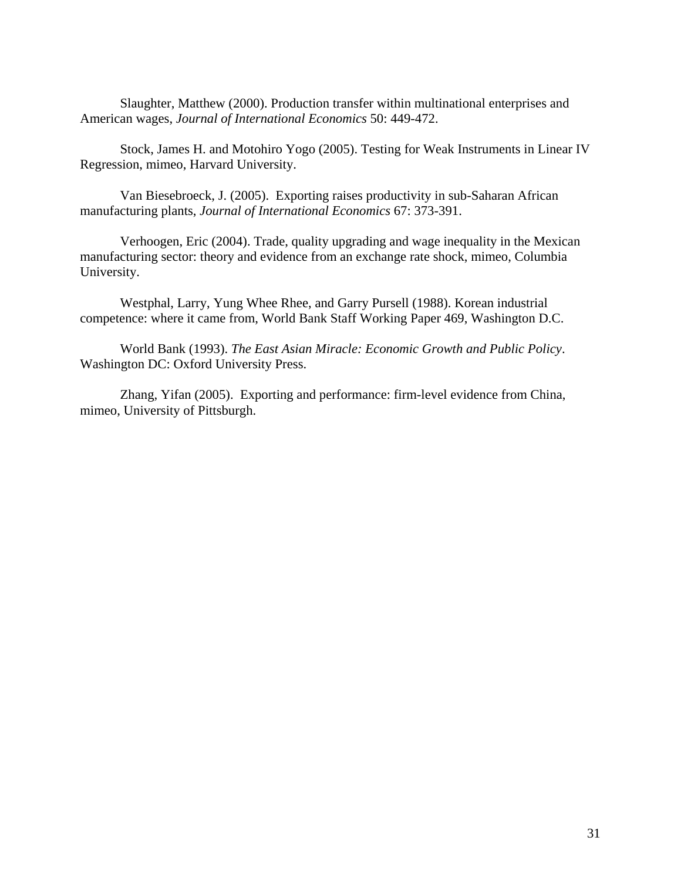Slaughter, Matthew (2000). Production transfer within multinational enterprises and American wages, *Journal of International Economics* 50: 449-472.

Stock, James H. and Motohiro Yogo (2005). Testing for Weak Instruments in Linear IV Regression, mimeo, Harvard University.

Van Biesebroeck, J. (2005). Exporting raises productivity in sub-Saharan African manufacturing plants, *Journal of International Economics* 67: 373-391.

Verhoogen, Eric (2004). Trade, quality upgrading and wage inequality in the Mexican manufacturing sector: theory and evidence from an exchange rate shock, mimeo, Columbia University.

Westphal, Larry, Yung Whee Rhee, and Garry Pursell (1988). Korean industrial competence: where it came from, World Bank Staff Working Paper 469, Washington D.C.

World Bank (1993). *The East Asian Miracle: Economic Growth and Public Policy*. Washington DC: Oxford University Press.

Zhang, Yifan (2005). Exporting and performance: firm-level evidence from China, mimeo, University of Pittsburgh.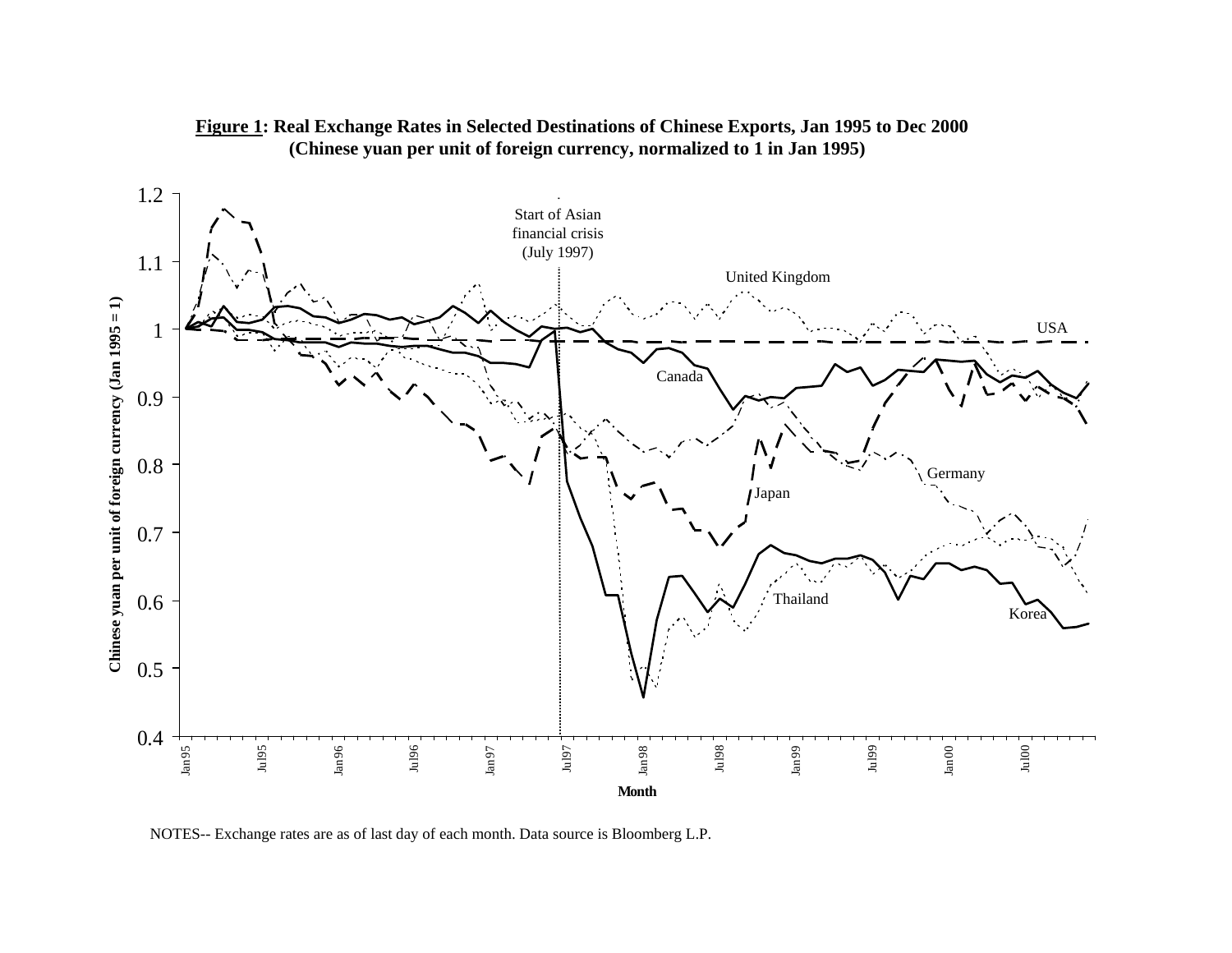**<u>Figure 1</u>: Real Exchange Rates in Selected Destinations of Chinese Exports, Jan 1995 to Dec 2000**
**(Chinese yuan per unit of foreign currency, normalized to 1 in Jan 1995)**

NOTES-- Exchange rates are as of last day of each month. Data source is Bloomberg L.P.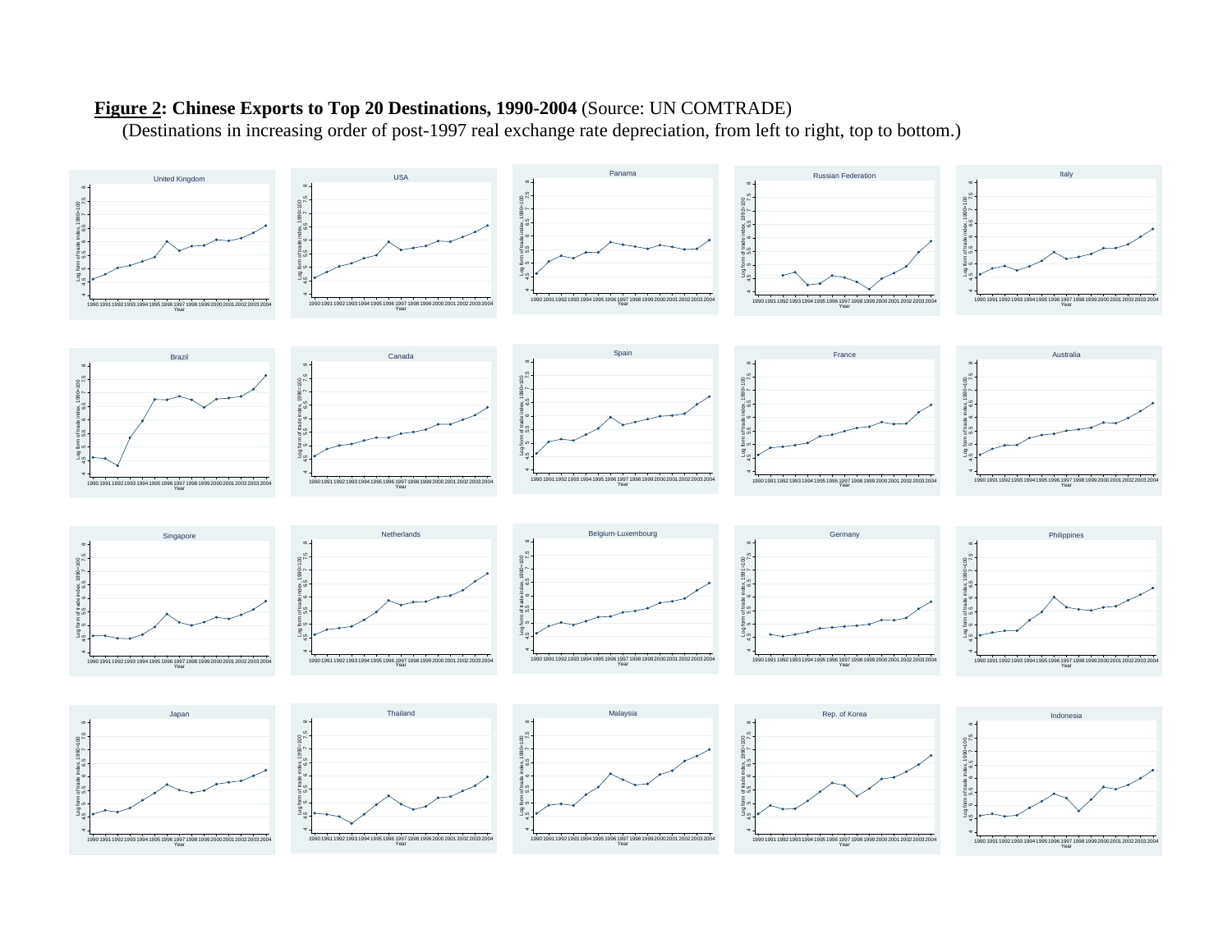**Figure 2: Chinese Exports to Top 20 Destinations, 1990-2004** (Source: UN COMTRADE)

(Destinations in increasing order of post-1997 real exchange rate depreciation, from left to right, top to bottom.)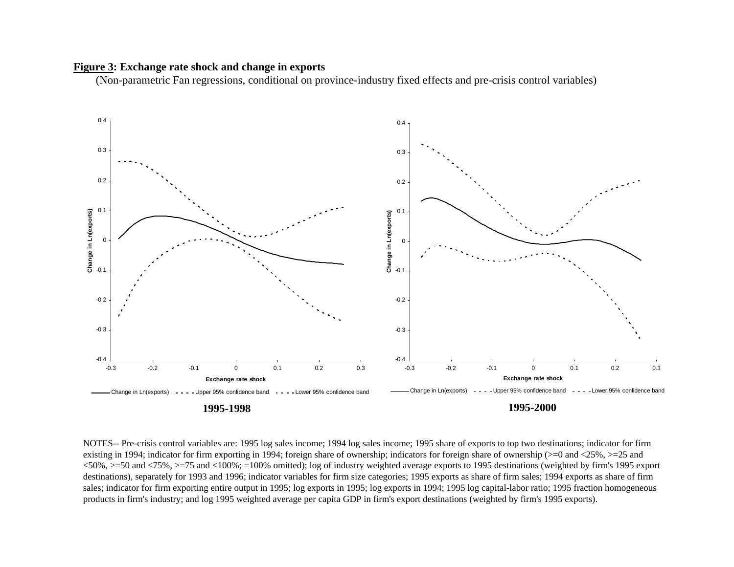**Figure 3: Exchange rate shock and change in exports**

(Non-parametric Fan regressions, conditional on province-industry fixed effects and pre-crisis control variables)

1995-1998

1995-2000

NOTES-- Pre-crisis control variables are: 1995 log sales income; 1994 log sales income; 1995 share of exports to top two destinations; indicator for firm existing in 1994; indicator for firm exporting in 1994; foreign share of ownership; indicators for foreign share of ownership (>=0 and <25%, >=25 and <50%, >=50 and <75%, >=75 and <100%; =100% omitted); log of industry weighted average exports to 1995 destinations (weighted by firm's 1995 export destinations), separately for 1993 and 1996; indicator variables for firm size categories; 1995 exports as share of firm sales; 1994 exports as share of firm sales; indicator for firm exporting entire output in 1995; log exports in 1995; log exports in 1994; 1995 log capital-labor ratio; 1995 fraction homogeneous products in firm's industry; and log 1995 weighted average per capita GDP in firm's export destinations (weighted by firm's 1995 exports).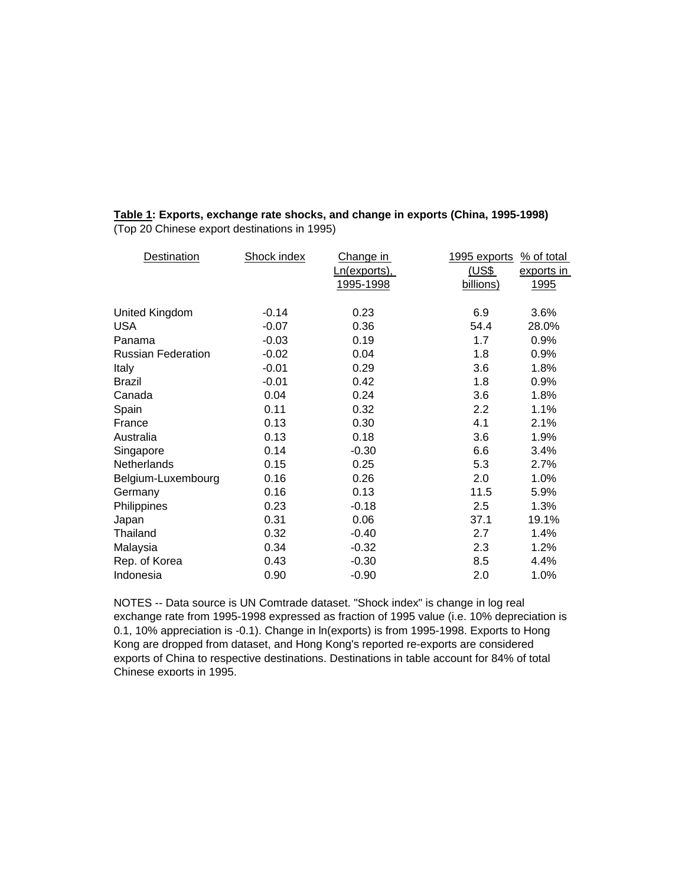**Table 1: Exports, exchange rate shocks, and change in exports (China, 1995-1998)**
(Top 20 Chinese export destinations in 1995)

| Destination | Shock index | Change in Ln(exports), 1995-1998 | 1995 exports (US$ billions) | % of total exports in 1995 |
|---|---|---|---|---|
| United Kingdom | -0.14 | 0.23 | 6.9 | 3.6% |
| USA | -0.07 | 0.36 | 54.4 | 28.0% |
| Panama | -0.03 | 0.19 | 1.7 | 0.9% |
| Russian Federation | -0.02 | 0.04 | 1.8 | 0.9% |
| Italy | -0.01 | 0.29 | 3.6 | 1.8% |
| Brazil | -0.01 | 0.42 | 1.8 | 0.9% |
| Canada | 0.04 | 0.24 | 3.6 | 1.8% |
| Spain | 0.11 | 0.32 | 2.2 | 1.1% |
| France | 0.13 | 0.30 | 4.1 | 2.1% |
| Australia | 0.13 | 0.18 | 3.6 | 1.9% |
| Singapore | 0.14 | -0.30 | 6.6 | 3.4% |
| Netherlands | 0.15 | 0.25 | 5.3 | 2.7% |
| Belgium-Luxembourg | 0.16 | 0.26 | 2.0 | 1.0% |
| Germany | 0.16 | 0.13 | 11.5 | 5.9% |
| Philippines | 0.23 | -0.18 | 2.5 | 1.3% |
| Japan | 0.31 | 0.06 | 37.1 | 19.1% |
| Thailand | 0.32 | -0.40 | 2.7 | 1.4% |
| Malaysia | 0.34 | -0.32 | 2.3 | 1.2% |
| Rep. of Korea | 0.43 | -0.30 | 8.5 | 4.4% |
| Indonesia | 0.90 | -0.90 | 2.0 | 1.0% |

NOTES -- Data source is UN Comtrade dataset. "Shock index" is change in log real exchange rate from 1995-1998 expressed as fraction of 1995 value (i.e. 10% depreciation is 0.1, 10% appreciation is -0.1). Change in ln(exports) is from 1995-1998. Exports to Hong Kong are dropped from dataset, and Hong Kong's reported re-exports are considered exports of China to respective destinations. Destinations in table account for 84% of total Chinese exports in 1995.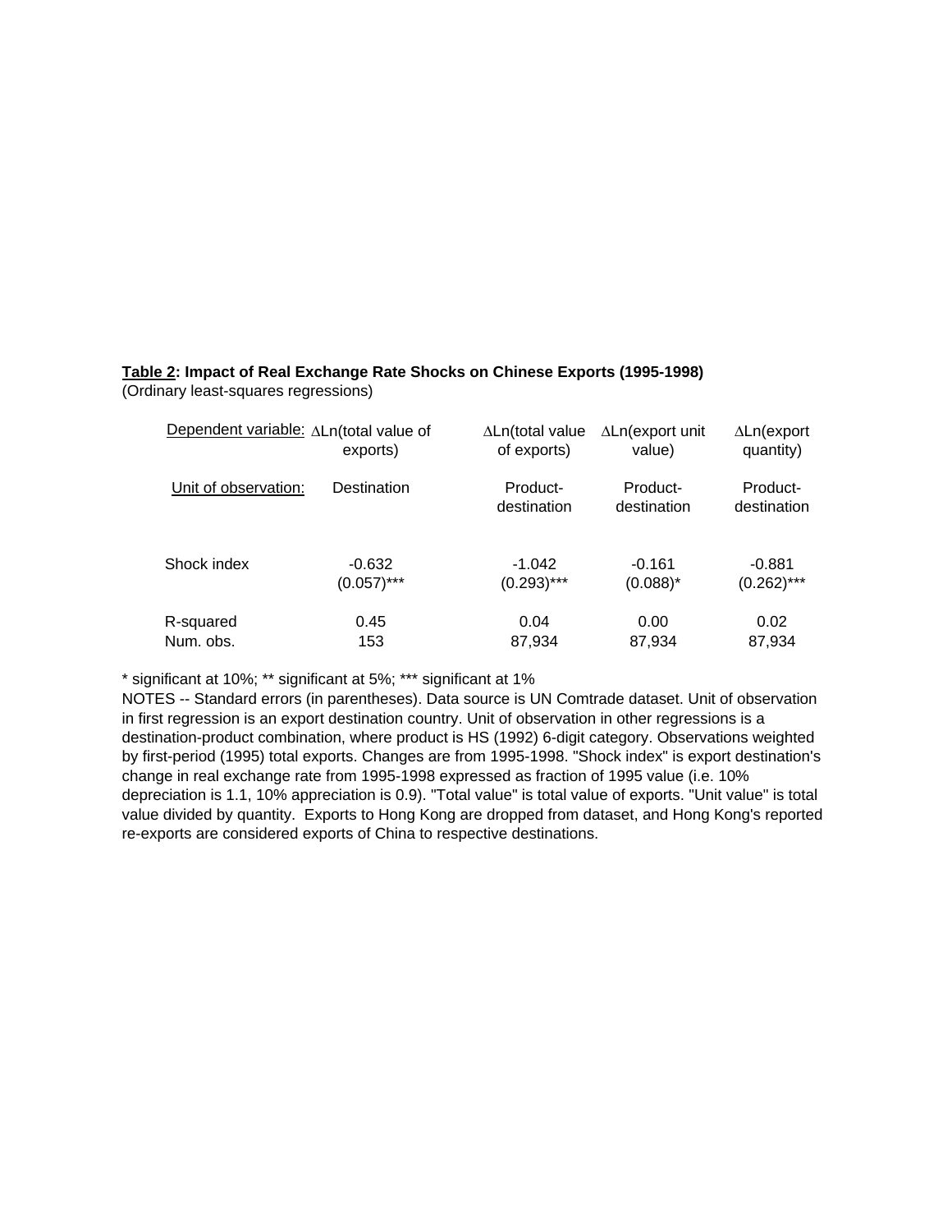**Table 2: Impact of Real Exchange Rate Shocks on Chinese Exports (1995-1998)**
(Ordinary least-squares regressions)

| Dependent variable: | ΔLn(total value of exports) | ΔLn(total value of exports) | ΔLn(export unit value) | ΔLn(export quantity) |
|---|---|---|---|---|
| Unit of observation: | Destination | Product-destination | Product-destination | Product-destination |
| Shock index | -0.632 | -1.042 | -0.161 | -0.881 |
| | (0.057)*** | (0.293)*** | (0.088)* | (0.262)*** |
| R-squared | 0.45 | 0.04 | 0.00 | 0.02 |
| Num. obs. | 153 | 87,934 | 87,934 | 87,934 |

* significant at 10%; ** significant at 5%; *** significant at 1%

NOTES -- Standard errors (in parentheses). Data source is UN Comtrade dataset. Unit of observation in first regression is an export destination country. Unit of observation in other regressions is a destination-product combination, where product is HS (1992) 6-digit category. Observations weighted by first-period (1995) total exports. Changes are from 1995-1998. "Shock index" is export destination's change in real exchange rate from 1995-1998 expressed as fraction of 1995 value (i.e. 10% depreciation is 1.1, 10% appreciation is 0.9). "Total value" is total value of exports. "Unit value" is total value divided by quantity. Exports to Hong Kong are dropped from dataset, and Hong Kong's reported re-exports are considered exports of China to respective destinations.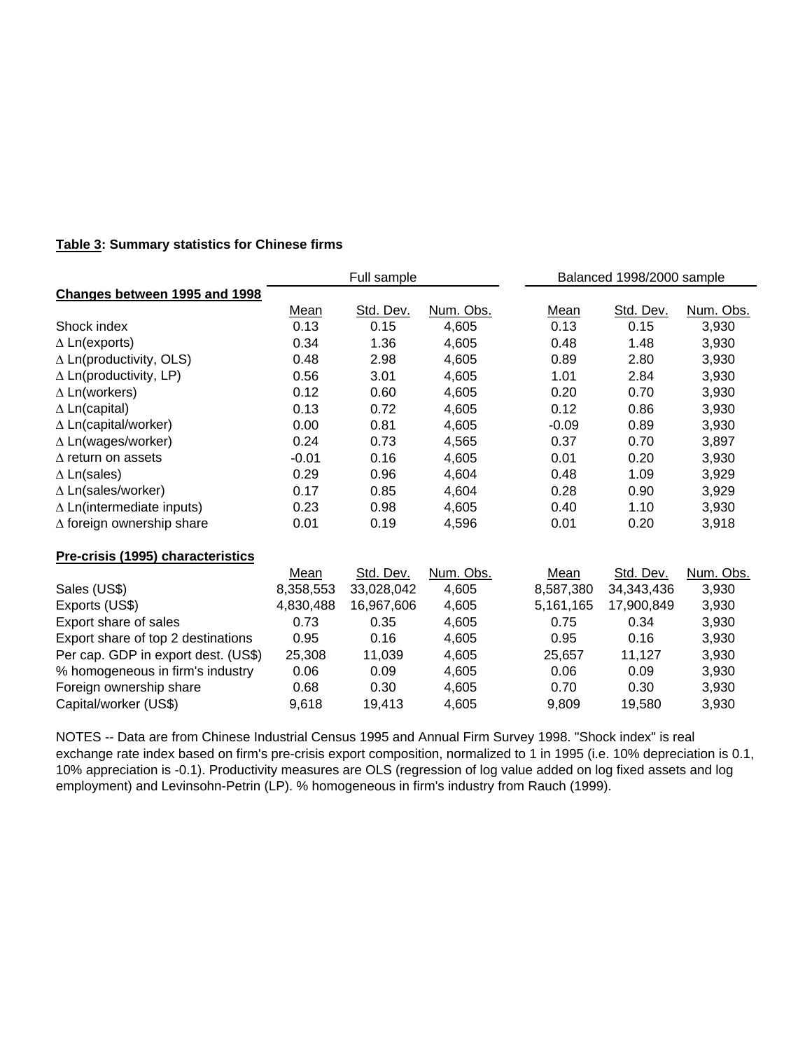**Table 3: Summary statistics for Chinese firms**

| | Full sample | | | Balanced 1998/2000 sample | | |
|---|---|---|---|---|---|---|
| **Changes between 1995 and 1998** | Mean | Std. Dev. | Num. Obs. | Mean | Std. Dev. | Num. Obs. |
| Shock index | 0.13 | 0.15 | 4,605 | 0.13 | 0.15 | 3,930 |
| Δ Ln(exports) | 0.34 | 1.36 | 4,605 | 0.48 | 1.48 | 3,930 |
| Δ Ln(productivity, OLS) | 0.48 | 2.98 | 4,605 | 0.89 | 2.80 | 3,930 |
| Δ Ln(productivity, LP) | 0.56 | 3.01 | 4,605 | 1.01 | 2.84 | 3,930 |
| Δ Ln(workers) | 0.12 | 0.60 | 4,605 | 0.20 | 0.70 | 3,930 |
| Δ Ln(capital) | 0.13 | 0.72 | 4,605 | 0.12 | 0.86 | 3,930 |
| Δ Ln(capital/worker) | 0.00 | 0.81 | 4,605 | -0.09 | 0.89 | 3,930 |
| Δ Ln(wages/worker) | 0.24 | 0.73 | 4,565 | 0.37 | 0.70 | 3,897 |
| Δ return on assets | -0.01 | 0.16 | 4,605 | 0.01 | 0.20 | 3,930 |
| Δ Ln(sales) | 0.29 | 0.96 | 4,604 | 0.48 | 1.09 | 3,929 |
| Δ Ln(sales/worker) | 0.17 | 0.85 | 4,604 | 0.28 | 0.90 | 3,929 |
| Δ Ln(intermediate inputs) | 0.23 | 0.98 | 4,605 | 0.40 | 1.10 | 3,930 |
| Δ foreign ownership share | 0.01 | 0.19 | 4,596 | 0.01 | 0.20 | 3,918 |
| **Pre-crisis (1995) characteristics** | Mean | Std. Dev. | Num. Obs. | Mean | Std. Dev. | Num. Obs. |
| Sales (US$) | 8,358,553 | 33,028,042 | 4,605 | 8,587,380 | 34,343,436 | 3,930 |
| Exports (US$) | 4,830,488 | 16,967,606 | 4,605 | 5,161,165 | 17,900,849 | 3,930 |
| Export share of sales | 0.73 | 0.35 | 4,605 | 0.75 | 0.34 | 3,930 |
| Export share of top 2 destinations | 0.95 | 0.16 | 4,605 | 0.95 | 0.16 | 3,930 |
| Per cap. GDP in export dest. (US$) | 25,308 | 11,039 | 4,605 | 25,657 | 11,127 | 3,930 |
| % homogeneous in firm's industry | 0.06 | 0.09 | 4,605 | 0.06 | 0.09 | 3,930 |
| Foreign ownership share | 0.68 | 0.30 | 4,605 | 0.70 | 0.30 | 3,930 |
| Capital/worker (US$) | 9,618 | 19,413 | 4,605 | 9,809 | 19,580 | 3,930 |

NOTES -- Data are from Chinese Industrial Census 1995 and Annual Firm Survey 1998. "Shock index" is real exchange rate index based on firm's pre-crisis export composition, normalized to 1 in 1995 (i.e. 10% depreciation is 0.1, 10% appreciation is -0.1). Productivity measures are OLS (regression of log value added on log fixed assets and log employment) and Levinsohn-Petrin (LP). % homogeneous in firm's industry from Rauch (1999).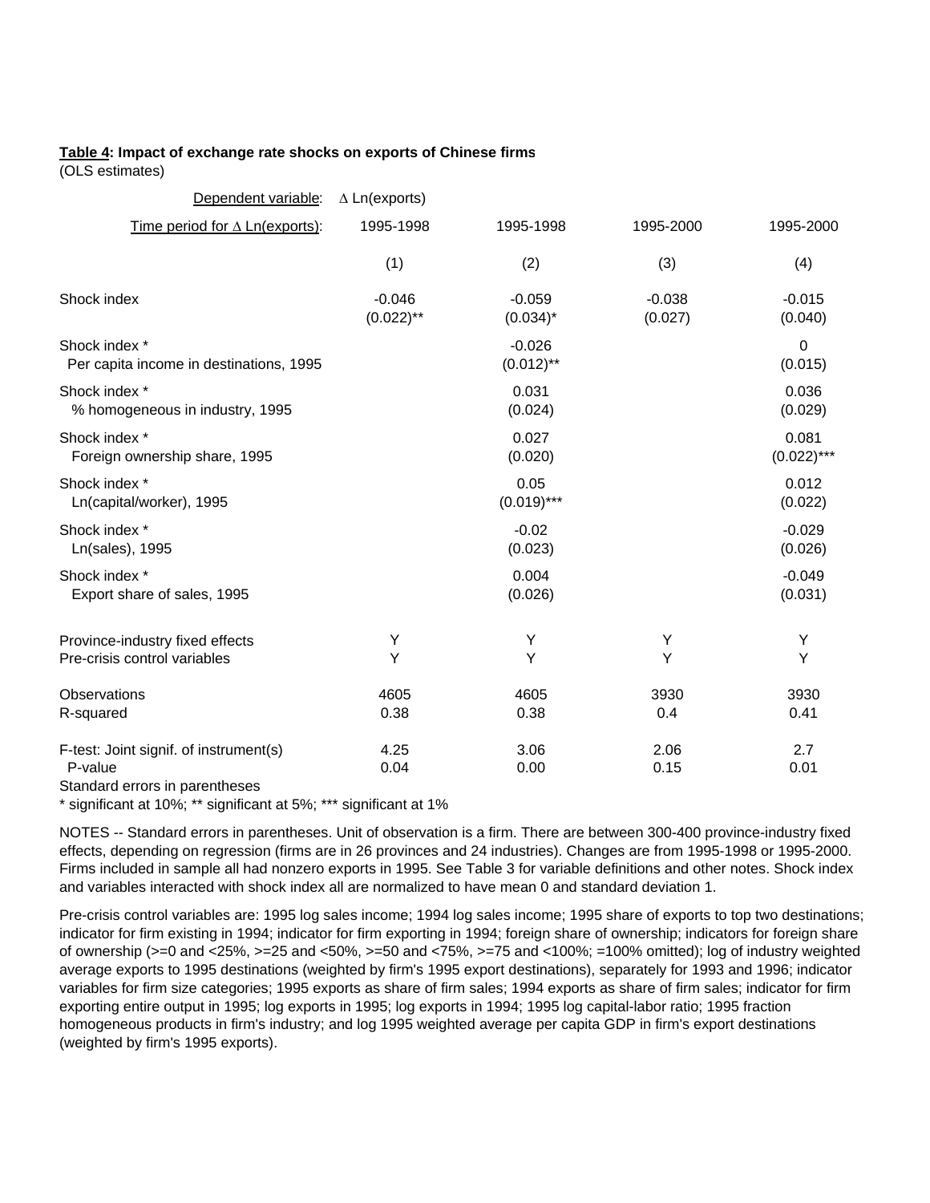**Table 4: Impact of exchange rate shocks on exports of Chinese firms**
(OLS estimates)

| Dependent variable: | Δ Ln(exports) | | | |
|---|---|---|---|---|
| Time period for Δ Ln(exports): | 1995-1998 | 1995-1998 | 1995-2000 | 1995-2000 |
| | (1) | (2) | (3) | (4) |
| Shock index | -0.046 (0.022)** | -0.059 (0.034)* | -0.038 (0.027) | -0.015 (0.040) |
| Shock index * Per capita income in destinations, 1995 | | -0.026 (0.012)** | | 0 (0.015) |
| Shock index * % homogeneous in industry, 1995 | | 0.031 (0.024) | | 0.036 (0.029) |
| Shock index * Foreign ownership share, 1995 | | 0.027 (0.020) | | 0.081 (0.022)*** |
| Shock index * Ln(capital/worker), 1995 | | 0.05 (0.019)*** | | 0.012 (0.022) |
| Shock index * Ln(sales), 1995 | | -0.02 (0.023) | | -0.029 (0.026) |
| Shock index * Export share of sales, 1995 | | 0.004 (0.026) | | -0.049 (0.031) |
| Province-industry fixed effects | Y | Y | Y | Y |
| Pre-crisis control variables | Y | Y | Y | Y |
| Observations | 4605 | 4605 | 3930 | 3930 |
| R-squared | 0.38 | 0.38 | 0.4 | 0.41 |
| F-test: Joint signif. of instrument(s) | 4.25 | 3.06 | 2.06 | 2.7 |
| P-value | 0.04 | 0.00 | 0.15 | 0.01 |

Standard errors in parentheses
* significant at 10%; ** significant at 5%; *** significant at 1%

NOTES -- Standard errors in parentheses. Unit of observation is a firm. There are between 300-400 province-industry fixed effects, depending on regression (firms are in 26 provinces and 24 industries). Changes are from 1995-1998 or 1995-2000. Firms included in sample all had nonzero exports in 1995. See Table 3 for variable definitions and other notes. Shock index and variables interacted with shock index all are normalized to have mean 0 and standard deviation 1.

Pre-crisis control variables are: 1995 log sales income; 1994 log sales income; 1995 share of exports to top two destinations; indicator for firm existing in 1994; indicator for firm exporting in 1994; foreign share of ownership; indicators for foreign share of ownership (>=0 and <25%, >=25 and <50%, >=50 and <75%, >=75 and <100%; =100% omitted); log of industry weighted average exports to 1995 destinations (weighted by firm's 1995 export destinations), separately for 1993 and 1996; indicator variables for firm size categories; 1995 exports as share of firm sales; 1994 exports as share of firm sales; indicator for firm exporting entire output in 1995; log exports in 1995; log exports in 1994; 1995 log capital-labor ratio; 1995 fraction homogeneous products in firm's industry; and log 1995 weighted average per capita GDP in firm's export destinations (weighted by firm's 1995 exports).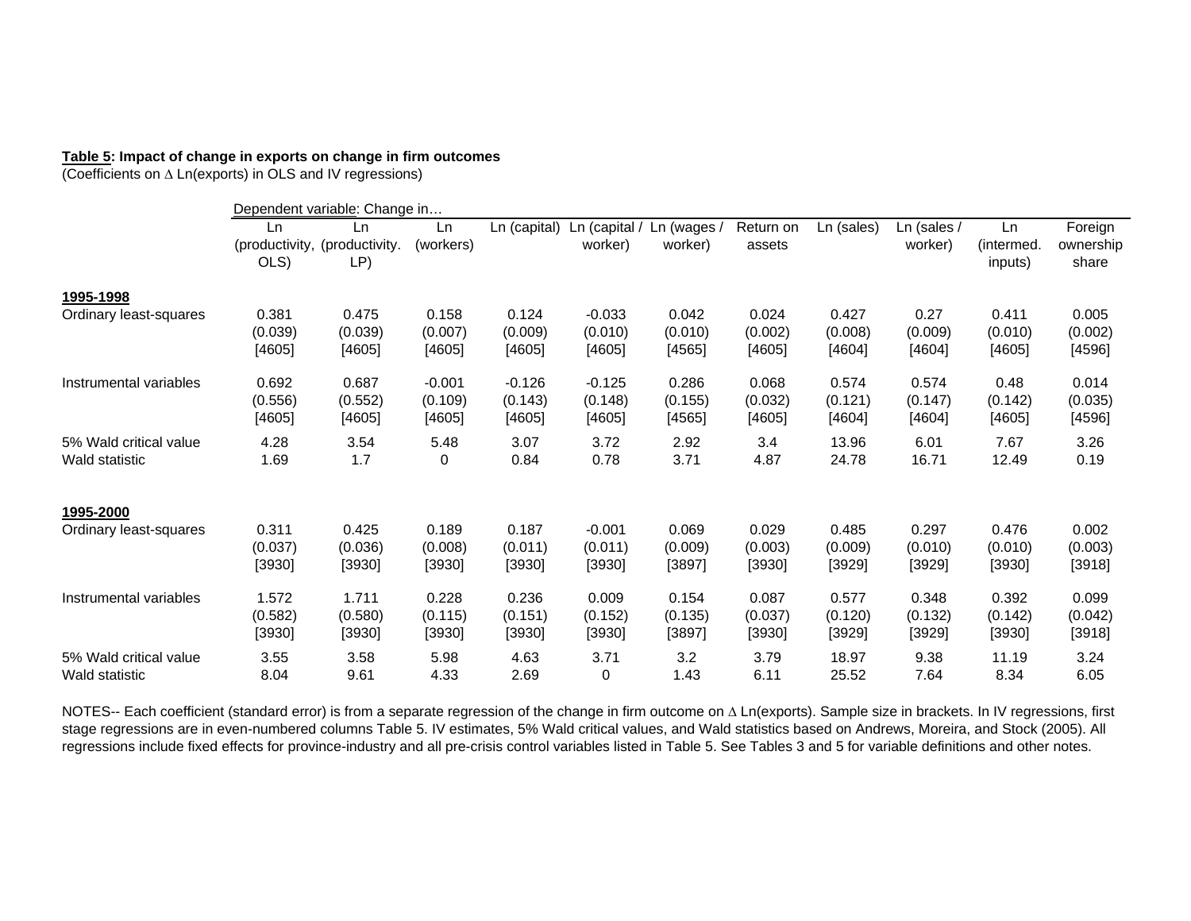**Table 5: Impact of change in exports on change in firm outcomes**
(Coefficients on $\Delta$ Ln(exports) in OLS and IV regressions)

| | Dependent variable: Change in… | | | | | | | | | | |
|---|---|---|---|---|---|---|---|---|---|---|---|
| | Ln (productivity, OLS) | Ln (productivity. LP) | Ln (workers) | Ln (capital) | Ln (capital / worker) | Ln (wages / worker) | Return on assets | Ln (sales) | Ln (sales / worker) | Ln (intermed. inputs) | Foreign ownership share |
| **1995-1998** | | | | | | | | | | | |
| Ordinary least-squares | 0.381 | 0.475 | 0.158 | 0.124 | -0.033 | 0.042 | 0.024 | 0.427 | 0.27 | 0.411 | 0.005 |
| | (0.039) | (0.039) | (0.007) | (0.009) | (0.010) | (0.010) | (0.002) | (0.008) | (0.009) | (0.010) | (0.002) |
| | [4605] | [4605] | [4605] | [4605] | [4605] | [4565] | [4605] | [4604] | [4604] | [4605] | [4596] |
| Instrumental variables | 0.692 | 0.687 | -0.001 | -0.126 | -0.125 | 0.286 | 0.068 | 0.574 | 0.574 | 0.48 | 0.014 |
| | (0.556) | (0.552) | (0.109) | (0.143) | (0.148) | (0.155) | (0.032) | (0.121) | (0.147) | (0.142) | (0.035) |
| | [4605] | [4605] | [4605] | [4605] | [4605] | [4565] | [4605] | [4604] | [4604] | [4605] | [4596] |
| 5% Wald critical value | 4.28 | 3.54 | 5.48 | 3.07 | 3.72 | 2.92 | 3.4 | 13.96 | 6.01 | 7.67 | 3.26 |
| Wald statistic | 1.69 | 1.7 | 0 | 0.84 | 0.78 | 3.71 | 4.87 | 24.78 | 16.71 | 12.49 | 0.19 |
| **1995-2000** | | | | | | | | | | | |
| Ordinary least-squares | 0.311 | 0.425 | 0.189 | 0.187 | -0.001 | 0.069 | 0.029 | 0.485 | 0.297 | 0.476 | 0.002 |
| | (0.037) | (0.036) | (0.008) | (0.011) | (0.011) | (0.009) | (0.003) | (0.009) | (0.010) | (0.010) | (0.003) |
| | [3930] | [3930] | [3930] | [3930] | [3930] | [3897] | [3930] | [3929] | [3929] | [3930] | [3918] |
| Instrumental variables | 1.572 | 1.711 | 0.228 | 0.236 | 0.009 | 0.154 | 0.087 | 0.577 | 0.348 | 0.392 | 0.099 |
| | (0.582) | (0.580) | (0.115) | (0.151) | (0.152) | (0.135) | (0.037) | (0.120) | (0.132) | (0.142) | (0.042) |
| | [3930] | [3930] | [3930] | [3930] | [3930] | [3897] | [3930] | [3929] | [3929] | [3930] | [3918] |
| 5% Wald critical value | 3.55 | 3.58 | 5.98 | 4.63 | 3.71 | 3.2 | 3.79 | 18.97 | 9.38 | 11.19 | 3.24 |
| Wald statistic | 8.04 | 9.61 | 4.33 | 2.69 | 0 | 1.43 | 6.11 | 25.52 | 7.64 | 8.34 | 6.05 |

NOTES-- Each coefficient (standard error) is from a separate regression of the change in firm outcome on $\Delta$ Ln(exports). Sample size in brackets. In IV regressions, first stage regressions are in even-numbered columns Table 5. IV estimates, 5% Wald critical values, and Wald statistics based on Andrews, Moreira, and Stock (2005). All regressions include fixed effects for province-industry and all pre-crisis control variables listed in Table 5. See Tables 3 and 5 for variable definitions and other notes.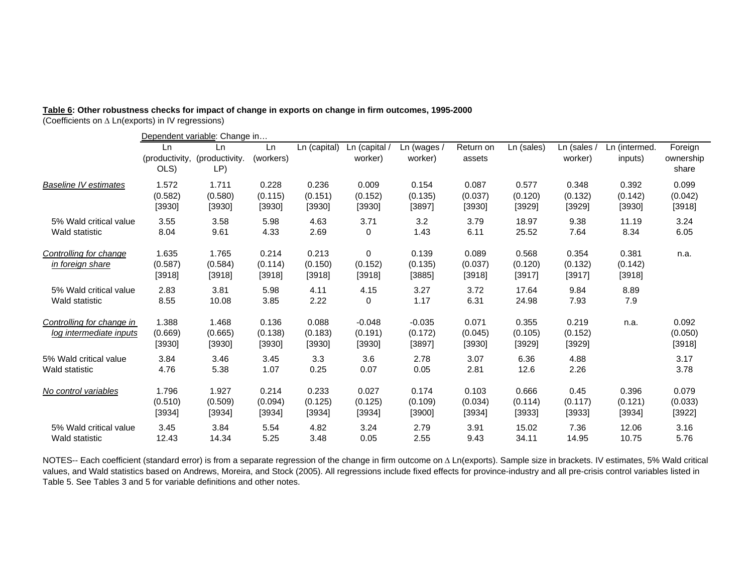**Table 6: Other robustness checks for impact of change in exports on change in firm outcomes, 1995-2000**
(Coefficients on Δ Ln(exports) in IV regressions)

| | Dependent variable: Change in… | | | | | | | | | | |
|---|---|---|---|---|---|---|---|---|---|---|---|
| | Ln (productivity, OLS) | Ln (productivity. LP) | Ln (workers) | Ln (capital) | Ln (capital / worker) | Ln (wages / worker) | Return on assets | Ln (sales) | Ln (sales / worker) | Ln (intermed. inputs) | Foreign ownership share |
| *Baseline IV estimates* | 1.572 | 1.711 | 0.228 | 0.236 | 0.009 | 0.154 | 0.087 | 0.577 | 0.348 | 0.392 | 0.099 |
| | (0.582) | (0.580) | (0.115) | (0.151) | (0.152) | (0.135) | (0.037) | (0.120) | (0.132) | (0.142) | (0.042) |
| | [3930] | [3930] | [3930] | [3930] | [3930] | [3897] | [3930] | [3929] | [3929] | [3930] | [3918] |
| 5% Wald critical value | 3.55 | 3.58 | 5.98 | 4.63 | 3.71 | 3.2 | 3.79 | 18.97 | 9.38 | 11.19 | 3.24 |
| Wald statistic | 8.04 | 9.61 | 4.33 | 2.69 | 0 | 1.43 | 6.11 | 25.52 | 7.64 | 8.34 | 6.05 |
| *Controlling for change in foreign share* | 1.635 | 1.765 | 0.214 | 0.213 | 0 | 0.139 | 0.089 | 0.568 | 0.354 | 0.381 | n.a. |
| | (0.587) | (0.584) | (0.114) | (0.150) | (0.152) | (0.135) | (0.037) | (0.120) | (0.132) | (0.142) | |
| | [3918] | [3918] | [3918] | [3918] | [3918] | [3885] | [3918] | [3917] | [3917] | [3918] | |
| 5% Wald critical value | 2.83 | 3.81 | 5.98 | 4.11 | 4.15 | 3.27 | 3.72 | 17.64 | 9.84 | 8.89 | |
| Wald statistic | 8.55 | 10.08 | 3.85 | 2.22 | 0 | 1.17 | 6.31 | 24.98 | 7.93 | 7.9 | |
| *Controlling for change in log intermediate inputs* | 1.388 | 1.468 | 0.136 | 0.088 | -0.048 | -0.035 | 0.071 | 0.355 | 0.219 | n.a. | 0.092 |
| | (0.669) | (0.665) | (0.138) | (0.183) | (0.191) | (0.172) | (0.045) | (0.105) | (0.152) | | (0.050) |
| | [3930] | [3930] | [3930] | [3930] | [3930] | [3897] | [3930] | [3929] | [3929] | | [3918] |
| 5% Wald critical value | 3.84 | 3.46 | 3.45 | 3.3 | 3.6 | 2.78 | 3.07 | 6.36 | 4.88 | | 3.17 |
| Wald statistic | 4.76 | 5.38 | 1.07 | 0.25 | 0.07 | 0.05 | 2.81 | 12.6 | 2.26 | | 3.78 |
| *No control variables* | 1.796 | 1.927 | 0.214 | 0.233 | 0.027 | 0.174 | 0.103 | 0.666 | 0.45 | 0.396 | 0.079 |
| | (0.510) | (0.509) | (0.094) | (0.125) | (0.125) | (0.109) | (0.034) | (0.114) | (0.117) | (0.121) | (0.033) |
| | [3934] | [3934] | [3934] | [3934] | [3934] | [3900] | [3934] | [3933] | [3933] | [3934] | [3922] |
| 5% Wald critical value | 3.45 | 3.84 | 5.54 | 4.82 | 3.24 | 2.79 | 3.91 | 15.02 | 7.36 | 12.06 | 3.16 |
| Wald statistic | 12.43 | 14.34 | 5.25 | 3.48 | 0.05 | 2.55 | 9.43 | 34.11 | 14.95 | 10.75 | 5.76 |

NOTES-- Each coefficient (standard error) is from a separate regression of the change in firm outcome on Δ Ln(exports). Sample size in brackets. IV estimates, 5% Wald critical values, and Wald statistics based on Andrews, Moreira, and Stock (2005). All regressions include fixed effects for province-industry and all pre-crisis control variables listed in Table 5. See Tables 3 and 5 for variable definitions and other notes.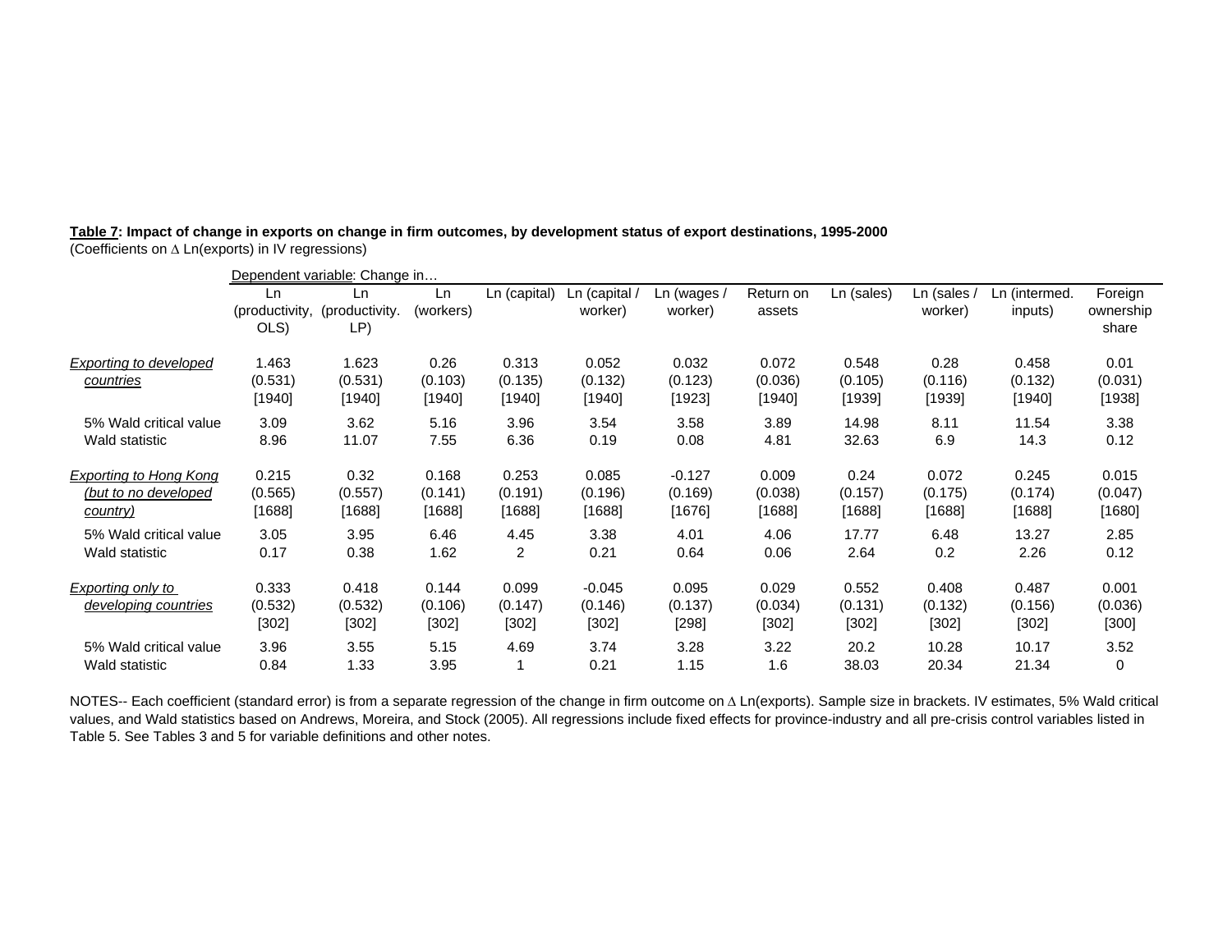**Table 7: Impact of change in exports on change in firm outcomes, by development status of export destinations, 1995-2000**
(Coefficients on $\Delta$ Ln(exports) in IV regressions)

| | Dependent variable: Change in… | | | | | | | | | | |
|---|---|---|---|---|---|---|---|---|---|---|---|
| | Ln (productivity, OLS) | Ln (productivity. LP) | Ln (workers) | Ln (capital) | Ln (capital / worker) | Ln (wages / worker) | Return on assets | Ln (sales) | Ln (sales / worker) | Ln (intermed. inputs) | Foreign ownership share |
| *Exporting to developed countries* | 1.463 | 1.623 | 0.26 | 0.313 | 0.052 | 0.032 | 0.072 | 0.548 | 0.28 | 0.458 | 0.01 |
| | (0.531) | (0.531) | (0.103) | (0.135) | (0.132) | (0.123) | (0.036) | (0.105) | (0.116) | (0.132) | (0.031) |
| | [1940] | [1940] | [1940] | [1940] | [1940] | [1923] | [1940] | [1939] | [1939] | [1940] | [1938] |
| 5% Wald critical value | 3.09 | 3.62 | 5.16 | 3.96 | 3.54 | 3.58 | 3.89 | 14.98 | 8.11 | 11.54 | 3.38 |
| Wald statistic | 8.96 | 11.07 | 7.55 | 6.36 | 0.19 | 0.08 | 4.81 | 32.63 | 6.9 | 14.3 | 0.12 |
| *Exporting to Hong Kong (but to no developed country)* | 0.215 | 0.32 | 0.168 | 0.253 | 0.085 | -0.127 | 0.009 | 0.24 | 0.072 | 0.245 | 0.015 |
| | (0.565) | (0.557) | (0.141) | (0.191) | (0.196) | (0.169) | (0.038) | (0.157) | (0.175) | (0.174) | (0.047) |
| | [1688] | [1688] | [1688] | [1688] | [1688] | [1676] | [1688] | [1688] | [1688] | [1688] | [1680] |
| 5% Wald critical value | 3.05 | 3.95 | 6.46 | 4.45 | 3.38 | 4.01 | 4.06 | 17.77 | 6.48 | 13.27 | 2.85 |
| Wald statistic | 0.17 | 0.38 | 1.62 | 2 | 0.21 | 0.64 | 0.06 | 2.64 | 0.2 | 2.26 | 0.12 |
| *Exporting only to developing countries* | 0.333 | 0.418 | 0.144 | 0.099 | -0.045 | 0.095 | 0.029 | 0.552 | 0.408 | 0.487 | 0.001 |
| | (0.532) | (0.532) | (0.106) | (0.147) | (0.146) | (0.137) | (0.034) | (0.131) | (0.132) | (0.156) | (0.036) |
| | [302] | [302] | [302] | [302] | [302] | [298] | [302] | [302] | [302] | [302] | [300] |
| 5% Wald critical value | 3.96 | 3.55 | 5.15 | 4.69 | 3.74 | 3.28 | 3.22 | 20.2 | 10.28 | 10.17 | 3.52 |
| Wald statistic | 0.84 | 1.33 | 3.95 | 1 | 0.21 | 1.15 | 1.6 | 38.03 | 20.34 | 21.34 | 0 |

NOTES-- Each coefficient (standard error) is from a separate regression of the change in firm outcome on $\Delta$ Ln(exports). Sample size in brackets. IV estimates, 5% Wald critical values, and Wald statistics based on Andrews, Moreira, and Stock (2005). All regressions include fixed effects for province-industry and all pre-crisis control variables listed in Table 5. See Tables 3 and 5 for variable definitions and other notes.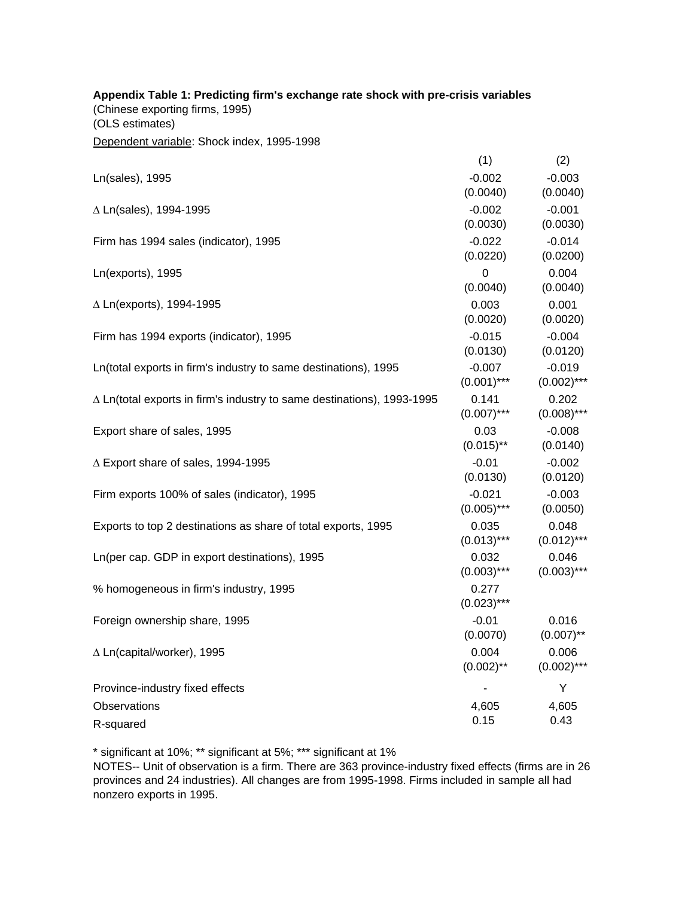**Appendix Table 1: Predicting firm's exchange rate shock with pre-crisis variables**

(Chinese exporting firms, 1995)

(OLS estimates)

Dependent variable: Shock index, 1995-1998

| | (1) | (2) |
|---|---|---|
| Ln(sales), 1995 | -0.002 | -0.003 |
| | (0.0040) | (0.0040) |
| Δ Ln(sales), 1994-1995 | -0.002 | -0.001 |
| | (0.0030) | (0.0030) |
| Firm has 1994 sales (indicator), 1995 | -0.022 | -0.014 |
| | (0.0220) | (0.0200) |
| Ln(exports), 1995 | 0 | 0.004 |
| | (0.0040) | (0.0040) |
| Δ Ln(exports), 1994-1995 | 0.003 | 0.001 |
| | (0.0020) | (0.0020) |
| Firm has 1994 exports (indicator), 1995 | -0.015 | -0.004 |
| | (0.0130) | (0.0120) |
| Ln(total exports in firm's industry to same destinations), 1995 | -0.007 | -0.019 |
| | (0.001)*** | (0.002)*** |
| Δ Ln(total exports in firm's industry to same destinations), 1993-1995 | 0.141 | 0.202 |
| | (0.007)*** | (0.008)*** |
| Export share of sales, 1995 | 0.03 | -0.008 |
| | (0.015)** | (0.0140) |
| Δ Export share of sales, 1994-1995 | -0.01 | -0.002 |
| | (0.0130) | (0.0120) |
| Firm exports 100% of sales (indicator), 1995 | -0.021 | -0.003 |
| | (0.005)*** | (0.0050) |
| Exports to top 2 destinations as share of total exports, 1995 | 0.035 | 0.048 |
| | (0.013)*** | (0.012)*** |
| Ln(per cap. GDP in export destinations), 1995 | 0.032 | 0.046 |
| | (0.003)*** | (0.003)*** |
| % homogeneous in firm's industry, 1995 | 0.277 | |
| | (0.023)*** | |
| Foreign ownership share, 1995 | -0.01 | 0.016 |
| | (0.0070) | (0.007)** |
| Δ Ln(capital/worker), 1995 | 0.004 | 0.006 |
| | (0.002)** | (0.002)*** |
| Province-industry fixed effects | - | Y |
| Observations | 4,605 | 4,605 |
| R-squared | 0.15 | 0.43 |

\* significant at 10%; ** significant at 5%; *** significant at 1%

NOTES-- Unit of observation is a firm. There are 363 province-industry fixed effects (firms are in 26 provinces and 24 industries). All changes are from 1995-1998. Firms included in sample all had nonzero exports in 1995.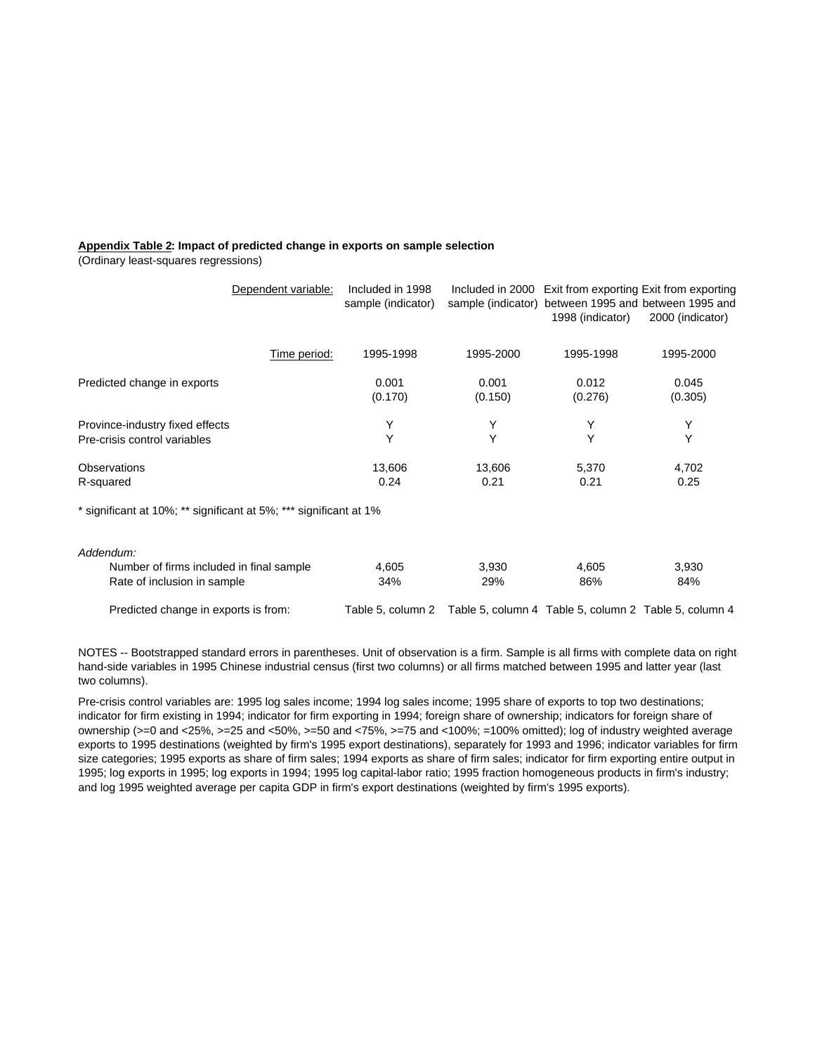**<u>Appendix Table 2</u>: Impact of predicted change in exports on sample selection**
(Ordinary least-squares regressions)

| Dependent variable: | Included in 1998 sample (indicator) | Included in 2000 sample (indicator) | Exit from exporting between 1995 and 1998 (indicator) | Exit from exporting between 1995 and 2000 (indicator) |
|---|---|---|---|---|
| Time period: | 1995-1998 | 1995-2000 | 1995-1998 | 1995-2000 |
| Predicted change in exports | 0.001 | 0.001 | 0.012 | 0.045 |
| | (0.170) | (0.150) | (0.276) | (0.305) |
| Province-industry fixed effects | Y | Y | Y | Y |
| Pre-crisis control variables | Y | Y | Y | Y |
| Observations | 13,606 | 13,606 | 5,370 | 4,702 |
| R-squared | 0.24 | 0.21 | 0.21 | 0.25 |
| * significant at 10%; ** significant at 5%; *** significant at 1% | | | | |
| *Addendum:* | | | | |
| Number of firms included in final sample | 4,605 | 3,930 | 4,605 | 3,930 |
| Rate of inclusion in sample | 34% | 29% | 86% | 84% |
| Predicted change in exports is from: | Table 5, column 2 | Table 5, column 4 | Table 5, column 2 | Table 5, column 4 |

NOTES -- Bootstrapped standard errors in parentheses. Unit of observation is a firm. Sample is all firms with complete data on right-hand-side variables in 1995 Chinese industrial census (first two columns) or all firms matched between 1995 and latter year (last two columns).

Pre-crisis control variables are: 1995 log sales income; 1994 log sales income; 1995 share of exports to top two destinations; indicator for firm existing in 1994; indicator for firm exporting in 1994; foreign share of ownership; indicators for foreign share of ownership (>=0 and <25%, >=25 and <50%, >=50 and <75%, >=75 and <100%; =100% omitted); log of industry weighted average exports to 1995 destinations (weighted by firm's 1995 export destinations), separately for 1993 and 1996; indicator variables for firm size categories; 1995 exports as share of firm sales; 1994 exports as share of firm sales; indicator for firm exporting entire output in 1995; log exports in 1995; log exports in 1994; 1995 log capital-labor ratio; 1995 fraction homogeneous products in firm's industry; and log 1995 weighted average per capita GDP in firm's export destinations (weighted by firm's 1995 exports).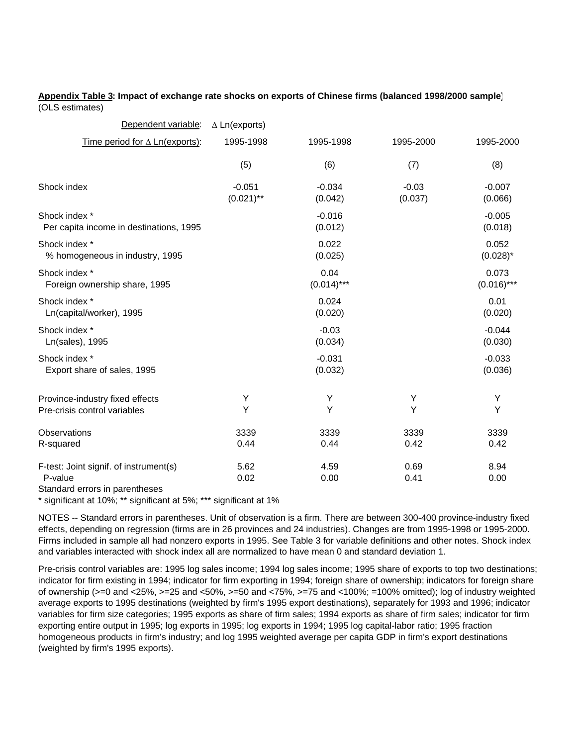**Appendix Table 3: Impact of exchange rate shocks on exports of Chinese firms (balanced 1998/2000 sample)**
(OLS estimates)

| Dependent variable: | Δ Ln(exports) | | | |
|---|---|---|---|---|
| Time period for Δ Ln(exports): | 1995-1998 | 1995-1998 | 1995-2000 | 1995-2000 |
| | (5) | (6) | (7) | (8) |
| Shock index | -0.051<br>(0.021)** | -0.034<br>(0.042) | -0.03<br>(0.037) | -0.007<br>(0.066) |
| Shock index *<br>Per capita income in destinations, 1995 | | -0.016<br>(0.012) | | -0.005<br>(0.018) |
| Shock index *<br>% homogeneous in industry, 1995 | | 0.022<br>(0.025) | | 0.052<br>(0.028)* |
| Shock index *<br>Foreign ownership share, 1995 | | 0.04<br>(0.014)*** | | 0.073<br>(0.016)*** |
| Shock index *<br>Ln(capital/worker), 1995 | | 0.024<br>(0.020) | | 0.01<br>(0.020) |
| Shock index *<br>Ln(sales), 1995 | | -0.03<br>(0.034) | | -0.044<br>(0.030) |
| Shock index *<br>Export share of sales, 1995 | | -0.031<br>(0.032) | | -0.033<br>(0.036) |
| Province-industry fixed effects | Y | Y | Y | Y |
| Pre-crisis control variables | Y | Y | Y | Y |
| Observations | 3339 | 3339 | 3339 | 3339 |
| R-squared | 0.44 | 0.44 | 0.42 | 0.42 |
| F-test: Joint signif. of instrument(s) | 5.62 | 4.59 | 0.69 | 8.94 |
| P-value | 0.02 | 0.00 | 0.41 | 0.00 |

Standard errors in parentheses
* significant at 10%; ** significant at 5%; *** significant at 1%

NOTES -- Standard errors in parentheses. Unit of observation is a firm. There are between 300-400 province-industry fixed effects, depending on regression (firms are in 26 provinces and 24 industries). Changes are from 1995-1998 or 1995-2000. Firms included in sample all had nonzero exports in 1995. See Table 3 for variable definitions and other notes. Shock index and variables interacted with shock index all are normalized to have mean 0 and standard deviation 1.

Pre-crisis control variables are: 1995 log sales income; 1994 log sales income; 1995 share of exports to top two destinations; indicator for firm existing in 1994; indicator for firm exporting in 1994; foreign share of ownership; indicators for foreign share of ownership (>=0 and <25%, >=25 and <50%, >=50 and <75%, >=75 and <100%; =100% omitted); log of industry weighted average exports to 1995 destinations (weighted by firm's 1995 export destinations), separately for 1993 and 1996; indicator variables for firm size categories; 1995 exports as share of firm sales; 1994 exports as share of firm sales; indicator for firm exporting entire output in 1995; log exports in 1995; log exports in 1994; 1995 log capital-labor ratio; 1995 fraction homogeneous products in firm's industry; and log 1995 weighted average per capita GDP in firm's export destinations (weighted by firm's 1995 exports).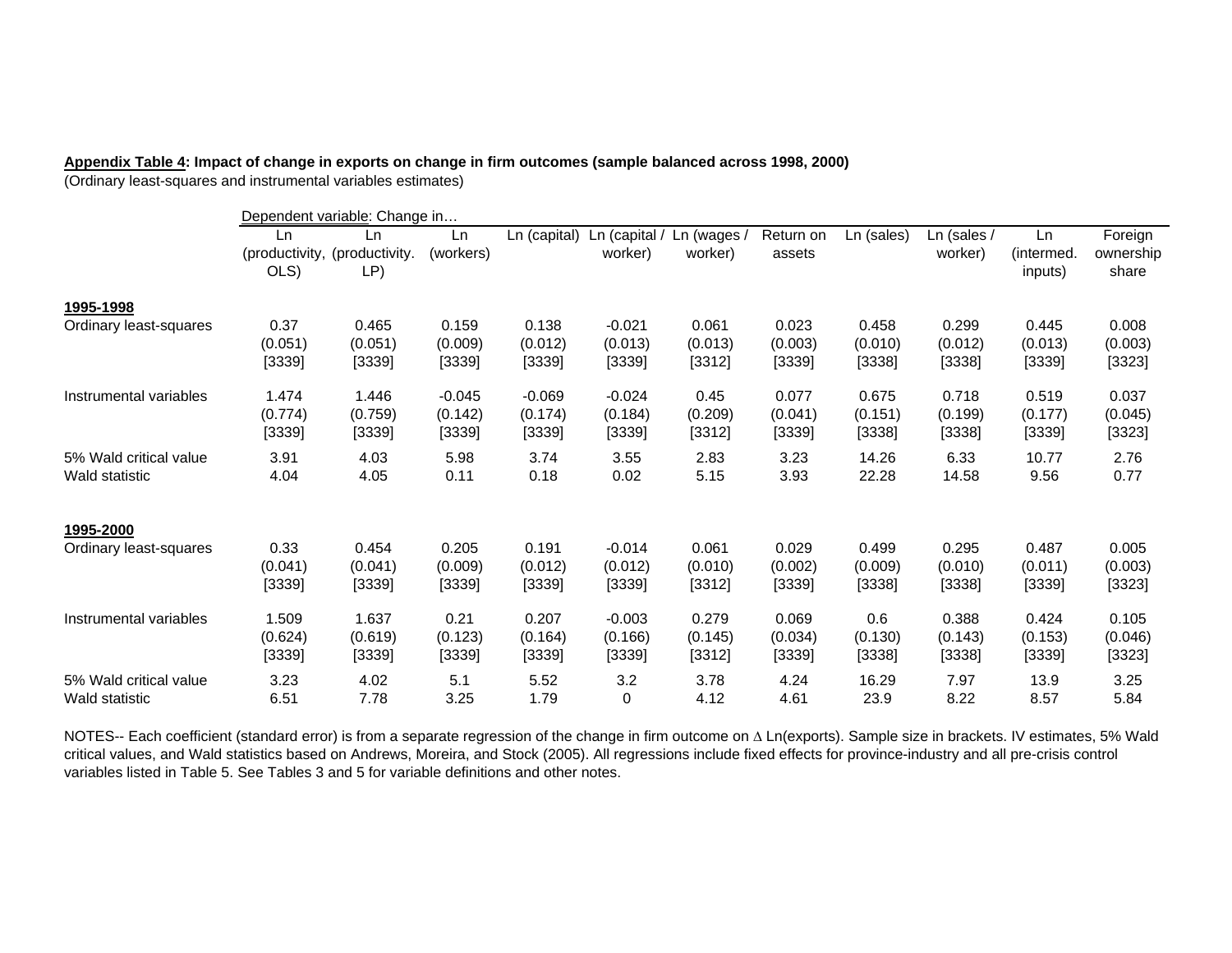**Appendix Table 4: Impact of change in exports on change in firm outcomes (sample balanced across 1998, 2000)**
(Ordinary least-squares and instrumental variables estimates)

| | Dependent variable: Change in… | | | | | | | | | | |
|---|---|---|---|---|---|---|---|---|---|---|---|
| | Ln (productivity, OLS) | Ln (productivity. LP) | Ln (workers) | Ln (capital) | Ln (capital / worker) | Ln (wages / worker) | Return on assets | Ln (sales) | Ln (sales / worker) | Ln (intermed. inputs) | Foreign ownership share |
| **1995-1998** | | | | | | | | | | | |
| Ordinary least-squares | 0.37 | 0.465 | 0.159 | 0.138 | -0.021 | 0.061 | 0.023 | 0.458 | 0.299 | 0.445 | 0.008 |
| | (0.051) | (0.051) | (0.009) | (0.012) | (0.013) | (0.013) | (0.003) | (0.010) | (0.012) | (0.013) | (0.003) |
| | [3339] | [3339] | [3339] | [3339] | [3339] | [3312] | [3339] | [3338] | [3338] | [3339] | [3323] |
| Instrumental variables | 1.474 | 1.446 | -0.045 | -0.069 | -0.024 | 0.45 | 0.077 | 0.675 | 0.718 | 0.519 | 0.037 |
| | (0.774) | (0.759) | (0.142) | (0.174) | (0.184) | (0.209) | (0.041) | (0.151) | (0.199) | (0.177) | (0.045) |
| | [3339] | [3339] | [3339] | [3339] | [3339] | [3312] | [3339] | [3338] | [3338] | [3339] | [3323] |
| 5% Wald critical value | 3.91 | 4.03 | 5.98 | 3.74 | 3.55 | 2.83 | 3.23 | 14.26 | 6.33 | 10.77 | 2.76 |
| Wald statistic | 4.04 | 4.05 | 0.11 | 0.18 | 0.02 | 5.15 | 3.93 | 22.28 | 14.58 | 9.56 | 0.77 |
| **1995-2000** | | | | | | | | | | | |
| Ordinary least-squares | 0.33 | 0.454 | 0.205 | 0.191 | -0.014 | 0.061 | 0.029 | 0.499 | 0.295 | 0.487 | 0.005 |
| | (0.041) | (0.041) | (0.009) | (0.012) | (0.012) | (0.010) | (0.002) | (0.009) | (0.010) | (0.011) | (0.003) |
| | [3339] | [3339] | [3339] | [3339] | [3339] | [3312] | [3339] | [3338] | [3338] | [3339] | [3323] |
| Instrumental variables | 1.509 | 1.637 | 0.21 | 0.207 | -0.003 | 0.279 | 0.069 | 0.6 | 0.388 | 0.424 | 0.105 |
| | (0.624) | (0.619) | (0.123) | (0.164) | (0.166) | (0.145) | (0.034) | (0.130) | (0.143) | (0.153) | (0.046) |
| | [3339] | [3339] | [3339] | [3339] | [3339] | [3312] | [3339] | [3338] | [3338] | [3339] | [3323] |
| 5% Wald critical value | 3.23 | 4.02 | 5.1 | 5.52 | 3.2 | 3.78 | 4.24 | 16.29 | 7.97 | 13.9 | 3.25 |
| Wald statistic | 6.51 | 7.78 | 3.25 | 1.79 | 0 | 4.12 | 4.61 | 23.9 | 8.22 | 8.57 | 5.84 |

NOTES-- Each coefficient (standard error) is from a separate regression of the change in firm outcome on $\Delta$ Ln(exports). Sample size in brackets. IV estimates, 5% Wald critical values, and Wald statistics based on Andrews, Moreira, and Stock (2005). All regressions include fixed effects for province-industry and all pre-crisis control variables listed in Table 5. See Tables 3 and 5 for variable definitions and other notes.